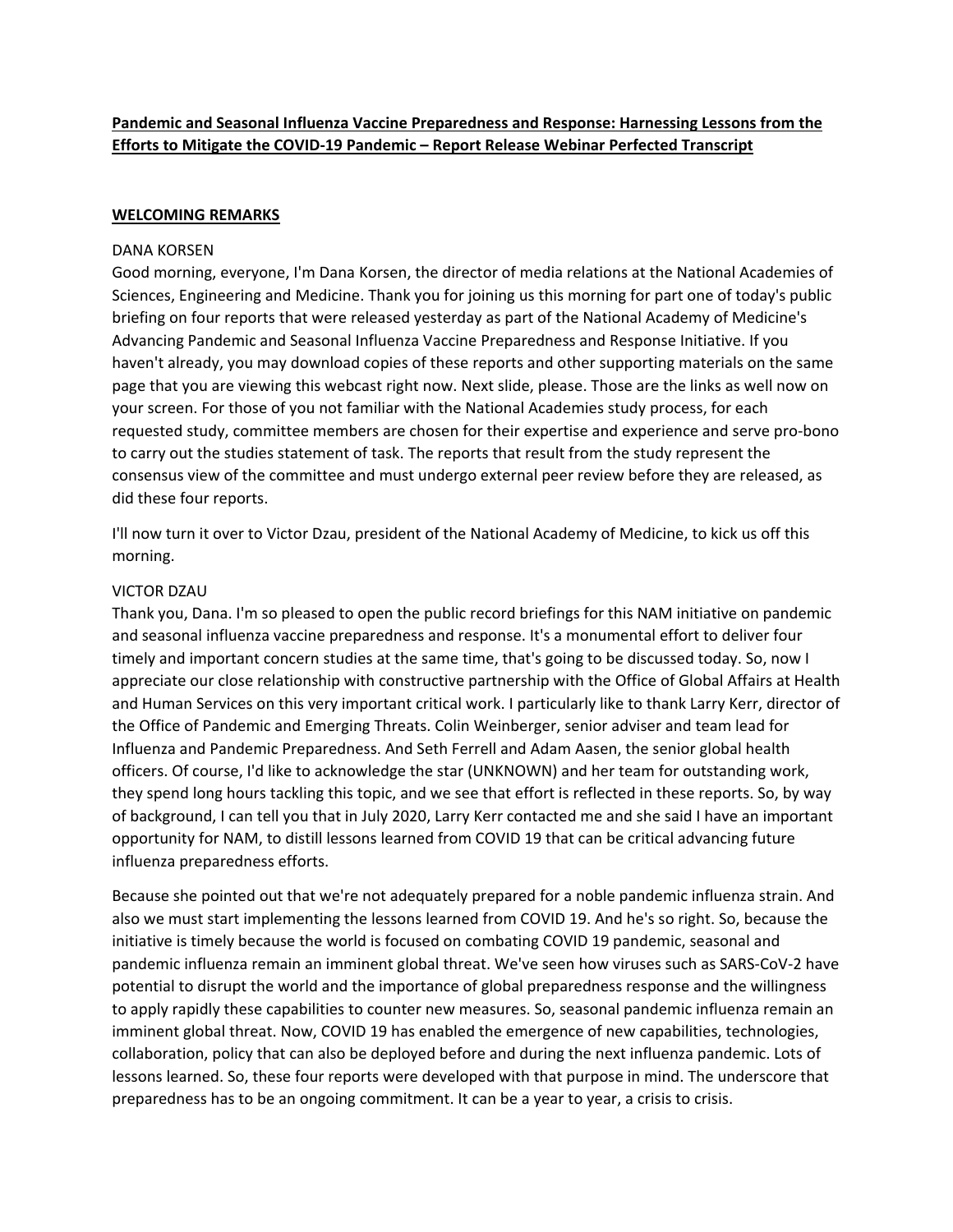**Pandemic and Seasonal Influenza Vaccine Preparedness and Response: Harnessing Lessons from the Efforts to Mitigate the COVID-19 Pandemic – Report Release Webinar Perfected Transcript**

**WELCOMING REMARKS**

DANA KORSEN

Good morning, everyone, I'm Dana Korsen, the director of media relations at the National Academies of Sciences, Engineering and Medicine. Thank you for joining us this morning for part one of today's public briefing on four reports that were released yesterday as part of the National Academy of Medicine's Advancing Pandemic and Seasonal Influenza Vaccine Preparedness and Response Initiative. If you haven't already, you may download copies of these reports and other supporting materials on the same page that you are viewing this webcast right now. Next slide, please. Those are the links as well now on your screen. For those of you not familiar with the National Academies study process, for each requested study, committee members are chosen for their expertise and experience and serve pro-bono to carry out the studies statement of task. The reports that result from the study represent the consensus view of the committee and must undergo external peer review before they are released, as did these four reports.

I'll now turn it over to Victor Dzau, president of the National Academy of Medicine, to kick us off this morning.

VICTOR DZAU

Thank you, Dana. I'm so pleased to open the public record briefings for this NAM initiative on pandemic and seasonal influenza vaccine preparedness and response. It's a monumental effort to deliver four timely and important concern studies at the same time, that's going to be discussed today. So, now I appreciate our close relationship with constructive partnership with the Office of Global Affairs at Health and Human Services on this very important critical work. I particularly like to thank Larry Kerr, director of the Office of Pandemic and Emerging Threats. Colin Weinberger, senior adviser and team lead for Influenza and Pandemic Preparedness. And Seth Ferrell and Adam Aasen, the senior global health officers. Of course, I'd like to acknowledge the star (UNKNOWN) and her team for outstanding work, they spend long hours tackling this topic, and we see that effort is reflected in these reports. So, by way of background, I can tell you that in July 2020, Larry Kerr contacted me and she said I have an important opportunity for NAM, to distill lessons learned from COVID 19 that can be critical advancing future influenza preparedness efforts.

Because she pointed out that we're not adequately prepared for a noble pandemic influenza strain. And also we must start implementing the lessons learned from COVID 19. And he's so right. So, because the initiative is timely because the world is focused on combating COVID 19 pandemic, seasonal and pandemic influenza remain an imminent global threat. We've seen how viruses such as SARS-CoV-2 have potential to disrupt the world and the importance of global preparedness response and the willingness to apply rapidly these capabilities to counter new measures. So, seasonal pandemic influenza remain an imminent global threat. Now, COVID 19 has enabled the emergence of new capabilities, technologies, collaboration, policy that can also be deployed before and during the next influenza pandemic. Lots of lessons learned. So, these four reports were developed with that purpose in mind. The underscore that preparedness has to be an ongoing commitment. It can be a year to year, a crisis to crisis.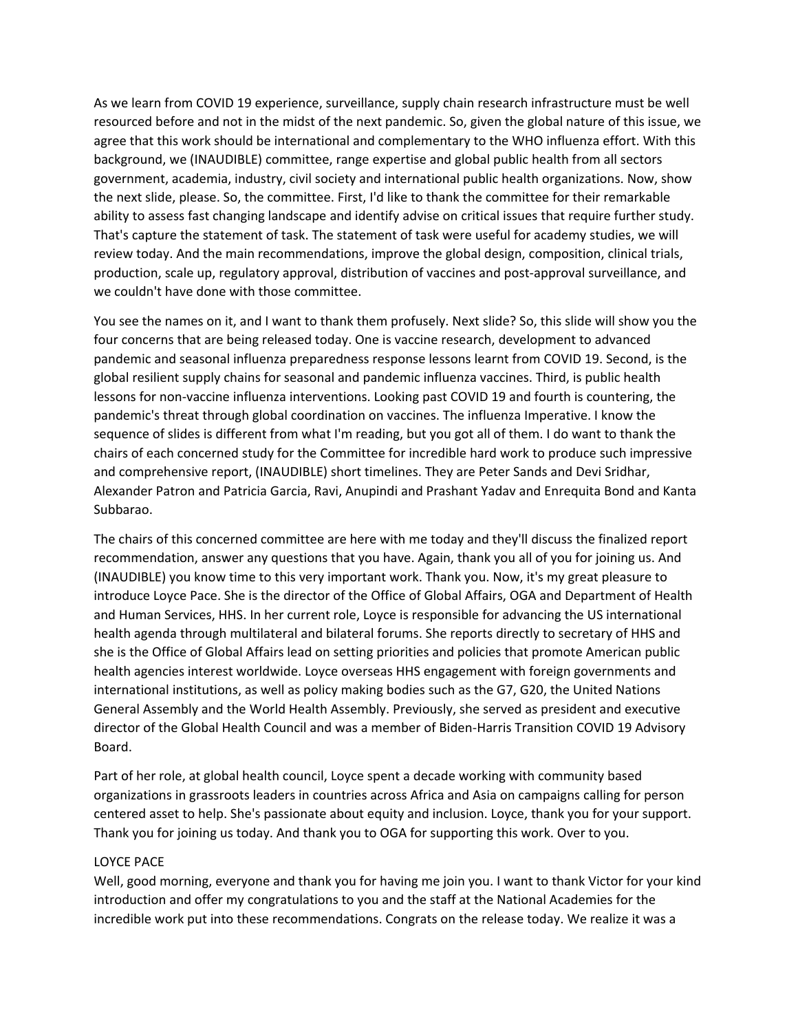As we learn from COVID 19 experience, surveillance, supply chain research infrastructure must be well resourced before and not in the midst of the next pandemic. So, given the global nature of this issue, we agree that this work should be international and complementary to the WHO influenza effort. With this background, we (INAUDIBLE) committee, range expertise and global public health from all sectors government, academia, industry, civil society and international public health organizations. Now, show the next slide, please. So, the committee. First, I'd like to thank the committee for their remarkable ability to assess fast changing landscape and identify advise on critical issues that require further study. That's capture the statement of task. The statement of task were useful for academy studies, we will review today. And the main recommendations, improve the global design, composition, clinical trials, production, scale up, regulatory approval, distribution of vaccines and post-approval surveillance, and we couldn't have done with those committee.

You see the names on it, and I want to thank them profusely. Next slide? So, this slide will show you the four concerns that are being released today. One is vaccine research, development to advanced pandemic and seasonal influenza preparedness response lessons learnt from COVID 19. Second, is the global resilient supply chains for seasonal and pandemic influenza vaccines. Third, is public health lessons for non-vaccine influenza interventions. Looking past COVID 19 and fourth is countering, the pandemic's threat through global coordination on vaccines. The influenza Imperative. I know the sequence of slides is different from what I'm reading, but you got all of them. I do want to thank the chairs of each concerned study for the Committee for incredible hard work to produce such impressive and comprehensive report, (INAUDIBLE) short timelines. They are Peter Sands and Devi Sridhar, Alexander Patron and Patricia Garcia, Ravi, Anupindi and Prashant Yadav and Enrequita Bond and Kanta Subbarao.

The chairs of this concerned committee are here with me today and they'll discuss the finalized report recommendation, answer any questions that you have. Again, thank you all of you for joining us. And (INAUDIBLE) you know time to this very important work. Thank you. Now, it's my great pleasure to introduce Loyce Pace. She is the director of the Office of Global Affairs, OGA and Department of Health and Human Services, HHS. In her current role, Loyce is responsible for advancing the US international health agenda through multilateral and bilateral forums. She reports directly to secretary of HHS and she is the Office of Global Affairs lead on setting priorities and policies that promote American public health agencies interest worldwide. Loyce overseas HHS engagement with foreign governments and international institutions, as well as policy making bodies such as the G7, G20, the United Nations General Assembly and the World Health Assembly. Previously, she served as president and executive director of the Global Health Council and was a member of Biden-Harris Transition COVID 19 Advisory Board.

Part of her role, at global health council, Loyce spent a decade working with community based organizations in grassroots leaders in countries across Africa and Asia on campaigns calling for person centered asset to help. She's passionate about equity and inclusion. Loyce, thank you for your support. Thank you for joining us today. And thank you to OGA for supporting this work. Over to you.

LOYCE PACE
Well, good morning, everyone and thank you for having me join you. I want to thank Victor for your kind introduction and offer my congratulations to you and the staff at the National Academies for the incredible work put into these recommendations. Congrats on the release today. We realize it was a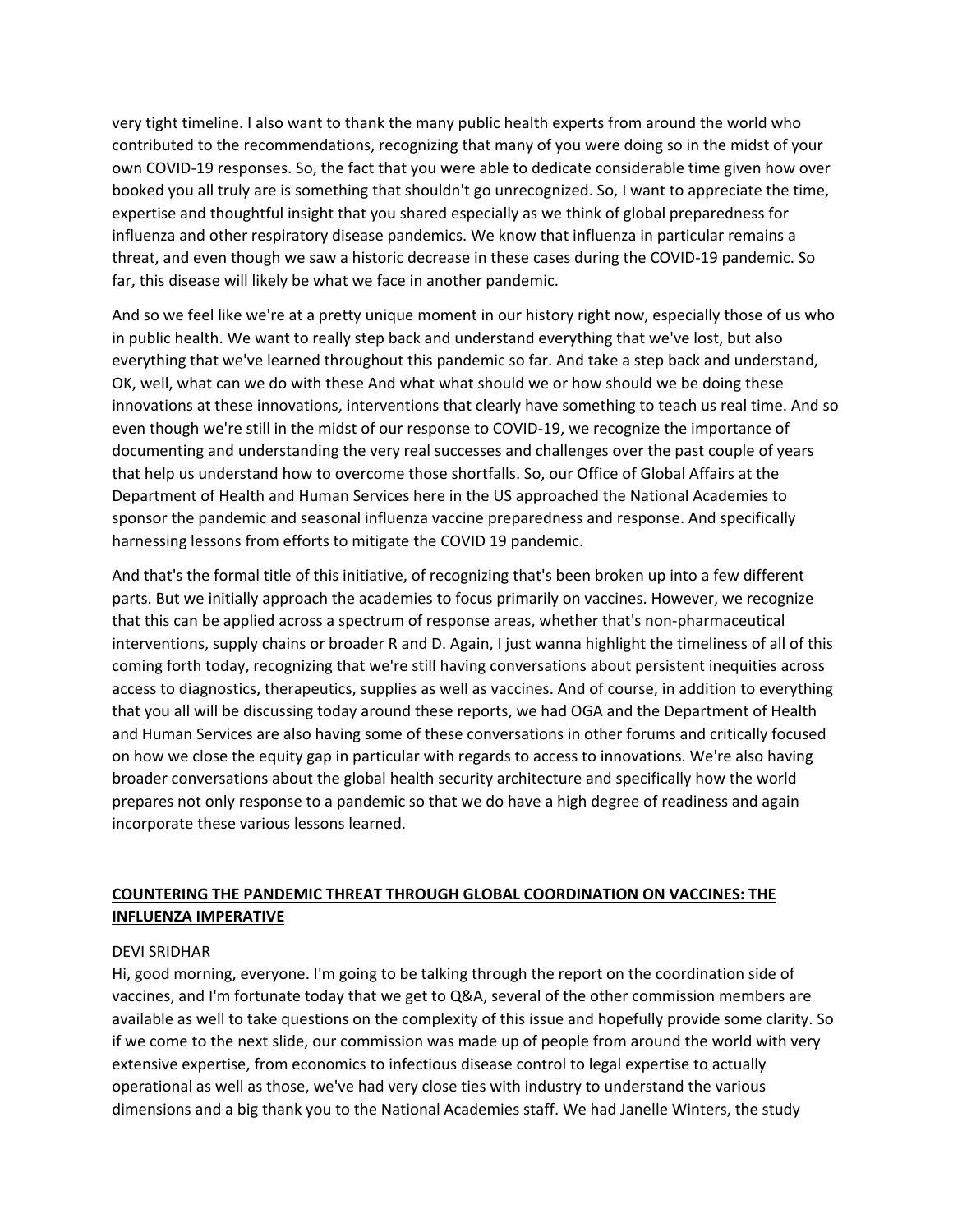very tight timeline. I also want to thank the many public health experts from around the world who contributed to the recommendations, recognizing that many of you were doing so in the midst of your own COVID-19 responses. So, the fact that you were able to dedicate considerable time given how over booked you all truly are is something that shouldn't go unrecognized. So, I want to appreciate the time, expertise and thoughtful insight that you shared especially as we think of global preparedness for influenza and other respiratory disease pandemics. We know that influenza in particular remains a threat, and even though we saw a historic decrease in these cases during the COVID-19 pandemic. So far, this disease will likely be what we face in another pandemic.

And so we feel like we're at a pretty unique moment in our history right now, especially those of us who in public health. We want to really step back and understand everything that we've lost, but also everything that we've learned throughout this pandemic so far. And take a step back and understand, OK, well, what can we do with these And what what should we or how should we be doing these innovations at these innovations, interventions that clearly have something to teach us real time. And so even though we're still in the midst of our response to COVID-19, we recognize the importance of documenting and understanding the very real successes and challenges over the past couple of years that help us understand how to overcome those shortfalls. So, our Office of Global Affairs at the Department of Health and Human Services here in the US approached the National Academies to sponsor the pandemic and seasonal influenza vaccine preparedness and response. And specifically harnessing lessons from efforts to mitigate the COVID 19 pandemic.

And that's the formal title of this initiative, of recognizing that's been broken up into a few different parts. But we initially approach the academies to focus primarily on vaccines. However, we recognize that this can be applied across a spectrum of response areas, whether that's non-pharmaceutical interventions, supply chains or broader R and D. Again, I just wanna highlight the timeliness of all of this coming forth today, recognizing that we're still having conversations about persistent inequities across access to diagnostics, therapeutics, supplies as well as vaccines. And of course, in addition to everything that you all will be discussing today around these reports, we had OGA and the Department of Health and Human Services are also having some of these conversations in other forums and critically focused on how we close the equity gap in particular with regards to access to innovations. We're also having broader conversations about the global health security architecture and specifically how the world prepares not only response to a pandemic so that we do have a high degree of readiness and again incorporate these various lessons learned.

## <u>COUNTERING THE PANDEMIC THREAT THROUGH GLOBAL COORDINATION ON VACCINES: THE INFLUENZA IMPERATIVE</u>

DEVI SRIDHAR
Hi, good morning, everyone. I'm going to be talking through the report on the coordination side of vaccines, and I'm fortunate today that we get to Q&A, several of the other commission members are available as well to take questions on the complexity of this issue and hopefully provide some clarity. So if we come to the next slide, our commission was made up of people from around the world with very extensive expertise, from economics to infectious disease control to legal expertise to actually operational as well as those, we've had very close ties with industry to understand the various dimensions and a big thank you to the National Academies staff. We had Janelle Winters, the study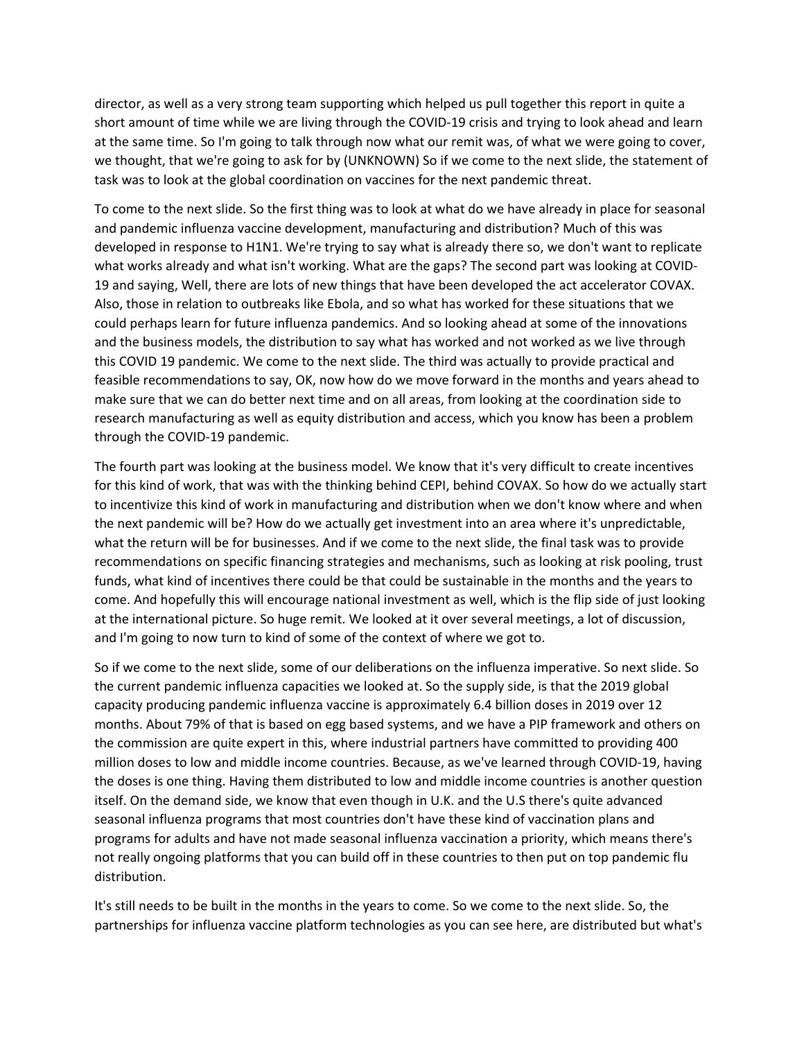director, as well as a very strong team supporting which helped us pull together this report in quite a short amount of time while we are living through the COVID-19 crisis and trying to look ahead and learn at the same time. So I'm going to talk through now what our remit was, of what we were going to cover, we thought, that we're going to ask for by (UNKNOWN) So if we come to the next slide, the statement of task was to look at the global coordination on vaccines for the next pandemic threat.

To come to the next slide. So the first thing was to look at what do we have already in place for seasonal and pandemic influenza vaccine development, manufacturing and distribution? Much of this was developed in response to H1N1. We're trying to say what is already there so, we don't want to replicate what works already and what isn't working. What are the gaps? The second part was looking at COVID-19 and saying, Well, there are lots of new things that have been developed the act accelerator COVAX. Also, those in relation to outbreaks like Ebola, and so what has worked for these situations that we could perhaps learn for future influenza pandemics. And so looking ahead at some of the innovations and the business models, the distribution to say what has worked and not worked as we live through this COVID 19 pandemic. We come to the next slide. The third was actually to provide practical and feasible recommendations to say, OK, now how do we move forward in the months and years ahead to make sure that we can do better next time and on all areas, from looking at the coordination side to research manufacturing as well as equity distribution and access, which you know has been a problem through the COVID-19 pandemic.

The fourth part was looking at the business model. We know that it's very difficult to create incentives for this kind of work, that was with the thinking behind CEPI, behind COVAX. So how do we actually start to incentivize this kind of work in manufacturing and distribution when we don't know where and when the next pandemic will be? How do we actually get investment into an area where it's unpredictable, what the return will be for businesses. And if we come to the next slide, the final task was to provide recommendations on specific financing strategies and mechanisms, such as looking at risk pooling, trust funds, what kind of incentives there could be that could be sustainable in the months and the years to come. And hopefully this will encourage national investment as well, which is the flip side of just looking at the international picture. So huge remit. We looked at it over several meetings, a lot of discussion, and I'm going to now turn to kind of some of the context of where we got to.

So if we come to the next slide, some of our deliberations on the influenza imperative. So next slide. So the current pandemic influenza capacities we looked at. So the supply side, is that the 2019 global capacity producing pandemic influenza vaccine is approximately 6.4 billion doses in 2019 over 12 months. About 79% of that is based on egg based systems, and we have a PIP framework and others on the commission are quite expert in this, where industrial partners have committed to providing 400 million doses to low and middle income countries. Because, as we've learned through COVID-19, having the doses is one thing. Having them distributed to low and middle income countries is another question itself. On the demand side, we know that even though in U.K. and the U.S there's quite advanced seasonal influenza programs that most countries don't have these kind of vaccination plans and programs for adults and have not made seasonal influenza vaccination a priority, which means there's not really ongoing platforms that you can build off in these countries to then put on top pandemic flu distribution.

It's still needs to be built in the months in the years to come. So we come to the next slide. So, the partnerships for influenza vaccine platform technologies as you can see here, are distributed but what's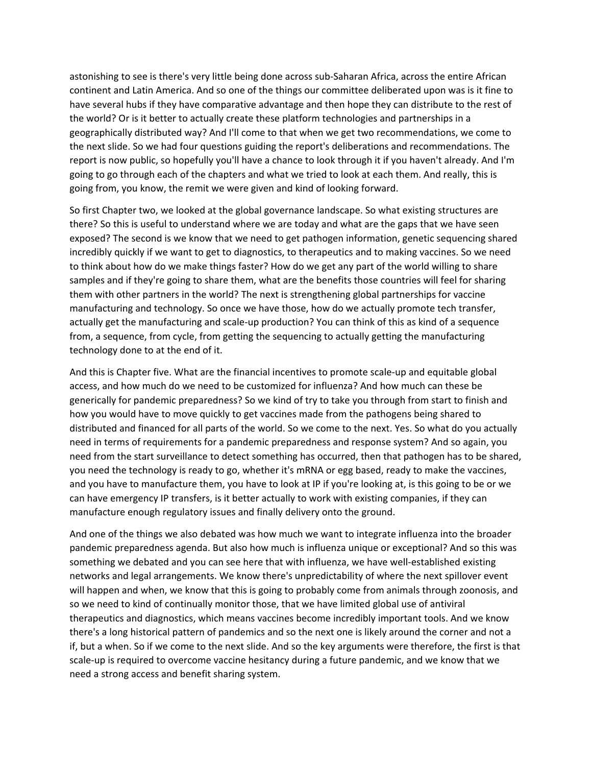astonishing to see is there's very little being done across sub-Saharan Africa, across the entire African continent and Latin America. And so one of the things our committee deliberated upon was is it fine to have several hubs if they have comparative advantage and then hope they can distribute to the rest of the world? Or is it better to actually create these platform technologies and partnerships in a geographically distributed way? And I'll come to that when we get two recommendations, we come to the next slide. So we had four questions guiding the report's deliberations and recommendations. The report is now public, so hopefully you'll have a chance to look through it if you haven't already. And I'm going to go through each of the chapters and what we tried to look at each them. And really, this is going from, you know, the remit we were given and kind of looking forward.

So first Chapter two, we looked at the global governance landscape. So what existing structures are there? So this is useful to understand where we are today and what are the gaps that we have seen exposed? The second is we know that we need to get pathogen information, genetic sequencing shared incredibly quickly if we want to get to diagnostics, to therapeutics and to making vaccines. So we need to think about how do we make things faster? How do we get any part of the world willing to share samples and if they're going to share them, what are the benefits those countries will feel for sharing them with other partners in the world? The next is strengthening global partnerships for vaccine manufacturing and technology. So once we have those, how do we actually promote tech transfer, actually get the manufacturing and scale-up production? You can think of this as kind of a sequence from, a sequence, from cycle, from getting the sequencing to actually getting the manufacturing technology done to at the end of it.

And this is Chapter five. What are the financial incentives to promote scale-up and equitable global access, and how much do we need to be customized for influenza? And how much can these be generically for pandemic preparedness? So we kind of try to take you through from start to finish and how you would have to move quickly to get vaccines made from the pathogens being shared to distributed and financed for all parts of the world. So we come to the next. Yes. So what do you actually need in terms of requirements for a pandemic preparedness and response system? And so again, you need from the start surveillance to detect something has occurred, then that pathogen has to be shared, you need the technology is ready to go, whether it's mRNA or egg based, ready to make the vaccines, and you have to manufacture them, you have to look at IP if you're looking at, is this going to be or we can have emergency IP transfers, is it better actually to work with existing companies, if they can manufacture enough regulatory issues and finally delivery onto the ground.

And one of the things we also debated was how much we want to integrate influenza into the broader pandemic preparedness agenda. But also how much is influenza unique or exceptional? And so this was something we debated and you can see here that with influenza, we have well-established existing networks and legal arrangements. We know there's unpredictability of where the next spillover event will happen and when, we know that this is going to probably come from animals through zoonosis, and so we need to kind of continually monitor those, that we have limited global use of antiviral therapeutics and diagnostics, which means vaccines become incredibly important tools. And we know there's a long historical pattern of pandemics and so the next one is likely around the corner and not a if, but a when. So if we come to the next slide. And so the key arguments were therefore, the first is that scale-up is required to overcome vaccine hesitancy during a future pandemic, and we know that we need a strong access and benefit sharing system.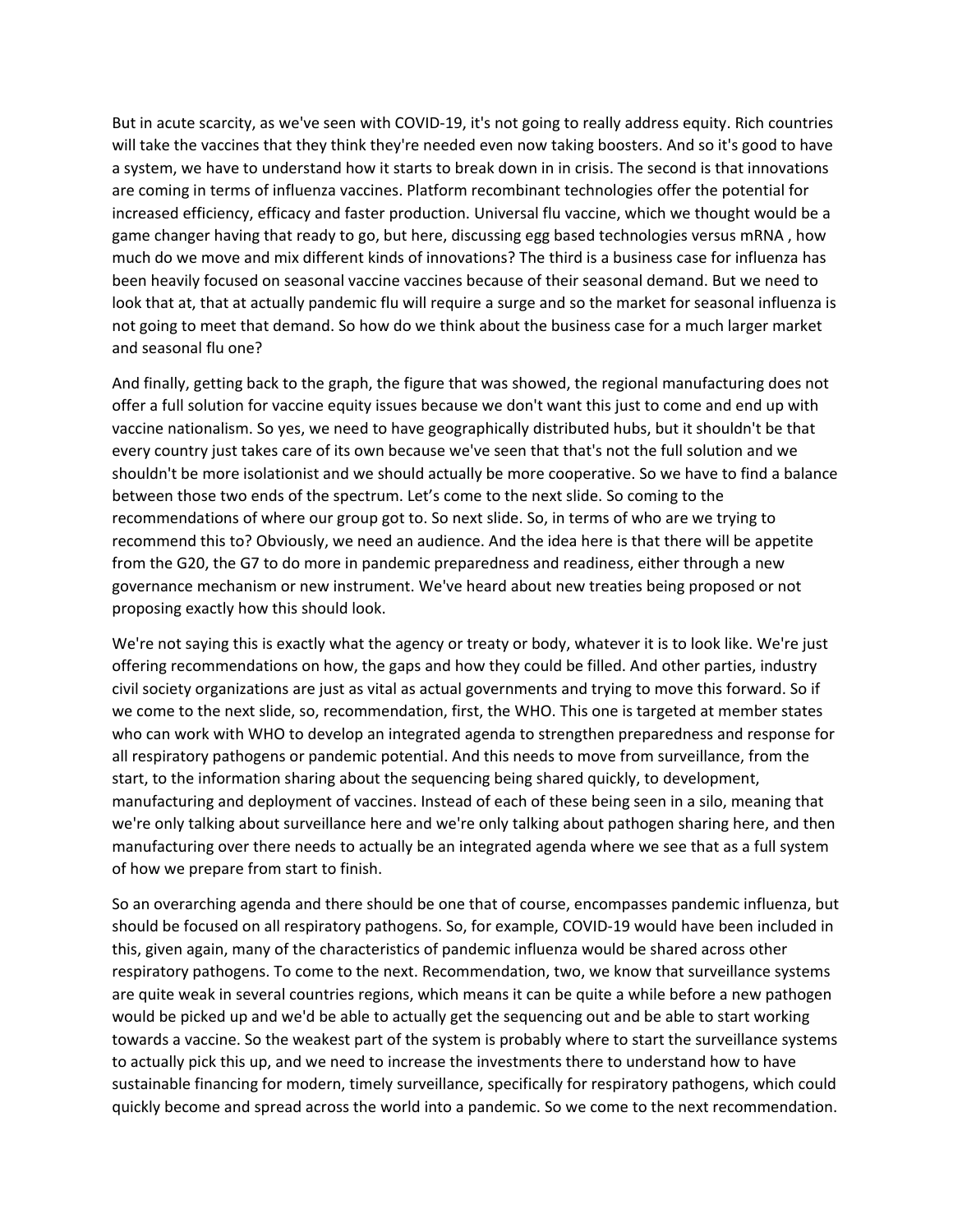But in acute scarcity, as we've seen with COVID-19, it's not going to really address equity. Rich countries will take the vaccines that they think they're needed even now taking boosters. And so it's good to have a system, we have to understand how it starts to break down in in crisis. The second is that innovations are coming in terms of influenza vaccines. Platform recombinant technologies offer the potential for increased efficiency, efficacy and faster production. Universal flu vaccine, which we thought would be a game changer having that ready to go, but here, discussing egg based technologies versus mRNA , how much do we move and mix different kinds of innovations? The third is a business case for influenza has been heavily focused on seasonal vaccine vaccines because of their seasonal demand. But we need to look that at, that at actually pandemic flu will require a surge and so the market for seasonal influenza is not going to meet that demand. So how do we think about the business case for a much larger market and seasonal flu one?

And finally, getting back to the graph, the figure that was showed, the regional manufacturing does not offer a full solution for vaccine equity issues because we don't want this just to come and end up with vaccine nationalism. So yes, we need to have geographically distributed hubs, but it shouldn't be that every country just takes care of its own because we've seen that that's not the full solution and we shouldn't be more isolationist and we should actually be more cooperative. So we have to find a balance between those two ends of the spectrum. Let's come to the next slide. So coming to the recommendations of where our group got to. So next slide. So, in terms of who are we trying to recommend this to? Obviously, we need an audience. And the idea here is that there will be appetite from the G20, the G7 to do more in pandemic preparedness and readiness, either through a new governance mechanism or new instrument. We've heard about new treaties being proposed or not proposing exactly how this should look.

We're not saying this is exactly what the agency or treaty or body, whatever it is to look like. We're just offering recommendations on how, the gaps and how they could be filled. And other parties, industry civil society organizations are just as vital as actual governments and trying to move this forward. So if we come to the next slide, so, recommendation, first, the WHO. This one is targeted at member states who can work with WHO to develop an integrated agenda to strengthen preparedness and response for all respiratory pathogens or pandemic potential. And this needs to move from surveillance, from the start, to the information sharing about the sequencing being shared quickly, to development, manufacturing and deployment of vaccines. Instead of each of these being seen in a silo, meaning that we're only talking about surveillance here and we're only talking about pathogen sharing here, and then manufacturing over there needs to actually be an integrated agenda where we see that as a full system of how we prepare from start to finish.

So an overarching agenda and there should be one that of course, encompasses pandemic influenza, but should be focused on all respiratory pathogens. So, for example, COVID-19 would have been included in this, given again, many of the characteristics of pandemic influenza would be shared across other respiratory pathogens. To come to the next. Recommendation, two, we know that surveillance systems are quite weak in several countries regions, which means it can be quite a while before a new pathogen would be picked up and we'd be able to actually get the sequencing out and be able to start working towards a vaccine. So the weakest part of the system is probably where to start the surveillance systems to actually pick this up, and we need to increase the investments there to understand how to have sustainable financing for modern, timely surveillance, specifically for respiratory pathogens, which could quickly become and spread across the world into a pandemic. So we come to the next recommendation.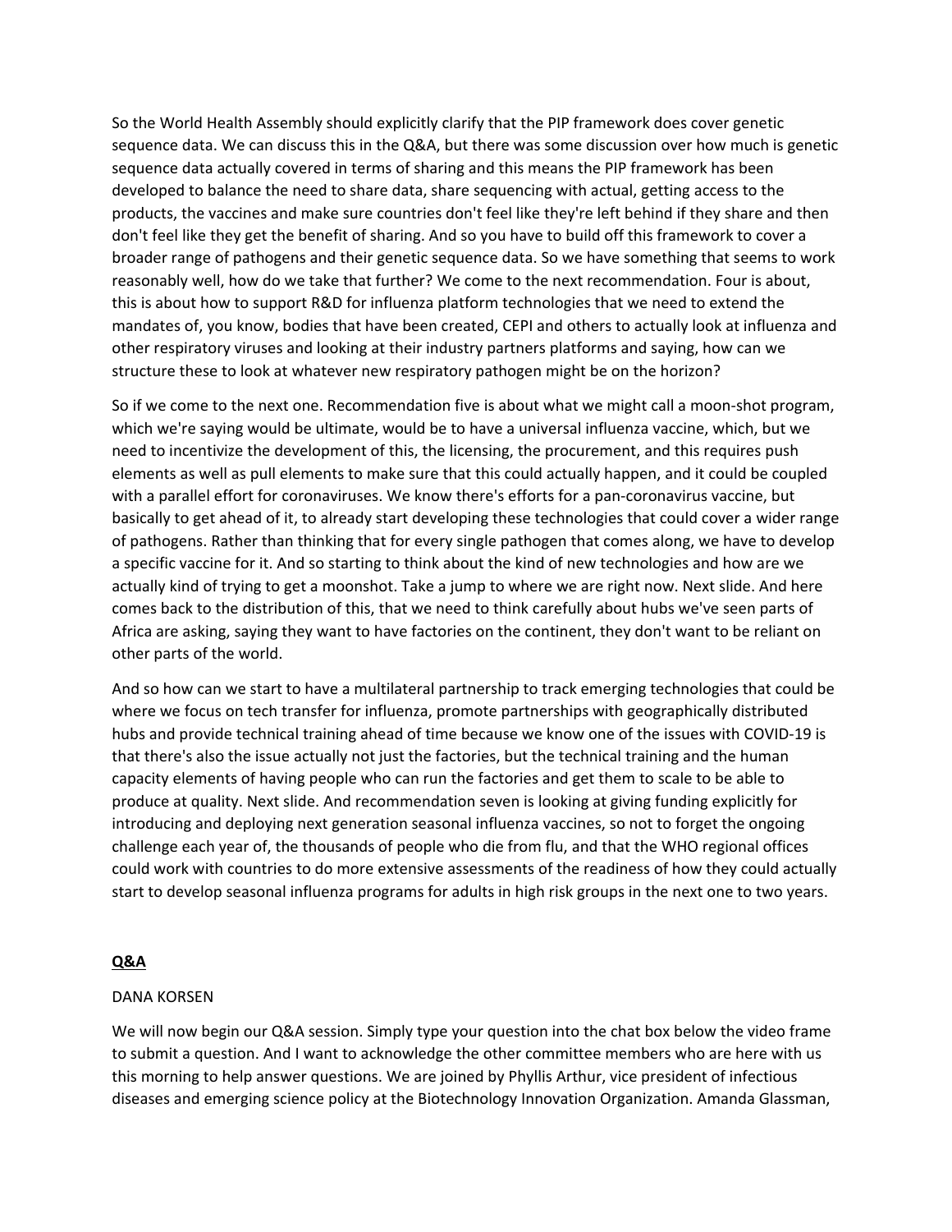So the World Health Assembly should explicitly clarify that the PIP framework does cover genetic sequence data. We can discuss this in the Q&A, but there was some discussion over how much is genetic sequence data actually covered in terms of sharing and this means the PIP framework has been developed to balance the need to share data, share sequencing with actual, getting access to the products, the vaccines and make sure countries don't feel like they're left behind if they share and then don't feel like they get the benefit of sharing. And so you have to build off this framework to cover a broader range of pathogens and their genetic sequence data. So we have something that seems to work reasonably well, how do we take that further? We come to the next recommendation. Four is about, this is about how to support R&D for influenza platform technologies that we need to extend the mandates of, you know, bodies that have been created, CEPI and others to actually look at influenza and other respiratory viruses and looking at their industry partners platforms and saying, how can we structure these to look at whatever new respiratory pathogen might be on the horizon?

So if we come to the next one. Recommendation five is about what we might call a moon-shot program, which we're saying would be ultimate, would be to have a universal influenza vaccine, which, but we need to incentivize the development of this, the licensing, the procurement, and this requires push elements as well as pull elements to make sure that this could actually happen, and it could be coupled with a parallel effort for coronaviruses. We know there's efforts for a pan-coronavirus vaccine, but basically to get ahead of it, to already start developing these technologies that could cover a wider range of pathogens. Rather than thinking that for every single pathogen that comes along, we have to develop a specific vaccine for it. And so starting to think about the kind of new technologies and how are we actually kind of trying to get a moonshot. Take a jump to where we are right now. Next slide. And here comes back to the distribution of this, that we need to think carefully about hubs we've seen parts of Africa are asking, saying they want to have factories on the continent, they don't want to be reliant on other parts of the world.

And so how can we start to have a multilateral partnership to track emerging technologies that could be where we focus on tech transfer for influenza, promote partnerships with geographically distributed hubs and provide technical training ahead of time because we know one of the issues with COVID-19 is that there's also the issue actually not just the factories, but the technical training and the human capacity elements of having people who can run the factories and get them to scale to be able to produce at quality. Next slide. And recommendation seven is looking at giving funding explicitly for introducing and deploying next generation seasonal influenza vaccines, so not to forget the ongoing challenge each year of, the thousands of people who die from flu, and that the WHO regional offices could work with countries to do more extensive assessments of the readiness of how they could actually start to develop seasonal influenza programs for adults in high risk groups in the next one to two years.

## Q&A

DANA KORSEN

We will now begin our Q&A session. Simply type your question into the chat box below the video frame to submit a question. And I want to acknowledge the other committee members who are here with us this morning to help answer questions. We are joined by Phyllis Arthur, vice president of infectious diseases and emerging science policy at the Biotechnology Innovation Organization. Amanda Glassman,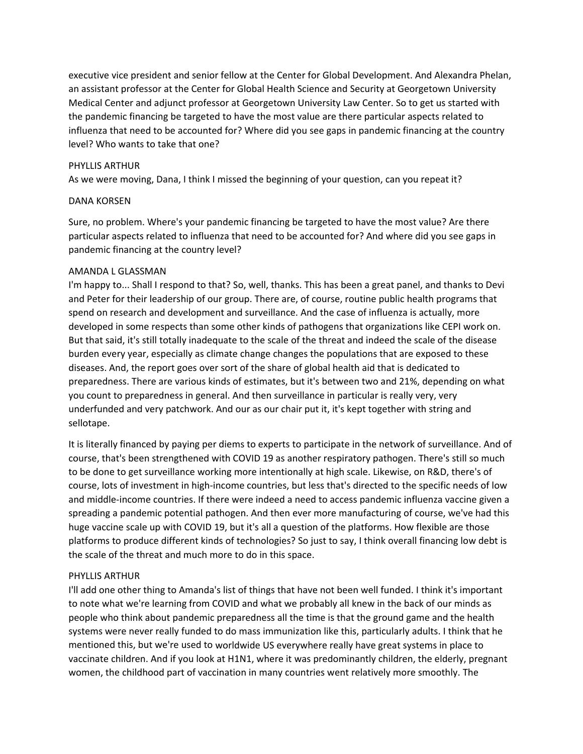executive vice president and senior fellow at the Center for Global Development. And Alexandra Phelan, an assistant professor at the Center for Global Health Science and Security at Georgetown University Medical Center and adjunct professor at Georgetown University Law Center. So to get us started with the pandemic financing be targeted to have the most value are there particular aspects related to influenza that need to be accounted for? Where did you see gaps in pandemic financing at the country level? Who wants to take that one?

PHYLLIS ARTHUR

As we were moving, Dana, I think I missed the beginning of your question, can you repeat it?

DANA KORSEN

Sure, no problem. Where's your pandemic financing be targeted to have the most value? Are there particular aspects related to influenza that need to be accounted for? And where did you see gaps in pandemic financing at the country level?

AMANDA L GLASSMAN

I'm happy to... Shall I respond to that? So, well, thanks. This has been a great panel, and thanks to Devi and Peter for their leadership of our group. There are, of course, routine public health programs that spend on research and development and surveillance. And the case of influenza is actually, more developed in some respects than some other kinds of pathogens that organizations like CEPI work on. But that said, it's still totally inadequate to the scale of the threat and indeed the scale of the disease burden every year, especially as climate change changes the populations that are exposed to these diseases. And, the report goes over sort of the share of global health aid that is dedicated to preparedness. There are various kinds of estimates, but it's between two and 21%, depending on what you count to preparedness in general. And then surveillance in particular is really very, very underfunded and very patchwork. And our as our chair put it, it's kept together with string and sellotape.

It is literally financed by paying per diems to experts to participate in the network of surveillance. And of course, that's been strengthened with COVID 19 as another respiratory pathogen. There's still so much to be done to get surveillance working more intentionally at high scale. Likewise, on R&D, there's of course, lots of investment in high-income countries, but less that's directed to the specific needs of low and middle-income countries. If there were indeed a need to access pandemic influenza vaccine given a spreading a pandemic potential pathogen. And then ever more manufacturing of course, we've had this huge vaccine scale up with COVID 19, but it's all a question of the platforms. How flexible are those platforms to produce different kinds of technologies? So just to say, I think overall financing low debt is the scale of the threat and much more to do in this space.

PHYLLIS ARTHUR

I'll add one other thing to Amanda's list of things that have not been well funded. I think it's important to note what we're learning from COVID and what we probably all knew in the back of our minds as people who think about pandemic preparedness all the time is that the ground game and the health systems were never really funded to do mass immunization like this, particularly adults. I think that he mentioned this, but we're used to worldwide US everywhere really have great systems in place to vaccinate children. And if you look at H1N1, where it was predominantly children, the elderly, pregnant women, the childhood part of vaccination in many countries went relatively more smoothly. The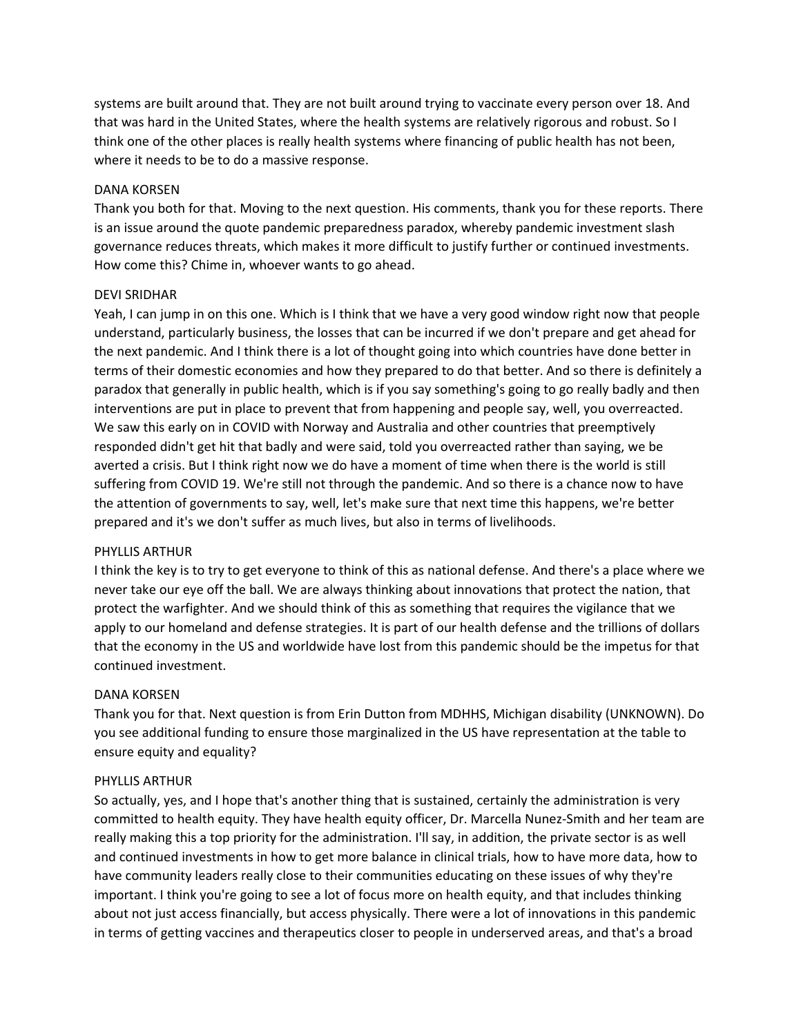systems are built around that. They are not built around trying to vaccinate every person over 18. And that was hard in the United States, where the health systems are relatively rigorous and robust. So I think one of the other places is really health systems where financing of public health has not been, where it needs to be to do a massive response.

DANA KORSEN
Thank you both for that. Moving to the next question. His comments, thank you for these reports. There is an issue around the quote pandemic preparedness paradox, whereby pandemic investment slash governance reduces threats, which makes it more difficult to justify further or continued investments. How come this? Chime in, whoever wants to go ahead.

DEVI SRIDHAR
Yeah, I can jump in on this one. Which is I think that we have a very good window right now that people understand, particularly business, the losses that can be incurred if we don't prepare and get ahead for the next pandemic. And I think there is a lot of thought going into which countries have done better in terms of their domestic economies and how they prepared to do that better. And so there is definitely a paradox that generally in public health, which is if you say something's going to go really badly and then interventions are put in place to prevent that from happening and people say, well, you overreacted. We saw this early on in COVID with Norway and Australia and other countries that preemptively responded didn't get hit that badly and were said, told you overreacted rather than saying, we be averted a crisis. But I think right now we do have a moment of time when there is the world is still suffering from COVID 19. We're still not through the pandemic. And so there is a chance now to have the attention of governments to say, well, let's make sure that next time this happens, we're better prepared and it's we don't suffer as much lives, but also in terms of livelihoods.

PHYLLIS ARTHUR
I think the key is to try to get everyone to think of this as national defense. And there's a place where we never take our eye off the ball. We are always thinking about innovations that protect the nation, that protect the warfighter. And we should think of this as something that requires the vigilance that we apply to our homeland and defense strategies. It is part of our health defense and the trillions of dollars that the economy in the US and worldwide have lost from this pandemic should be the impetus for that continued investment.

DANA KORSEN
Thank you for that. Next question is from Erin Dutton from MDHHS, Michigan disability (UNKNOWN). Do you see additional funding to ensure those marginalized in the US have representation at the table to ensure equity and equality?

PHYLLIS ARTHUR
So actually, yes, and I hope that's another thing that is sustained, certainly the administration is very committed to health equity. They have health equity officer, Dr. Marcella Nunez-Smith and her team are really making this a top priority for the administration. I'll say, in addition, the private sector is as well and continued investments in how to get more balance in clinical trials, how to have more data, how to have community leaders really close to their communities educating on these issues of why they're important. I think you're going to see a lot of focus more on health equity, and that includes thinking about not just access financially, but access physically. There were a lot of innovations in this pandemic in terms of getting vaccines and therapeutics closer to people in underserved areas, and that's a broad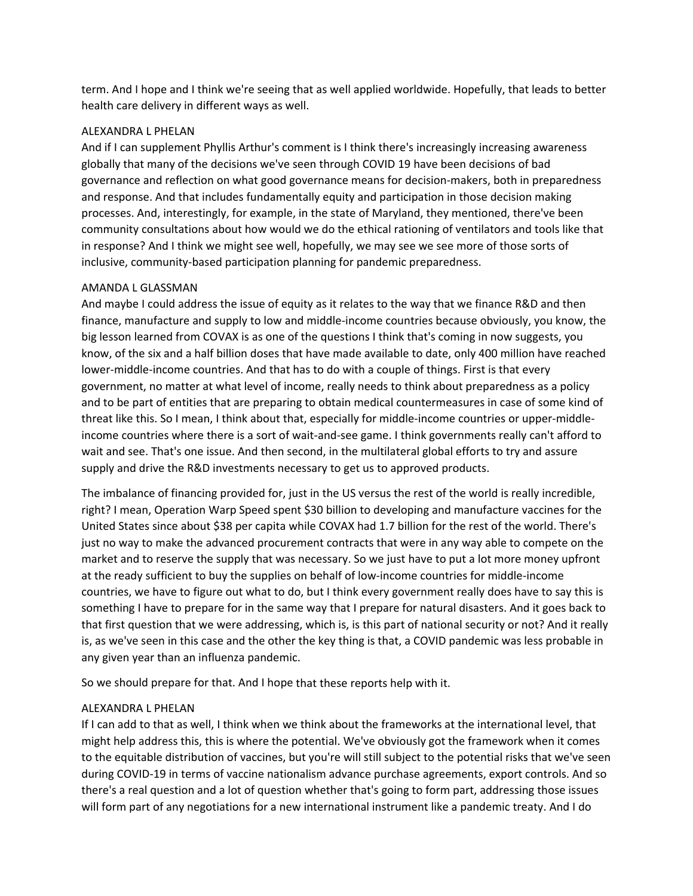term. And I hope and I think we're seeing that as well applied worldwide. Hopefully, that leads to better health care delivery in different ways as well.

ALEXANDRA L PHELAN
And if I can supplement Phyllis Arthur's comment is I think there's increasingly increasing awareness globally that many of the decisions we've seen through COVID 19 have been decisions of bad governance and reflection on what good governance means for decision-makers, both in preparedness and response. And that includes fundamentally equity and participation in those decision making processes. And, interestingly, for example, in the state of Maryland, they mentioned, there've been community consultations about how would we do the ethical rationing of ventilators and tools like that in response? And I think we might see well, hopefully, we may see we see more of those sorts of inclusive, community-based participation planning for pandemic preparedness.

AMANDA L GLASSMAN
And maybe I could address the issue of equity as it relates to the way that we finance R&D and then finance, manufacture and supply to low and middle-income countries because obviously, you know, the big lesson learned from COVAX is as one of the questions I think that's coming in now suggests, you know, of the six and a half billion doses that have made available to date, only 400 million have reached lower-middle-income countries. And that has to do with a couple of things. First is that every government, no matter at what level of income, really needs to think about preparedness as a policy and to be part of entities that are preparing to obtain medical countermeasures in case of some kind of threat like this. So I mean, I think about that, especially for middle-income countries or upper-middle-income countries where there is a sort of wait-and-see game. I think governments really can't afford to wait and see. That's one issue. And then second, in the multilateral global efforts to try and assure supply and drive the R&D investments necessary to get us to approved products.

The imbalance of financing provided for, just in the US versus the rest of the world is really incredible, right? I mean, Operation Warp Speed spent $30 billion to developing and manufacture vaccines for the United States since about $38 per capita while COVAX had 1.7 billion for the rest of the world. There's just no way to make the advanced procurement contracts that were in any way able to compete on the market and to reserve the supply that was necessary. So we just have to put a lot more money upfront at the ready sufficient to buy the supplies on behalf of low-income countries for middle-income countries, we have to figure out what to do, but I think every government really does have to say this is something I have to prepare for in the same way that I prepare for natural disasters. And it goes back to that first question that we were addressing, which is, is this part of national security or not? And it really is, as we've seen in this case and the other the key thing is that, a COVID pandemic was less probable in any given year than an influenza pandemic.

So we should prepare for that. And I hope that these reports help with it.

ALEXANDRA L PHELAN
If I can add to that as well, I think when we think about the frameworks at the international level, that might help address this, this is where the potential. We've obviously got the framework when it comes to the equitable distribution of vaccines, but you're will still subject to the potential risks that we've seen during COVID-19 in terms of vaccine nationalism advance purchase agreements, export controls. And so there's a real question and a lot of question whether that's going to form part, addressing those issues will form part of any negotiations for a new international instrument like a pandemic treaty. And I do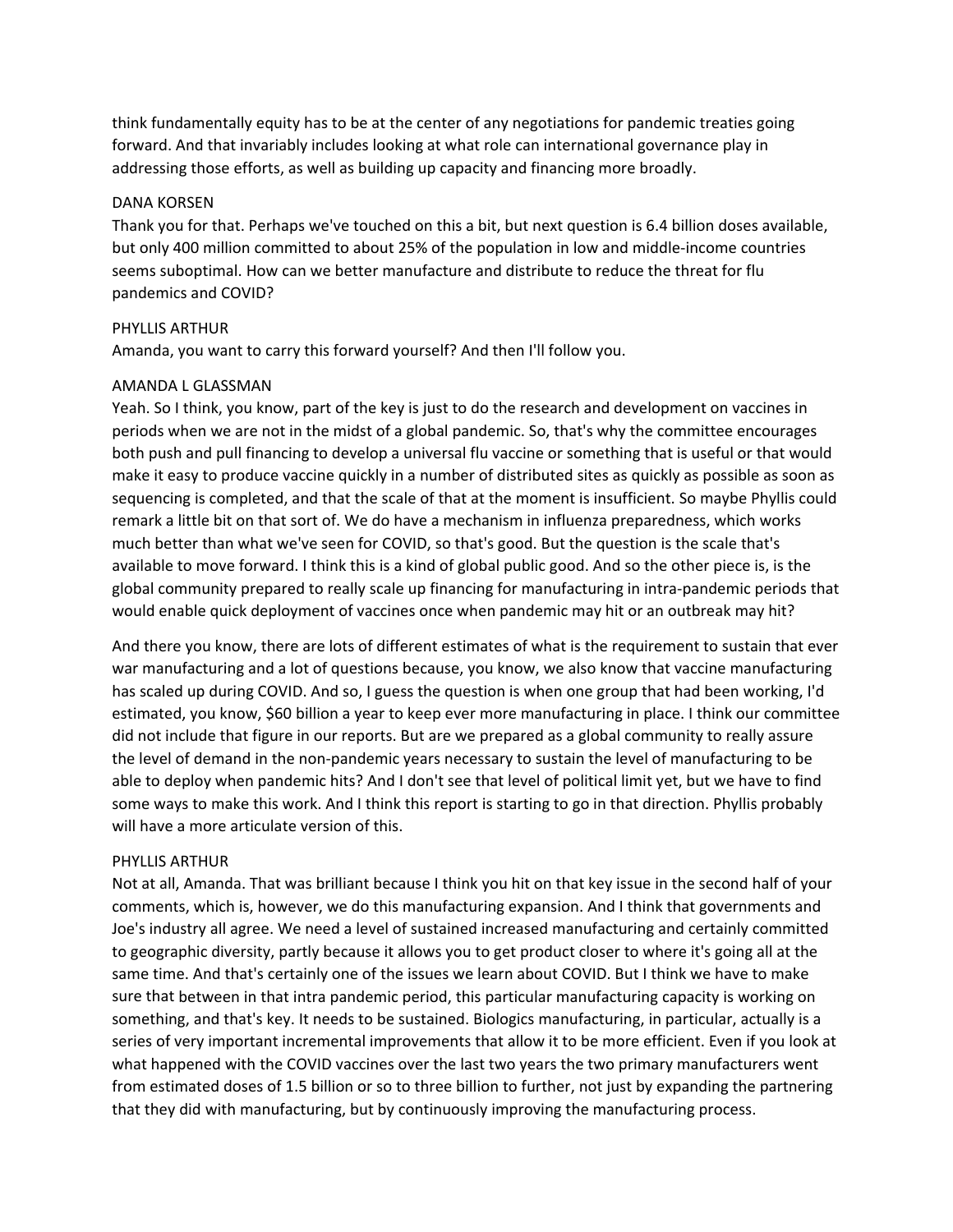think fundamentally equity has to be at the center of any negotiations for pandemic treaties going forward. And that invariably includes looking at what role can international governance play in addressing those efforts, as well as building up capacity and financing more broadly.

DANA KORSEN
Thank you for that. Perhaps we've touched on this a bit, but next question is 6.4 billion doses available, but only 400 million committed to about 25% of the population in low and middle-income countries seems suboptimal. How can we better manufacture and distribute to reduce the threat for flu pandemics and COVID?

PHYLLIS ARTHUR
Amanda, you want to carry this forward yourself? And then I'll follow you.

AMANDA L GLASSMAN
Yeah. So I think, you know, part of the key is just to do the research and development on vaccines in periods when we are not in the midst of a global pandemic. So, that's why the committee encourages both push and pull financing to develop a universal flu vaccine or something that is useful or that would make it easy to produce vaccine quickly in a number of distributed sites as quickly as possible as soon as sequencing is completed, and that the scale of that at the moment is insufficient. So maybe Phyllis could remark a little bit on that sort of. We do have a mechanism in influenza preparedness, which works much better than what we've seen for COVID, so that's good. But the question is the scale that's available to move forward. I think this is a kind of global public good. And so the other piece is, is the global community prepared to really scale up financing for manufacturing in intra-pandemic periods that would enable quick deployment of vaccines once when pandemic may hit or an outbreak may hit?

And there you know, there are lots of different estimates of what is the requirement to sustain that ever war manufacturing and a lot of questions because, you know, we also know that vaccine manufacturing has scaled up during COVID. And so, I guess the question is when one group that had been working, I'd estimated, you know, $60 billion a year to keep ever more manufacturing in place. I think our committee did not include that figure in our reports. But are we prepared as a global community to really assure the level of demand in the non-pandemic years necessary to sustain the level of manufacturing to be able to deploy when pandemic hits? And I don't see that level of political limit yet, but we have to find some ways to make this work. And I think this report is starting to go in that direction. Phyllis probably will have a more articulate version of this.

PHYLLIS ARTHUR
Not at all, Amanda. That was brilliant because I think you hit on that key issue in the second half of your comments, which is, however, we do this manufacturing expansion. And I think that governments and Joe's industry all agree. We need a level of sustained increased manufacturing and certainly committed to geographic diversity, partly because it allows you to get product closer to where it's going all at the same time. And that's certainly one of the issues we learn about COVID. But I think we have to make sure that between in that intra pandemic period, this particular manufacturing capacity is working on something, and that's key. It needs to be sustained. Biologics manufacturing, in particular, actually is a series of very important incremental improvements that allow it to be more efficient. Even if you look at what happened with the COVID vaccines over the last two years the two primary manufacturers went from estimated doses of 1.5 billion or so to three billion to further, not just by expanding the partnering that they did with manufacturing, but by continuously improving the manufacturing process.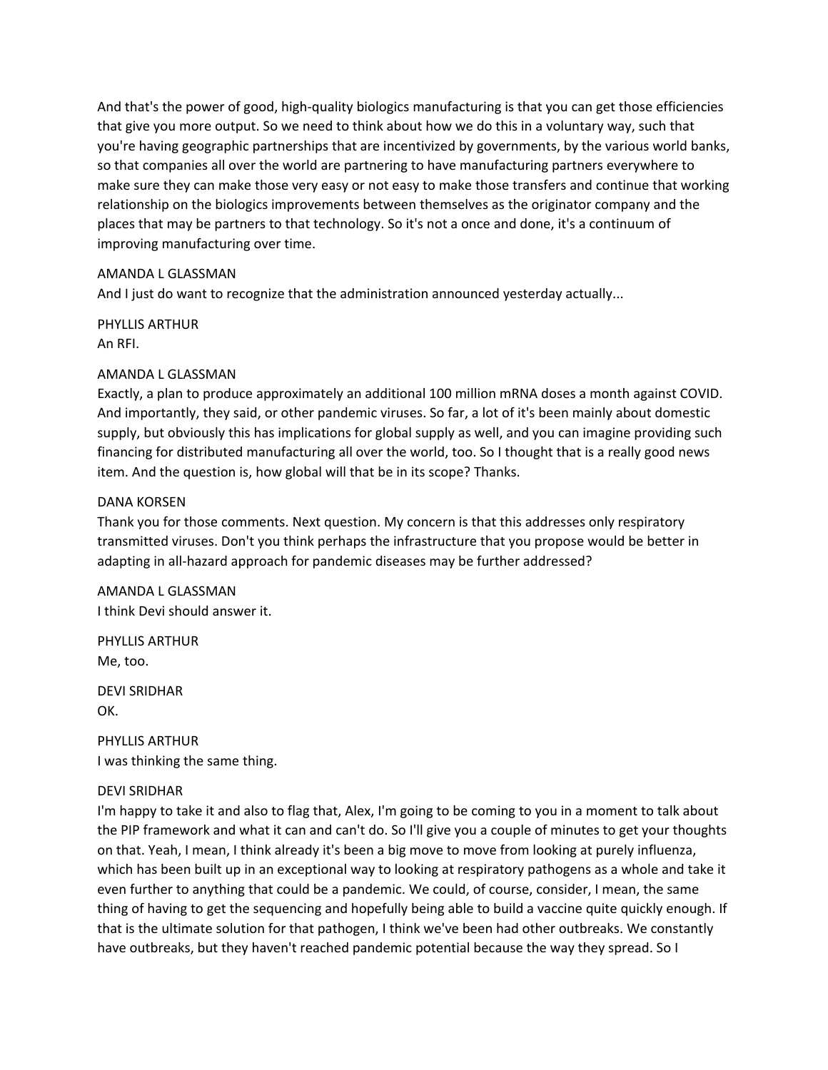And that's the power of good, high-quality biologics manufacturing is that you can get those efficiencies that give you more output. So we need to think about how we do this in a voluntary way, such that you're having geographic partnerships that are incentivized by governments, by the various world banks, so that companies all over the world are partnering to have manufacturing partners everywhere to make sure they can make those very easy or not easy to make those transfers and continue that working relationship on the biologics improvements between themselves as the originator company and the places that may be partners to that technology. So it's not a once and done, it's a continuum of improving manufacturing over time.

AMANDA L GLASSMAN
And I just do want to recognize that the administration announced yesterday actually...

PHYLLIS ARTHUR
An RFI.

AMANDA L GLASSMAN
Exactly, a plan to produce approximately an additional 100 million mRNA doses a month against COVID. And importantly, they said, or other pandemic viruses. So far, a lot of it's been mainly about domestic supply, but obviously this has implications for global supply as well, and you can imagine providing such financing for distributed manufacturing all over the world, too. So I thought that is a really good news item. And the question is, how global will that be in its scope? Thanks.

DANA KORSEN
Thank you for those comments. Next question. My concern is that this addresses only respiratory transmitted viruses. Don't you think perhaps the infrastructure that you propose would be better in adapting in all-hazard approach for pandemic diseases may be further addressed?

AMANDA L GLASSMAN
I think Devi should answer it.

PHYLLIS ARTHUR
Me, too.

DEVI SRIDHAR
OK.

PHYLLIS ARTHUR
I was thinking the same thing.

DEVI SRIDHAR
I'm happy to take it and also to flag that, Alex, I'm going to be coming to you in a moment to talk about the PIP framework and what it can and can't do. So I'll give you a couple of minutes to get your thoughts on that. Yeah, I mean, I think already it's been a big move to move from looking at purely influenza, which has been built up in an exceptional way to looking at respiratory pathogens as a whole and take it even further to anything that could be a pandemic. We could, of course, consider, I mean, the same thing of having to get the sequencing and hopefully being able to build a vaccine quite quickly enough. If that is the ultimate solution for that pathogen, I think we've been had other outbreaks. We constantly have outbreaks, but they haven't reached pandemic potential because the way they spread. So I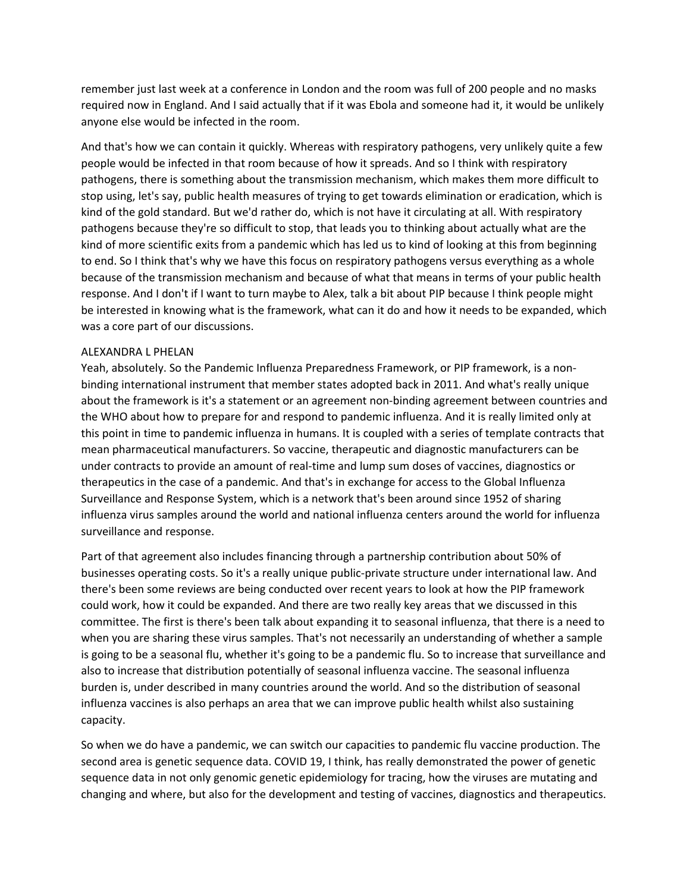remember just last week at a conference in London and the room was full of 200 people and no masks required now in England. And I said actually that if it was Ebola and someone had it, it would be unlikely anyone else would be infected in the room.

And that's how we can contain it quickly. Whereas with respiratory pathogens, very unlikely quite a few people would be infected in that room because of how it spreads. And so I think with respiratory pathogens, there is something about the transmission mechanism, which makes them more difficult to stop using, let's say, public health measures of trying to get towards elimination or eradication, which is kind of the gold standard. But we'd rather do, which is not have it circulating at all. With respiratory pathogens because they're so difficult to stop, that leads you to thinking about actually what are the kind of more scientific exits from a pandemic which has led us to kind of looking at this from beginning to end. So I think that's why we have this focus on respiratory pathogens versus everything as a whole because of the transmission mechanism and because of what that means in terms of your public health response. And I don't if I want to turn maybe to Alex, talk a bit about PIP because I think people might be interested in knowing what is the framework, what can it do and how it needs to be expanded, which was a core part of our discussions.

ALEXANDRA L PHELAN

Yeah, absolutely. So the Pandemic Influenza Preparedness Framework, or PIP framework, is a non-binding international instrument that member states adopted back in 2011. And what's really unique about the framework is it's a statement or an agreement non-binding agreement between countries and the WHO about how to prepare for and respond to pandemic influenza. And it is really limited only at this point in time to pandemic influenza in humans. It is coupled with a series of template contracts that mean pharmaceutical manufacturers. So vaccine, therapeutic and diagnostic manufacturers can be under contracts to provide an amount of real-time and lump sum doses of vaccines, diagnostics or therapeutics in the case of a pandemic. And that's in exchange for access to the Global Influenza Surveillance and Response System, which is a network that's been around since 1952 of sharing influenza virus samples around the world and national influenza centers around the world for influenza surveillance and response.

Part of that agreement also includes financing through a partnership contribution about 50% of businesses operating costs. So it's a really unique public-private structure under international law. And there's been some reviews are being conducted over recent years to look at how the PIP framework could work, how it could be expanded. And there are two really key areas that we discussed in this committee. The first is there's been talk about expanding it to seasonal influenza, that there is a need to when you are sharing these virus samples. That's not necessarily an understanding of whether a sample is going to be a seasonal flu, whether it's going to be a pandemic flu. So to increase that surveillance and also to increase that distribution potentially of seasonal influenza vaccine. The seasonal influenza burden is, under described in many countries around the world. And so the distribution of seasonal influenza vaccines is also perhaps an area that we can improve public health whilst also sustaining capacity.

So when we do have a pandemic, we can switch our capacities to pandemic flu vaccine production. The second area is genetic sequence data. COVID 19, I think, has really demonstrated the power of genetic sequence data in not only genomic genetic epidemiology for tracing, how the viruses are mutating and changing and where, but also for the development and testing of vaccines, diagnostics and therapeutics.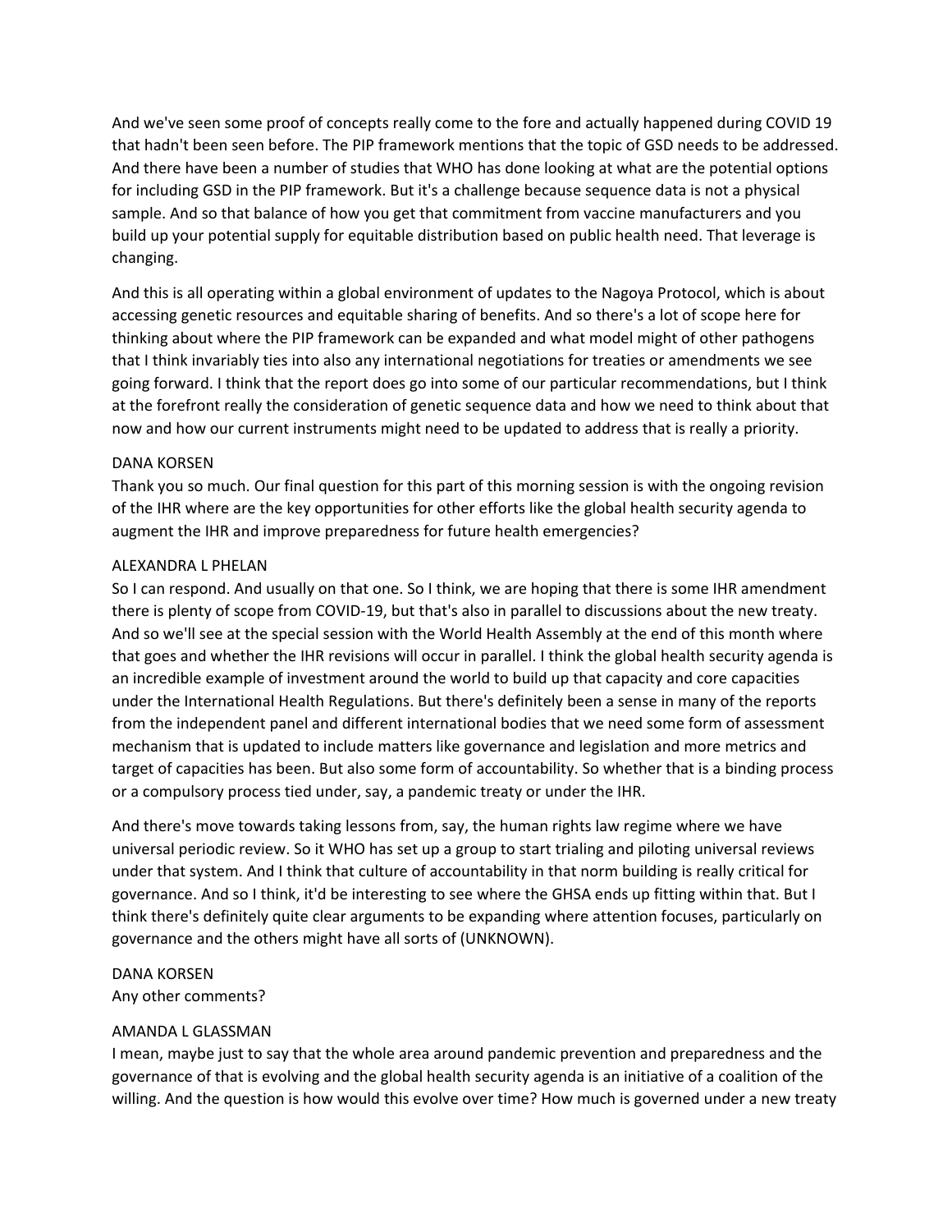And we've seen some proof of concepts really come to the fore and actually happened during COVID 19 that hadn't been seen before. The PIP framework mentions that the topic of GSD needs to be addressed. And there have been a number of studies that WHO has done looking at what are the potential options for including GSD in the PIP framework. But it's a challenge because sequence data is not a physical sample. And so that balance of how you get that commitment from vaccine manufacturers and you build up your potential supply for equitable distribution based on public health need. That leverage is changing.

And this is all operating within a global environment of updates to the Nagoya Protocol, which is about accessing genetic resources and equitable sharing of benefits. And so there's a lot of scope here for thinking about where the PIP framework can be expanded and what model might of other pathogens that I think invariably ties into also any international negotiations for treaties or amendments we see going forward. I think that the report does go into some of our particular recommendations, but I think at the forefront really the consideration of genetic sequence data and how we need to think about that now and how our current instruments might need to be updated to address that is really a priority.

DANA KORSEN
Thank you so much. Our final question for this part of this morning session is with the ongoing revision of the IHR where are the key opportunities for other efforts like the global health security agenda to augment the IHR and improve preparedness for future health emergencies?

ALEXANDRA L PHELAN
So I can respond. And usually on that one. So I think, we are hoping that there is some IHR amendment there is plenty of scope from COVID-19, but that's also in parallel to discussions about the new treaty. And so we'll see at the special session with the World Health Assembly at the end of this month where that goes and whether the IHR revisions will occur in parallel. I think the global health security agenda is an incredible example of investment around the world to build up that capacity and core capacities under the International Health Regulations. But there's definitely been a sense in many of the reports from the independent panel and different international bodies that we need some form of assessment mechanism that is updated to include matters like governance and legislation and more metrics and target of capacities has been. But also some form of accountability. So whether that is a binding process or a compulsory process tied under, say, a pandemic treaty or under the IHR.

And there's move towards taking lessons from, say, the human rights law regime where we have universal periodic review. So it WHO has set up a group to start trialing and piloting universal reviews under that system. And I think that culture of accountability in that norm building is really critical for governance. And so I think, it'd be interesting to see where the GHSA ends up fitting within that. But I think there's definitely quite clear arguments to be expanding where attention focuses, particularly on governance and the others might have all sorts of (UNKNOWN).

DANA KORSEN
Any other comments?

AMANDA L GLASSMAN
I mean, maybe just to say that the whole area around pandemic prevention and preparedness and the governance of that is evolving and the global health security agenda is an initiative of a coalition of the willing. And the question is how would this evolve over time? How much is governed under a new treaty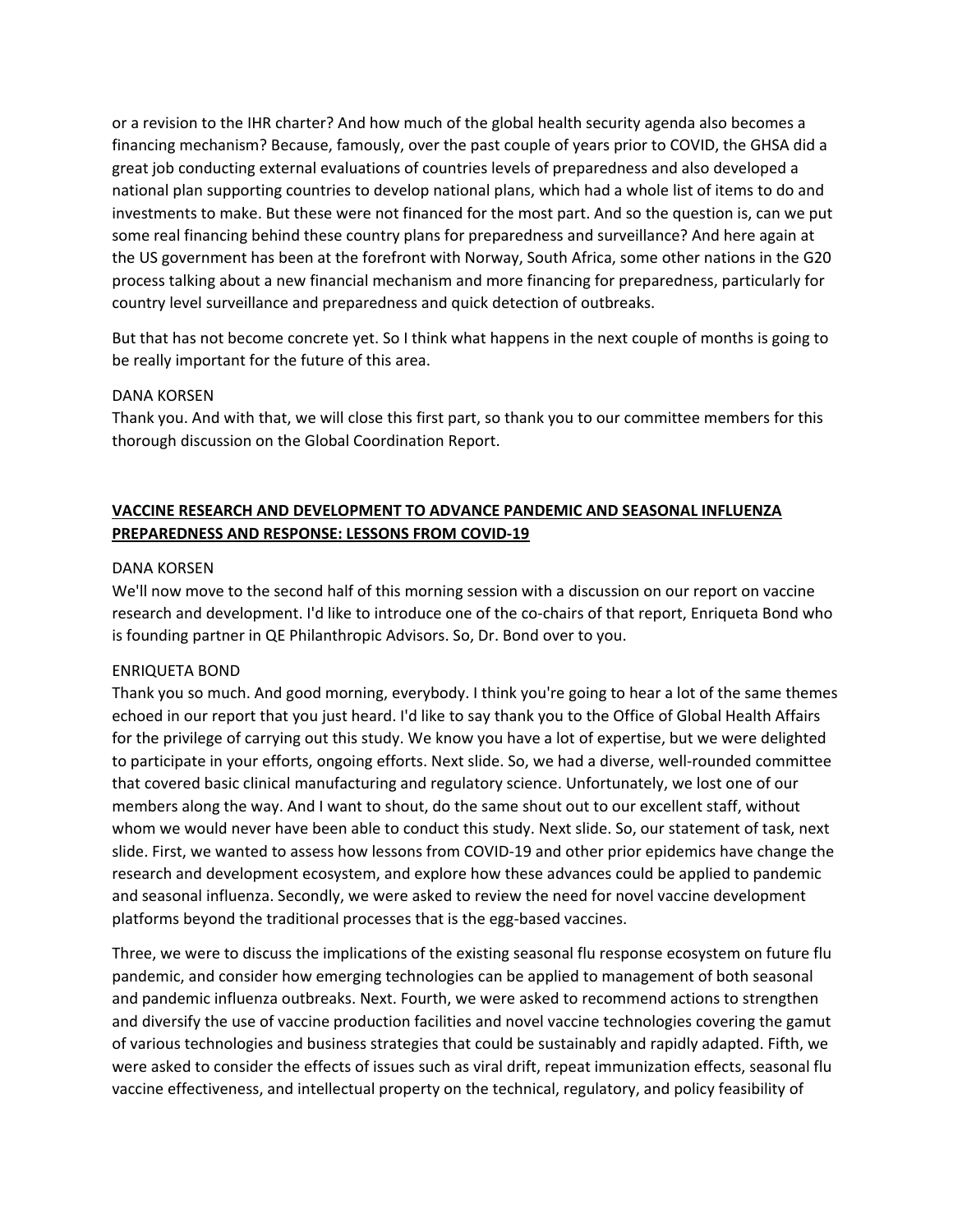or a revision to the IHR charter? And how much of the global health security agenda also becomes a financing mechanism? Because, famously, over the past couple of years prior to COVID, the GHSA did a great job conducting external evaluations of countries levels of preparedness and also developed a national plan supporting countries to develop national plans, which had a whole list of items to do and investments to make. But these were not financed for the most part. And so the question is, can we put some real financing behind these country plans for preparedness and surveillance? And here again at the US government has been at the forefront with Norway, South Africa, some other nations in the G20 process talking about a new financial mechanism and more financing for preparedness, particularly for country level surveillance and preparedness and quick detection of outbreaks.

But that has not become concrete yet. So I think what happens in the next couple of months is going to be really important for the future of this area.

DANA KORSEN
Thank you. And with that, we will close this first part, so thank you to our committee members for this thorough discussion on the Global Coordination Report.

## VACCINE RESEARCH AND DEVELOPMENT TO ADVANCE PANDEMIC AND SEASONAL INFLUENZA PREPAREDNESS AND RESPONSE: LESSONS FROM COVID-19

DANA KORSEN
We'll now move to the second half of this morning session with a discussion on our report on vaccine research and development. I'd like to introduce one of the co-chairs of that report, Enriqueta Bond who is founding partner in QE Philanthropic Advisors. So, Dr. Bond over to you.

ENRIQUETA BOND
Thank you so much. And good morning, everybody. I think you're going to hear a lot of the same themes echoed in our report that you just heard. I'd like to say thank you to the Office of Global Health Affairs for the privilege of carrying out this study. We know you have a lot of expertise, but we were delighted to participate in your efforts, ongoing efforts. Next slide. So, we had a diverse, well-rounded committee that covered basic clinical manufacturing and regulatory science. Unfortunately, we lost one of our members along the way. And I want to shout, do the same shout out to our excellent staff, without whom we would never have been able to conduct this study. Next slide. So, our statement of task, next slide. First, we wanted to assess how lessons from COVID-19 and other prior epidemics have change the research and development ecosystem, and explore how these advances could be applied to pandemic and seasonal influenza. Secondly, we were asked to review the need for novel vaccine development platforms beyond the traditional processes that is the egg-based vaccines.

Three, we were to discuss the implications of the existing seasonal flu response ecosystem on future flu pandemic, and consider how emerging technologies can be applied to management of both seasonal and pandemic influenza outbreaks. Next. Fourth, we were asked to recommend actions to strengthen and diversify the use of vaccine production facilities and novel vaccine technologies covering the gamut of various technologies and business strategies that could be sustainably and rapidly adapted. Fifth, we were asked to consider the effects of issues such as viral drift, repeat immunization effects, seasonal flu vaccine effectiveness, and intellectual property on the technical, regulatory, and policy feasibility of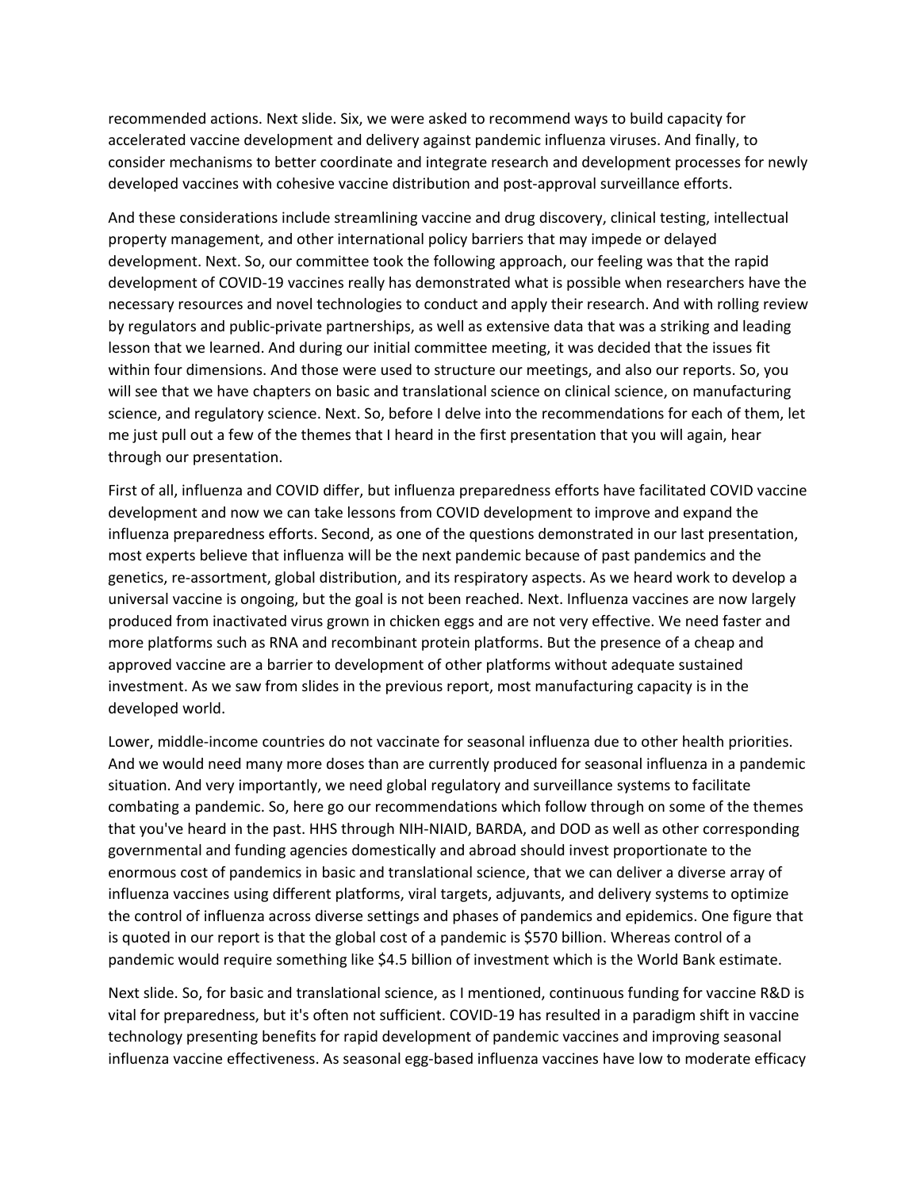recommended actions. Next slide. Six, we were asked to recommend ways to build capacity for accelerated vaccine development and delivery against pandemic influenza viruses. And finally, to consider mechanisms to better coordinate and integrate research and development processes for newly developed vaccines with cohesive vaccine distribution and post-approval surveillance efforts.

And these considerations include streamlining vaccine and drug discovery, clinical testing, intellectual property management, and other international policy barriers that may impede or delayed development. Next. So, our committee took the following approach, our feeling was that the rapid development of COVID-19 vaccines really has demonstrated what is possible when researchers have the necessary resources and novel technologies to conduct and apply their research. And with rolling review by regulators and public-private partnerships, as well as extensive data that was a striking and leading lesson that we learned. And during our initial committee meeting, it was decided that the issues fit within four dimensions. And those were used to structure our meetings, and also our reports. So, you will see that we have chapters on basic and translational science on clinical science, on manufacturing science, and regulatory science. Next. So, before I delve into the recommendations for each of them, let me just pull out a few of the themes that I heard in the first presentation that you will again, hear through our presentation.

First of all, influenza and COVID differ, but influenza preparedness efforts have facilitated COVID vaccine development and now we can take lessons from COVID development to improve and expand the influenza preparedness efforts. Second, as one of the questions demonstrated in our last presentation, most experts believe that influenza will be the next pandemic because of past pandemics and the genetics, re-assortment, global distribution, and its respiratory aspects. As we heard work to develop a universal vaccine is ongoing, but the goal is not been reached. Next. Influenza vaccines are now largely produced from inactivated virus grown in chicken eggs and are not very effective. We need faster and more platforms such as RNA and recombinant protein platforms. But the presence of a cheap and approved vaccine are a barrier to development of other platforms without adequate sustained investment. As we saw from slides in the previous report, most manufacturing capacity is in the developed world.

Lower, middle-income countries do not vaccinate for seasonal influenza due to other health priorities. And we would need many more doses than are currently produced for seasonal influenza in a pandemic situation. And very importantly, we need global regulatory and surveillance systems to facilitate combating a pandemic. So, here go our recommendations which follow through on some of the themes that you've heard in the past. HHS through NIH-NIAID, BARDA, and DOD as well as other corresponding governmental and funding agencies domestically and abroad should invest proportionate to the enormous cost of pandemics in basic and translational science, that we can deliver a diverse array of influenza vaccines using different platforms, viral targets, adjuvants, and delivery systems to optimize the control of influenza across diverse settings and phases of pandemics and epidemics. One figure that is quoted in our report is that the global cost of a pandemic is $570 billion. Whereas control of a pandemic would require something like $4.5 billion of investment which is the World Bank estimate.

Next slide. So, for basic and translational science, as I mentioned, continuous funding for vaccine R&D is vital for preparedness, but it's often not sufficient. COVID-19 has resulted in a paradigm shift in vaccine technology presenting benefits for rapid development of pandemic vaccines and improving seasonal influenza vaccine effectiveness. As seasonal egg-based influenza vaccines have low to moderate efficacy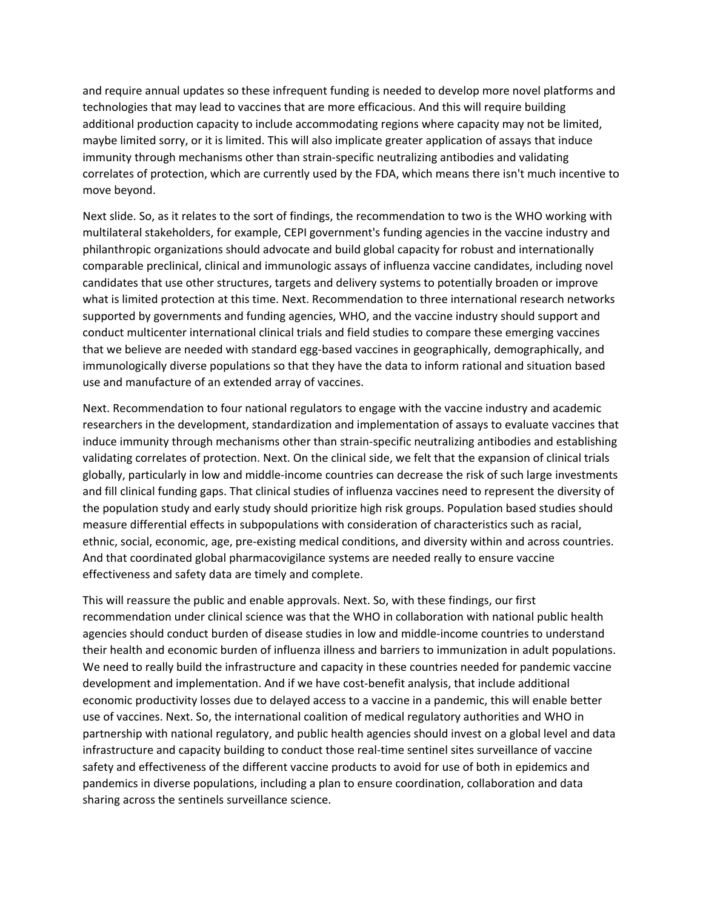and require annual updates so these infrequent funding is needed to develop more novel platforms and technologies that may lead to vaccines that are more efficacious. And this will require building additional production capacity to include accommodating regions where capacity may not be limited, maybe limited sorry, or it is limited. This will also implicate greater application of assays that induce immunity through mechanisms other than strain-specific neutralizing antibodies and validating correlates of protection, which are currently used by the FDA, which means there isn't much incentive to move beyond.

Next slide. So, as it relates to the sort of findings, the recommendation to two is the WHO working with multilateral stakeholders, for example, CEPI government's funding agencies in the vaccine industry and philanthropic organizations should advocate and build global capacity for robust and internationally comparable preclinical, clinical and immunologic assays of influenza vaccine candidates, including novel candidates that use other structures, targets and delivery systems to potentially broaden or improve what is limited protection at this time. Next. Recommendation to three international research networks supported by governments and funding agencies, WHO, and the vaccine industry should support and conduct multicenter international clinical trials and field studies to compare these emerging vaccines that we believe are needed with standard egg-based vaccines in geographically, demographically, and immunologically diverse populations so that they have the data to inform rational and situation based use and manufacture of an extended array of vaccines.

Next. Recommendation to four national regulators to engage with the vaccine industry and academic researchers in the development, standardization and implementation of assays to evaluate vaccines that induce immunity through mechanisms other than strain-specific neutralizing antibodies and establishing validating correlates of protection. Next. On the clinical side, we felt that the expansion of clinical trials globally, particularly in low and middle-income countries can decrease the risk of such large investments and fill clinical funding gaps. That clinical studies of influenza vaccines need to represent the diversity of the population study and early study should prioritize high risk groups. Population based studies should measure differential effects in subpopulations with consideration of characteristics such as racial, ethnic, social, economic, age, pre-existing medical conditions, and diversity within and across countries. And that coordinated global pharmacovigilance systems are needed really to ensure vaccine effectiveness and safety data are timely and complete.

This will reassure the public and enable approvals. Next. So, with these findings, our first recommendation under clinical science was that the WHO in collaboration with national public health agencies should conduct burden of disease studies in low and middle-income countries to understand their health and economic burden of influenza illness and barriers to immunization in adult populations. We need to really build the infrastructure and capacity in these countries needed for pandemic vaccine development and implementation. And if we have cost-benefit analysis, that include additional economic productivity losses due to delayed access to a vaccine in a pandemic, this will enable better use of vaccines. Next. So, the international coalition of medical regulatory authorities and WHO in partnership with national regulatory, and public health agencies should invest on a global level and data infrastructure and capacity building to conduct those real-time sentinel sites surveillance of vaccine safety and effectiveness of the different vaccine products to avoid for use of both in epidemics and pandemics in diverse populations, including a plan to ensure coordination, collaboration and data sharing across the sentinels surveillance science.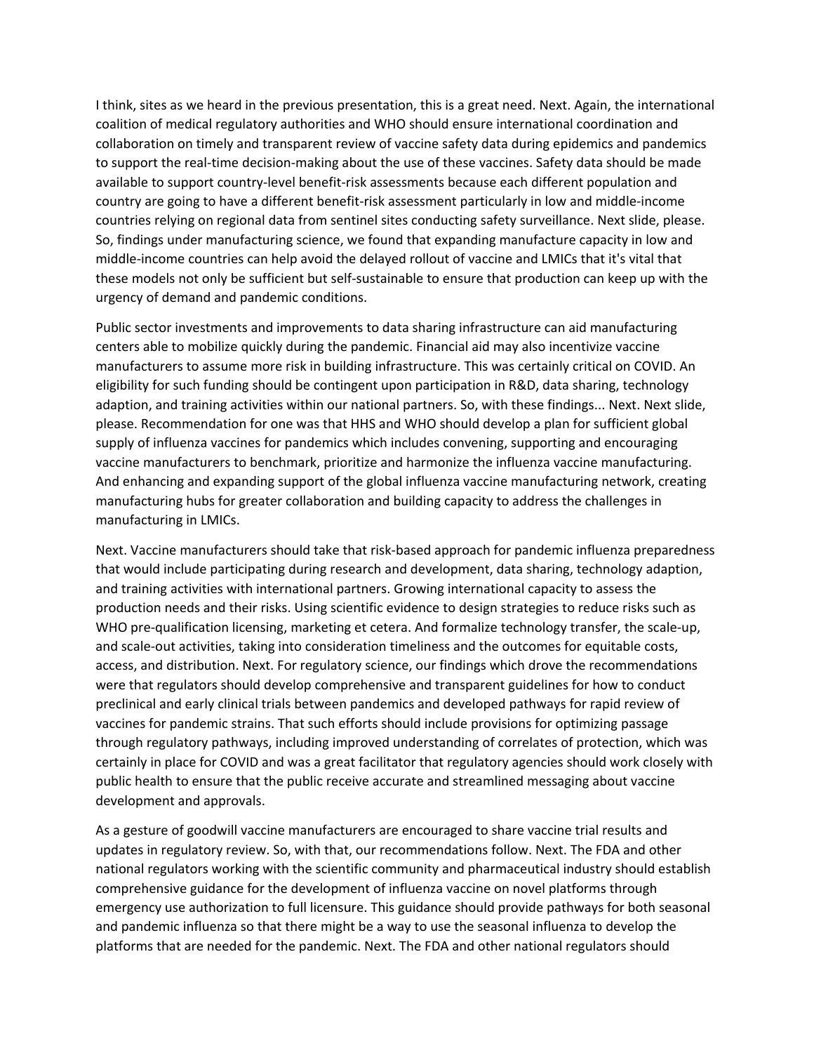I think, sites as we heard in the previous presentation, this is a great need. Next. Again, the international coalition of medical regulatory authorities and WHO should ensure international coordination and collaboration on timely and transparent review of vaccine safety data during epidemics and pandemics to support the real-time decision-making about the use of these vaccines. Safety data should be made available to support country-level benefit-risk assessments because each different population and country are going to have a different benefit-risk assessment particularly in low and middle-income countries relying on regional data from sentinel sites conducting safety surveillance. Next slide, please. So, findings under manufacturing science, we found that expanding manufacture capacity in low and middle-income countries can help avoid the delayed rollout of vaccine and LMICs that it's vital that these models not only be sufficient but self-sustainable to ensure that production can keep up with the urgency of demand and pandemic conditions.

Public sector investments and improvements to data sharing infrastructure can aid manufacturing centers able to mobilize quickly during the pandemic. Financial aid may also incentivize vaccine manufacturers to assume more risk in building infrastructure. This was certainly critical on COVID. An eligibility for such funding should be contingent upon participation in R&D, data sharing, technology adaption, and training activities within our national partners. So, with these findings... Next. Next slide, please. Recommendation for one was that HHS and WHO should develop a plan for sufficient global supply of influenza vaccines for pandemics which includes convening, supporting and encouraging vaccine manufacturers to benchmark, prioritize and harmonize the influenza vaccine manufacturing. And enhancing and expanding support of the global influenza vaccine manufacturing network, creating manufacturing hubs for greater collaboration and building capacity to address the challenges in manufacturing in LMICs.

Next. Vaccine manufacturers should take that risk-based approach for pandemic influenza preparedness that would include participating during research and development, data sharing, technology adaption, and training activities with international partners. Growing international capacity to assess the production needs and their risks. Using scientific evidence to design strategies to reduce risks such as WHO pre-qualification licensing, marketing et cetera. And formalize technology transfer, the scale-up, and scale-out activities, taking into consideration timeliness and the outcomes for equitable costs, access, and distribution. Next. For regulatory science, our findings which drove the recommendations were that regulators should develop comprehensive and transparent guidelines for how to conduct preclinical and early clinical trials between pandemics and developed pathways for rapid review of vaccines for pandemic strains. That such efforts should include provisions for optimizing passage through regulatory pathways, including improved understanding of correlates of protection, which was certainly in place for COVID and was a great facilitator that regulatory agencies should work closely with public health to ensure that the public receive accurate and streamlined messaging about vaccine development and approvals.

As a gesture of goodwill vaccine manufacturers are encouraged to share vaccine trial results and updates in regulatory review. So, with that, our recommendations follow. Next. The FDA and other national regulators working with the scientific community and pharmaceutical industry should establish comprehensive guidance for the development of influenza vaccine on novel platforms through emergency use authorization to full licensure. This guidance should provide pathways for both seasonal and pandemic influenza so that there might be a way to use the seasonal influenza to develop the platforms that are needed for the pandemic. Next. The FDA and other national regulators should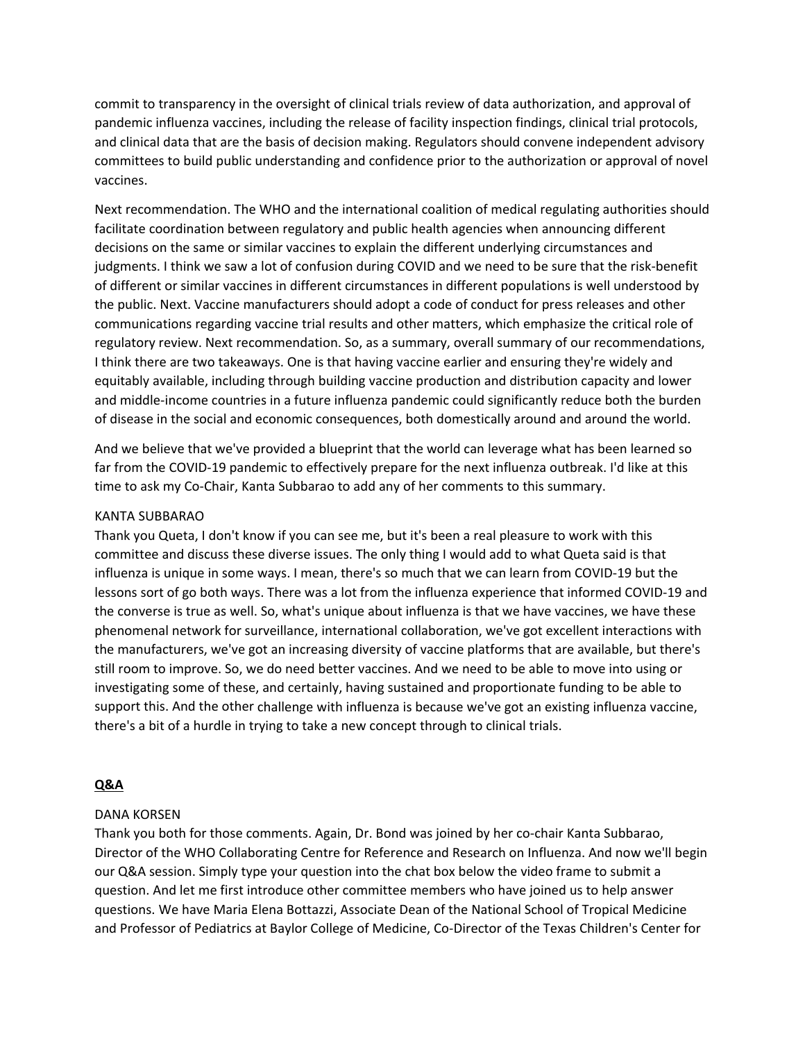commit to transparency in the oversight of clinical trials review of data authorization, and approval of pandemic influenza vaccines, including the release of facility inspection findings, clinical trial protocols, and clinical data that are the basis of decision making. Regulators should convene independent advisory committees to build public understanding and confidence prior to the authorization or approval of novel vaccines.

Next recommendation. The WHO and the international coalition of medical regulating authorities should facilitate coordination between regulatory and public health agencies when announcing different decisions on the same or similar vaccines to explain the different underlying circumstances and judgments. I think we saw a lot of confusion during COVID and we need to be sure that the risk-benefit of different or similar vaccines in different circumstances in different populations is well understood by the public. Next. Vaccine manufacturers should adopt a code of conduct for press releases and other communications regarding vaccine trial results and other matters, which emphasize the critical role of regulatory review. Next recommendation. So, as a summary, overall summary of our recommendations, I think there are two takeaways. One is that having vaccine earlier and ensuring they're widely and equitably available, including through building vaccine production and distribution capacity and lower and middle-income countries in a future influenza pandemic could significantly reduce both the burden of disease in the social and economic consequences, both domestically around and around the world.

And we believe that we've provided a blueprint that the world can leverage what has been learned so far from the COVID-19 pandemic to effectively prepare for the next influenza outbreak. I'd like at this time to ask my Co-Chair, Kanta Subbarao to add any of her comments to this summary.

KANTA SUBBARAO
Thank you Queta, I don't know if you can see me, but it's been a real pleasure to work with this committee and discuss these diverse issues. The only thing I would add to what Queta said is that influenza is unique in some ways. I mean, there's so much that we can learn from COVID-19 but the lessons sort of go both ways. There was a lot from the influenza experience that informed COVID-19 and the converse is true as well. So, what's unique about influenza is that we have vaccines, we have these phenomenal network for surveillance, international collaboration, we've got excellent interactions with the manufacturers, we've got an increasing diversity of vaccine platforms that are available, but there's still room to improve. So, we do need better vaccines. And we need to be able to move into using or investigating some of these, and certainly, having sustained and proportionate funding to be able to support this. And the other challenge with influenza is because we've got an existing influenza vaccine, there's a bit of a hurdle in trying to take a new concept through to clinical trials.

## **Q&A**

DANA KORSEN
Thank you both for those comments. Again, Dr. Bond was joined by her co-chair Kanta Subbarao, Director of the WHO Collaborating Centre for Reference and Research on Influenza. And now we'll begin our Q&A session. Simply type your question into the chat box below the video frame to submit a question. And let me first introduce other committee members who have joined us to help answer questions. We have Maria Elena Bottazzi, Associate Dean of the National School of Tropical Medicine and Professor of Pediatrics at Baylor College of Medicine, Co-Director of the Texas Children's Center for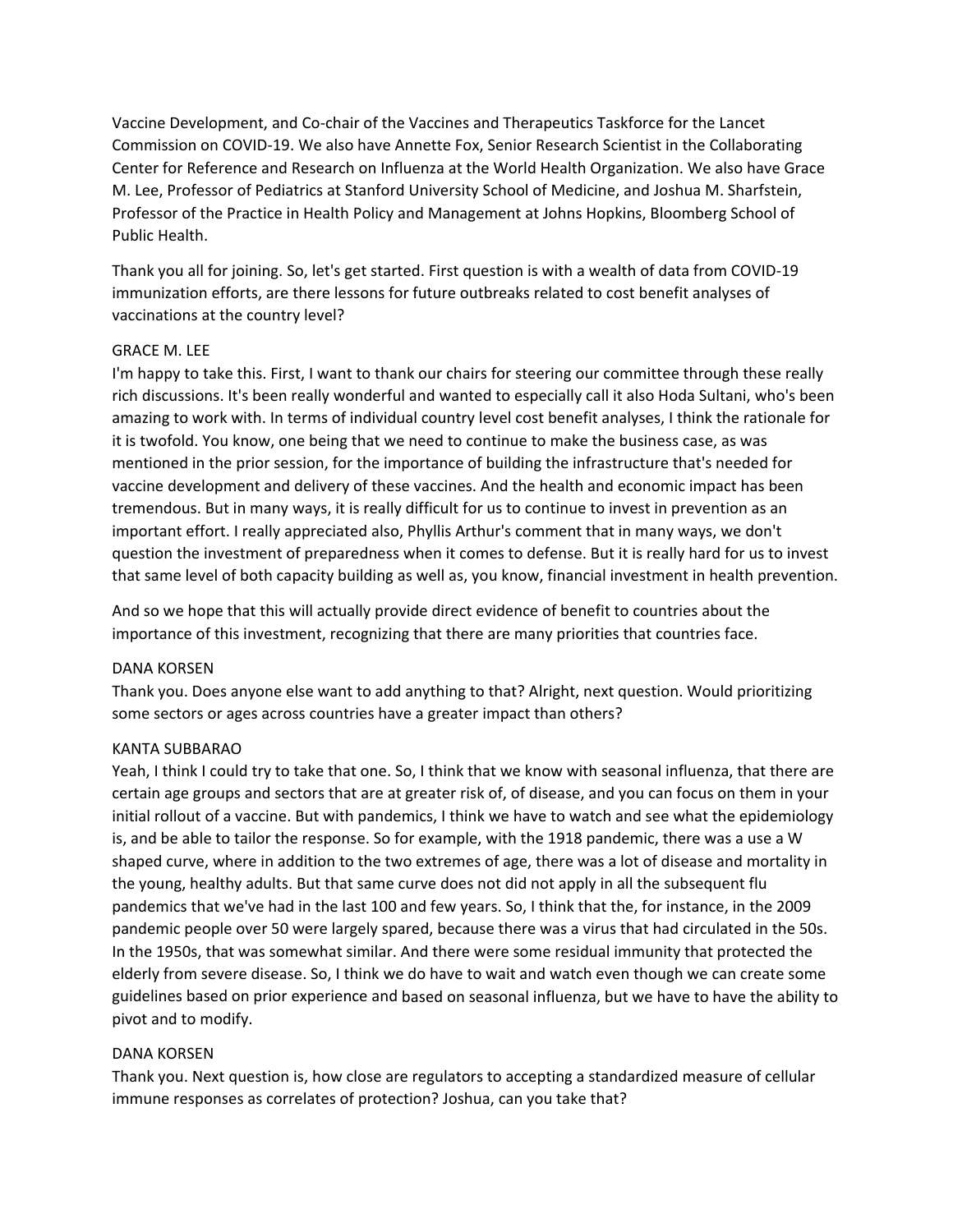Vaccine Development, and Co-chair of the Vaccines and Therapeutics Taskforce for the Lancet Commission on COVID-19. We also have Annette Fox, Senior Research Scientist in the Collaborating Center for Reference and Research on Influenza at the World Health Organization. We also have Grace M. Lee, Professor of Pediatrics at Stanford University School of Medicine, and Joshua M. Sharfstein, Professor of the Practice in Health Policy and Management at Johns Hopkins, Bloomberg School of Public Health.

Thank you all for joining. So, let's get started. First question is with a wealth of data from COVID-19 immunization efforts, are there lessons for future outbreaks related to cost benefit analyses of vaccinations at the country level?

GRACE M. LEE

I'm happy to take this. First, I want to thank our chairs for steering our committee through these really rich discussions. It's been really wonderful and wanted to especially call it also Hoda Sultani, who's been amazing to work with. In terms of individual country level cost benefit analyses, I think the rationale for it is twofold. You know, one being that we need to continue to make the business case, as was mentioned in the prior session, for the importance of building the infrastructure that's needed for vaccine development and delivery of these vaccines. And the health and economic impact has been tremendous. But in many ways, it is really difficult for us to continue to invest in prevention as an important effort. I really appreciated also, Phyllis Arthur's comment that in many ways, we don't question the investment of preparedness when it comes to defense. But it is really hard for us to invest that same level of both capacity building as well as, you know, financial investment in health prevention.

And so we hope that this will actually provide direct evidence of benefit to countries about the importance of this investment, recognizing that there are many priorities that countries face.

DANA KORSEN

Thank you. Does anyone else want to add anything to that? Alright, next question. Would prioritizing some sectors or ages across countries have a greater impact than others?

KANTA SUBBARAO

Yeah, I think I could try to take that one. So, I think that we know with seasonal influenza, that there are certain age groups and sectors that are at greater risk of, of disease, and you can focus on them in your initial rollout of a vaccine. But with pandemics, I think we have to watch and see what the epidemiology is, and be able to tailor the response. So for example, with the 1918 pandemic, there was a use a W shaped curve, where in addition to the two extremes of age, there was a lot of disease and mortality in the young, healthy adults. But that same curve does not did not apply in all the subsequent flu pandemics that we've had in the last 100 and few years. So, I think that the, for instance, in the 2009 pandemic people over 50 were largely spared, because there was a virus that had circulated in the 50s. In the 1950s, that was somewhat similar. And there were some residual immunity that protected the elderly from severe disease. So, I think we do have to wait and watch even though we can create some guidelines based on prior experience and based on seasonal influenza, but we have to have the ability to pivot and to modify.

DANA KORSEN

Thank you. Next question is, how close are regulators to accepting a standardized measure of cellular immune responses as correlates of protection? Joshua, can you take that?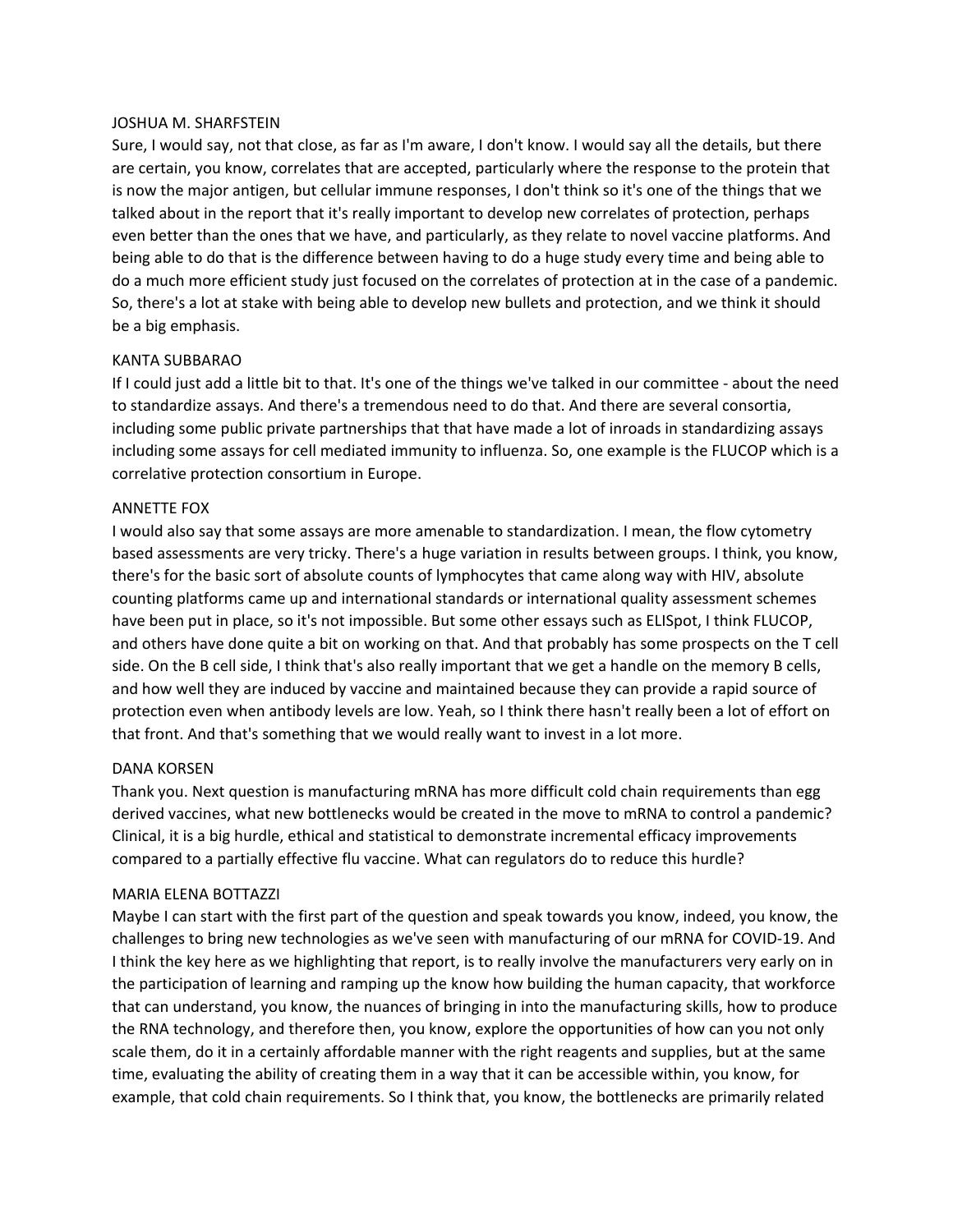JOSHUA M. SHARFSTEIN

Sure, I would say, not that close, as far as I'm aware, I don't know. I would say all the details, but there are certain, you know, correlates that are accepted, particularly where the response to the protein that is now the major antigen, but cellular immune responses, I don't think so it's one of the things that we talked about in the report that it's really important to develop new correlates of protection, perhaps even better than the ones that we have, and particularly, as they relate to novel vaccine platforms. And being able to do that is the difference between having to do a huge study every time and being able to do a much more efficient study just focused on the correlates of protection at in the case of a pandemic. So, there's a lot at stake with being able to develop new bullets and protection, and we think it should be a big emphasis.

KANTA SUBBARAO

If I could just add a little bit to that. It's one of the things we've talked in our committee - about the need to standardize assays. And there's a tremendous need to do that. And there are several consortia, including some public private partnerships that that have made a lot of inroads in standardizing assays including some assays for cell mediated immunity to influenza. So, one example is the FLUCOP which is a correlative protection consortium in Europe.

ANNETTE FOX

I would also say that some assays are more amenable to standardization. I mean, the flow cytometry based assessments are very tricky. There's a huge variation in results between groups. I think, you know, there's for the basic sort of absolute counts of lymphocytes that came along way with HIV, absolute counting platforms came up and international standards or international quality assessment schemes have been put in place, so it's not impossible. But some other essays such as ELISpot, I think FLUCOP, and others have done quite a bit on working on that. And that probably has some prospects on the T cell side. On the B cell side, I think that's also really important that we get a handle on the memory B cells, and how well they are induced by vaccine and maintained because they can provide a rapid source of protection even when antibody levels are low. Yeah, so I think there hasn't really been a lot of effort on that front. And that's something that we would really want to invest in a lot more.

DANA KORSEN

Thank you. Next question is manufacturing mRNA has more difficult cold chain requirements than egg derived vaccines, what new bottlenecks would be created in the move to mRNA to control a pandemic? Clinical, it is a big hurdle, ethical and statistical to demonstrate incremental efficacy improvements compared to a partially effective flu vaccine. What can regulators do to reduce this hurdle?

MARIA ELENA BOTTAZZI

Maybe I can start with the first part of the question and speak towards you know, indeed, you know, the challenges to bring new technologies as we've seen with manufacturing of our mRNA for COVID-19. And I think the key here as we highlighting that report, is to really involve the manufacturers very early on in the participation of learning and ramping up the know how building the human capacity, that workforce that can understand, you know, the nuances of bringing in into the manufacturing skills, how to produce the RNA technology, and therefore then, you know, explore the opportunities of how can you not only scale them, do it in a certainly affordable manner with the right reagents and supplies, but at the same time, evaluating the ability of creating them in a way that it can be accessible within, you know, for example, that cold chain requirements. So I think that, you know, the bottlenecks are primarily related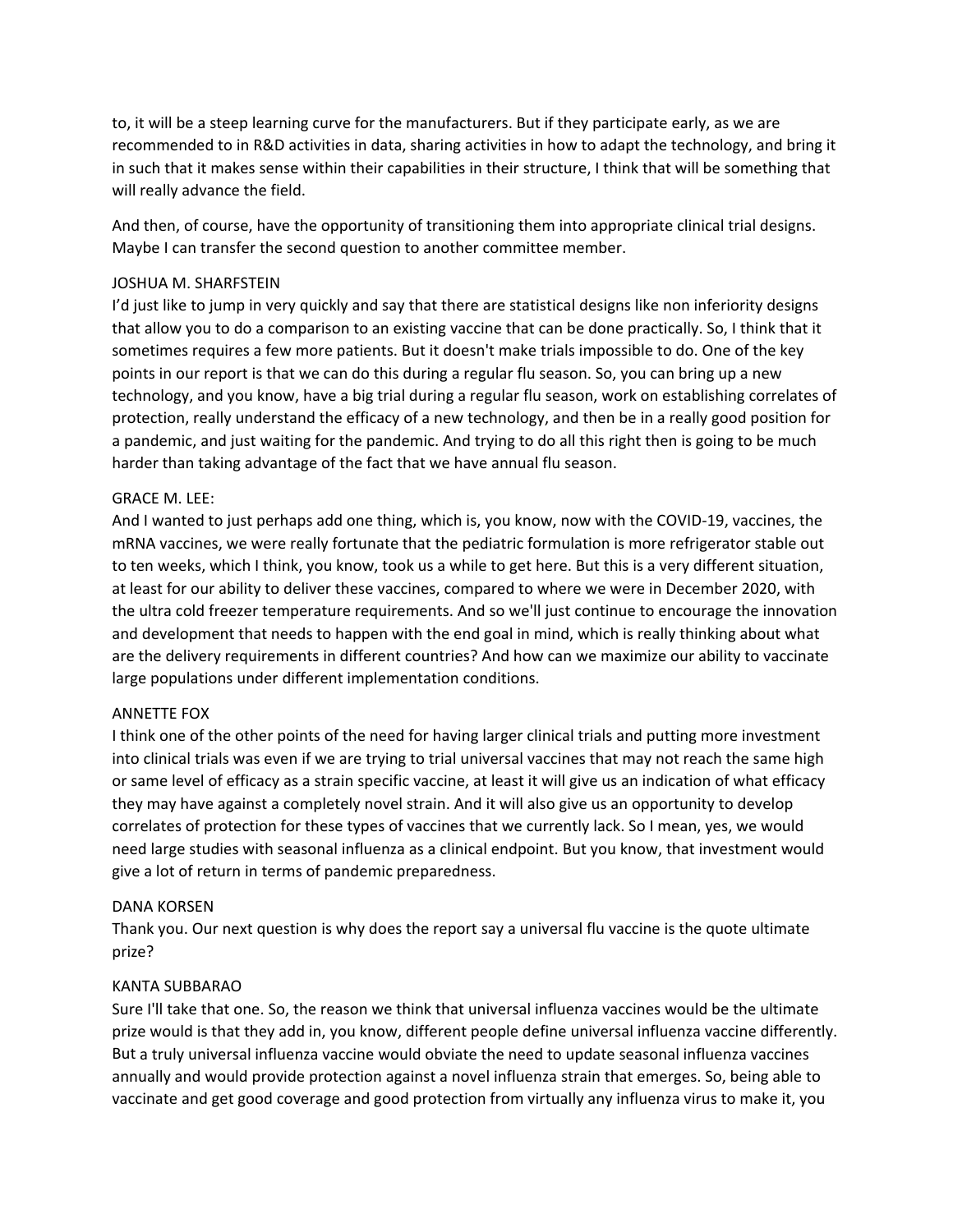to, it will be a steep learning curve for the manufacturers. But if they participate early, as we are recommended to in R&D activities in data, sharing activities in how to adapt the technology, and bring it in such that it makes sense within their capabilities in their structure, I think that will be something that will really advance the field.

And then, of course, have the opportunity of transitioning them into appropriate clinical trial designs. Maybe I can transfer the second question to another committee member.

JOSHUA M. SHARFSTEIN

I'd just like to jump in very quickly and say that there are statistical designs like non inferiority designs that allow you to do a comparison to an existing vaccine that can be done practically. So, I think that it sometimes requires a few more patients. But it doesn't make trials impossible to do. One of the key points in our report is that we can do this during a regular flu season. So, you can bring up a new technology, and you know, have a big trial during a regular flu season, work on establishing correlates of protection, really understand the efficacy of a new technology, and then be in a really good position for a pandemic, and just waiting for the pandemic. And trying to do all this right then is going to be much harder than taking advantage of the fact that we have annual flu season.

GRACE M. LEE:

And I wanted to just perhaps add one thing, which is, you know, now with the COVID-19, vaccines, the mRNA vaccines, we were really fortunate that the pediatric formulation is more refrigerator stable out to ten weeks, which I think, you know, took us a while to get here. But this is a very different situation, at least for our ability to deliver these vaccines, compared to where we were in December 2020, with the ultra cold freezer temperature requirements. And so we'll just continue to encourage the innovation and development that needs to happen with the end goal in mind, which is really thinking about what are the delivery requirements in different countries? And how can we maximize our ability to vaccinate large populations under different implementation conditions.

ANNETTE FOX

I think one of the other points of the need for having larger clinical trials and putting more investment into clinical trials was even if we are trying to trial universal vaccines that may not reach the same high or same level of efficacy as a strain specific vaccine, at least it will give us an indication of what efficacy they may have against a completely novel strain. And it will also give us an opportunity to develop correlates of protection for these types of vaccines that we currently lack. So I mean, yes, we would need large studies with seasonal influenza as a clinical endpoint. But you know, that investment would give a lot of return in terms of pandemic preparedness.

DANA KORSEN

Thank you. Our next question is why does the report say a universal flu vaccine is the quote ultimate prize?

KANTA SUBBARAO

Sure I'll take that one. So, the reason we think that universal influenza vaccines would be the ultimate prize would is that they add in, you know, different people define universal influenza vaccine differently. But a truly universal influenza vaccine would obviate the need to update seasonal influenza vaccines annually and would provide protection against a novel influenza strain that emerges. So, being able to vaccinate and get good coverage and good protection from virtually any influenza virus to make it, you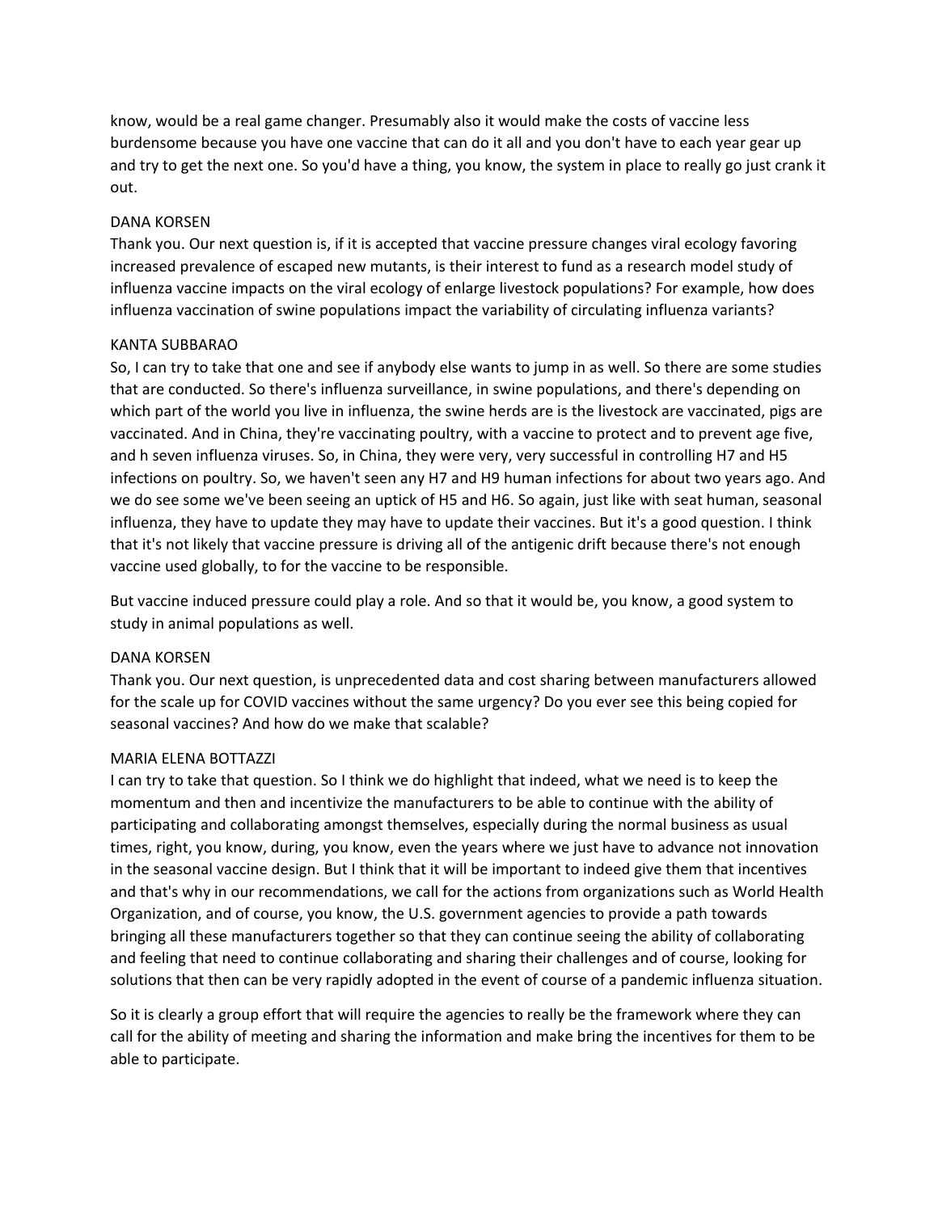know, would be a real game changer. Presumably also it would make the costs of vaccine less burdensome because you have one vaccine that can do it all and you don't have to each year gear up and try to get the next one. So you'd have a thing, you know, the system in place to really go just crank it out.

DANA KORSEN
Thank you. Our next question is, if it is accepted that vaccine pressure changes viral ecology favoring increased prevalence of escaped new mutants, is their interest to fund as a research model study of influenza vaccine impacts on the viral ecology of enlarge livestock populations? For example, how does influenza vaccination of swine populations impact the variability of circulating influenza variants?

KANTA SUBBARAO
So, I can try to take that one and see if anybody else wants to jump in as well. So there are some studies that are conducted. So there's influenza surveillance, in swine populations, and there's depending on which part of the world you live in influenza, the swine herds are is the livestock are vaccinated, pigs are vaccinated. And in China, they're vaccinating poultry, with a vaccine to protect and to prevent age five, and h seven influenza viruses. So, in China, they were very, very successful in controlling H7 and H5 infections on poultry. So, we haven't seen any H7 and H9 human infections for about two years ago. And we do see some we've been seeing an uptick of H5 and H6. So again, just like with seat human, seasonal influenza, they have to update they may have to update their vaccines. But it's a good question. I think that it's not likely that vaccine pressure is driving all of the antigenic drift because there's not enough vaccine used globally, to for the vaccine to be responsible.

But vaccine induced pressure could play a role. And so that it would be, you know, a good system to study in animal populations as well.

DANA KORSEN
Thank you. Our next question, is unprecedented data and cost sharing between manufacturers allowed for the scale up for COVID vaccines without the same urgency? Do you ever see this being copied for seasonal vaccines? And how do we make that scalable?

MARIA ELENA BOTTAZZI
I can try to take that question. So I think we do highlight that indeed, what we need is to keep the momentum and then and incentivize the manufacturers to be able to continue with the ability of participating and collaborating amongst themselves, especially during the normal business as usual times, right, you know, during, you know, even the years where we just have to advance not innovation in the seasonal vaccine design. But I think that it will be important to indeed give them that incentives and that's why in our recommendations, we call for the actions from organizations such as World Health Organization, and of course, you know, the U.S. government agencies to provide a path towards bringing all these manufacturers together so that they can continue seeing the ability of collaborating and feeling that need to continue collaborating and sharing their challenges and of course, looking for solutions that then can be very rapidly adopted in the event of course of a pandemic influenza situation.

So it is clearly a group effort that will require the agencies to really be the framework where they can call for the ability of meeting and sharing the information and make bring the incentives for them to be able to participate.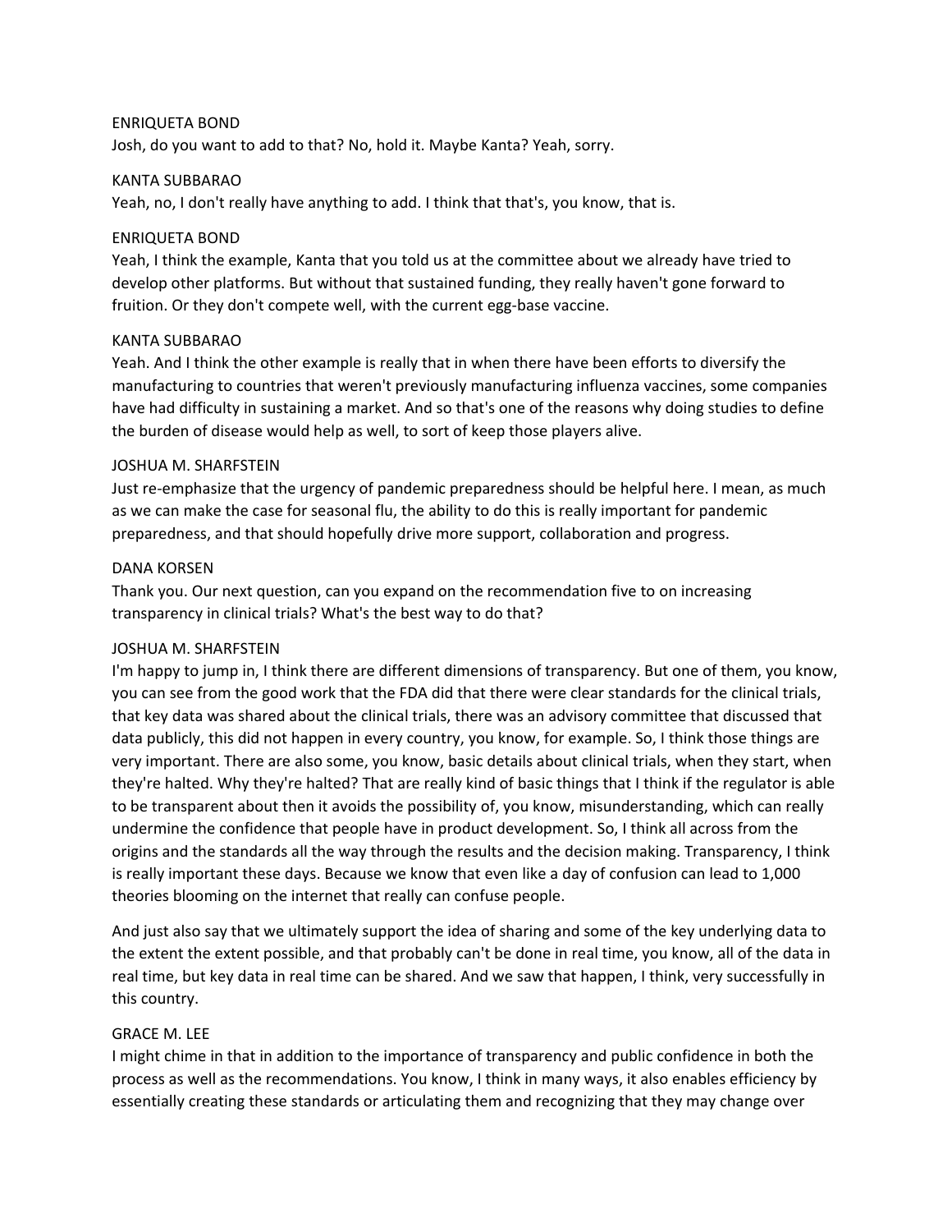ENRIQUETA BOND
Josh, do you want to add to that? No, hold it. Maybe Kanta? Yeah, sorry.

KANTA SUBBARAO
Yeah, no, I don't really have anything to add. I think that that's, you know, that is.

ENRIQUETA BOND
Yeah, I think the example, Kanta that you told us at the committee about we already have tried to develop other platforms. But without that sustained funding, they really haven't gone forward to fruition. Or they don't compete well, with the current egg-base vaccine.

KANTA SUBBARAO
Yeah. And I think the other example is really that in when there have been efforts to diversify the manufacturing to countries that weren't previously manufacturing influenza vaccines, some companies have had difficulty in sustaining a market. And so that's one of the reasons why doing studies to define the burden of disease would help as well, to sort of keep those players alive.

JOSHUA M. SHARFSTEIN
Just re-emphasize that the urgency of pandemic preparedness should be helpful here. I mean, as much as we can make the case for seasonal flu, the ability to do this is really important for pandemic preparedness, and that should hopefully drive more support, collaboration and progress.

DANA KORSEN
Thank you. Our next question, can you expand on the recommendation five to on increasing transparency in clinical trials? What's the best way to do that?

JOSHUA M. SHARFSTEIN
I'm happy to jump in, I think there are different dimensions of transparency. But one of them, you know, you can see from the good work that the FDA did that there were clear standards for the clinical trials, that key data was shared about the clinical trials, there was an advisory committee that discussed that data publicly, this did not happen in every country, you know, for example. So, I think those things are very important. There are also some, you know, basic details about clinical trials, when they start, when they're halted. Why they're halted? That are really kind of basic things that I think if the regulator is able to be transparent about then it avoids the possibility of, you know, misunderstanding, which can really undermine the confidence that people have in product development. So, I think all across from the origins and the standards all the way through the results and the decision making. Transparency, I think is really important these days. Because we know that even like a day of confusion can lead to 1,000 theories blooming on the internet that really can confuse people.

And just also say that we ultimately support the idea of sharing and some of the key underlying data to the extent the extent possible, and that probably can't be done in real time, you know, all of the data in real time, but key data in real time can be shared. And we saw that happen, I think, very successfully in this country.

GRACE M. LEE
I might chime in that in addition to the importance of transparency and public confidence in both the process as well as the recommendations. You know, I think in many ways, it also enables efficiency by essentially creating these standards or articulating them and recognizing that they may change over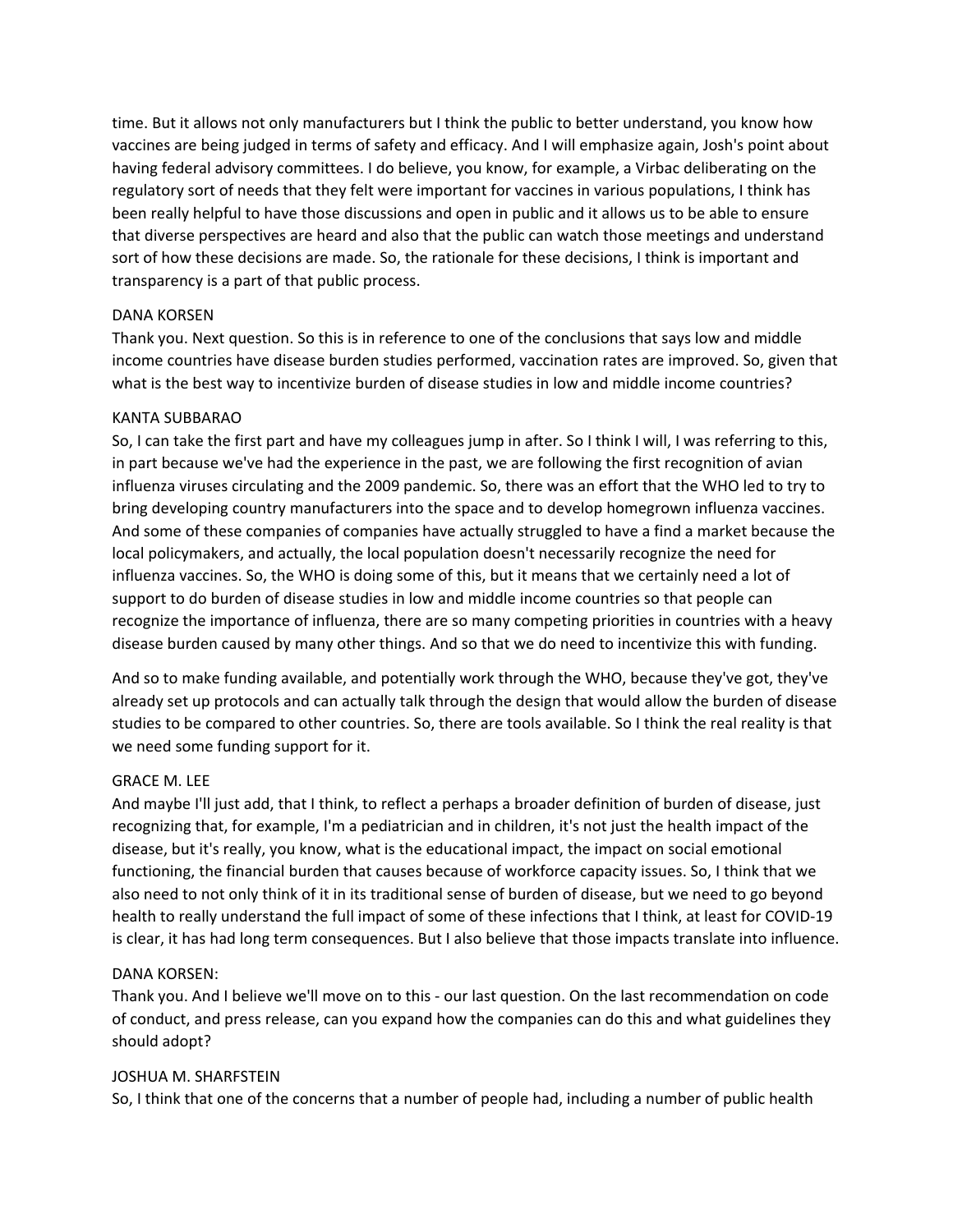time. But it allows not only manufacturers but I think the public to better understand, you know how vaccines are being judged in terms of safety and efficacy. And I will emphasize again, Josh's point about having federal advisory committees. I do believe, you know, for example, a Virbac deliberating on the regulatory sort of needs that they felt were important for vaccines in various populations, I think has been really helpful to have those discussions and open in public and it allows us to be able to ensure that diverse perspectives are heard and also that the public can watch those meetings and understand sort of how these decisions are made. So, the rationale for these decisions, I think is important and transparency is a part of that public process.

DANA KORSEN

Thank you. Next question. So this is in reference to one of the conclusions that says low and middle income countries have disease burden studies performed, vaccination rates are improved. So, given that what is the best way to incentivize burden of disease studies in low and middle income countries?

KANTA SUBBARAO

So, I can take the first part and have my colleagues jump in after. So I think I will, I was referring to this, in part because we've had the experience in the past, we are following the first recognition of avian influenza viruses circulating and the 2009 pandemic. So, there was an effort that the WHO led to try to bring developing country manufacturers into the space and to develop homegrown influenza vaccines. And some of these companies of companies have actually struggled to have a find a market because the local policymakers, and actually, the local population doesn't necessarily recognize the need for influenza vaccines. So, the WHO is doing some of this, but it means that we certainly need a lot of support to do burden of disease studies in low and middle income countries so that people can recognize the importance of influenza, there are so many competing priorities in countries with a heavy disease burden caused by many other things. And so that we do need to incentivize this with funding.

And so to make funding available, and potentially work through the WHO, because they've got, they've already set up protocols and can actually talk through the design that would allow the burden of disease studies to be compared to other countries. So, there are tools available. So I think the real reality is that we need some funding support for it.

GRACE M. LEE

And maybe I'll just add, that I think, to reflect a perhaps a broader definition of burden of disease, just recognizing that, for example, I'm a pediatrician and in children, it's not just the health impact of the disease, but it's really, you know, what is the educational impact, the impact on social emotional functioning, the financial burden that causes because of workforce capacity issues. So, I think that we also need to not only think of it in its traditional sense of burden of disease, but we need to go beyond health to really understand the full impact of some of these infections that I think, at least for COVID-19 is clear, it has had long term consequences. But I also believe that those impacts translate into influence.

DANA KORSEN:

Thank you. And I believe we'll move on to this - our last question. On the last recommendation on code of conduct, and press release, can you expand how the companies can do this and what guidelines they should adopt?

JOSHUA M. SHARFSTEIN

So, I think that one of the concerns that a number of people had, including a number of public health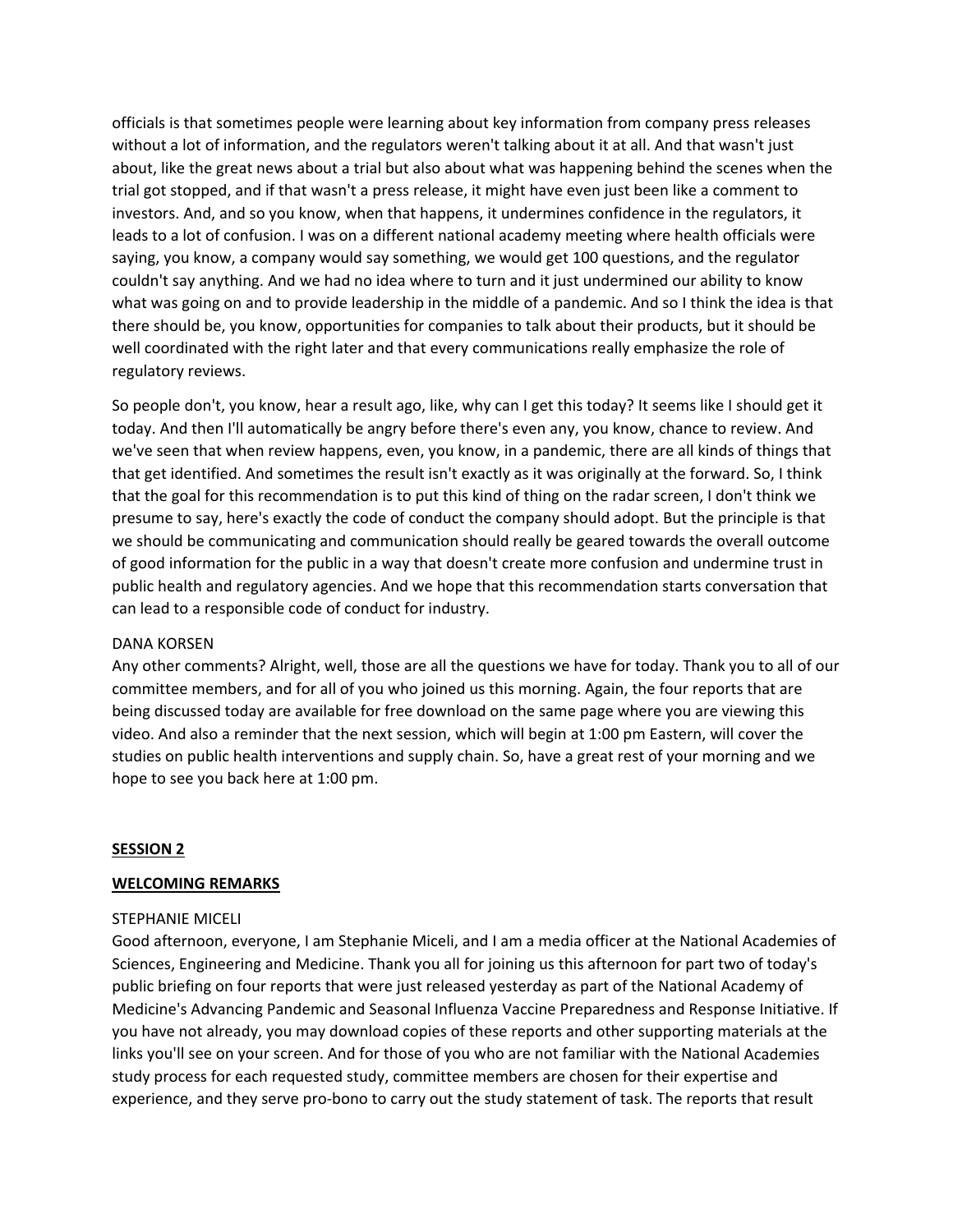officials is that sometimes people were learning about key information from company press releases without a lot of information, and the regulators weren't talking about it at all. And that wasn't just about, like the great news about a trial but also about what was happening behind the scenes when the trial got stopped, and if that wasn't a press release, it might have even just been like a comment to investors. And, and so you know, when that happens, it undermines confidence in the regulators, it leads to a lot of confusion. I was on a different national academy meeting where health officials were saying, you know, a company would say something, we would get 100 questions, and the regulator couldn't say anything. And we had no idea where to turn and it just undermined our ability to know what was going on and to provide leadership in the middle of a pandemic. And so I think the idea is that there should be, you know, opportunities for companies to talk about their products, but it should be well coordinated with the right later and that every communications really emphasize the role of regulatory reviews.

So people don't, you know, hear a result ago, like, why can I get this today? It seems like I should get it today. And then I'll automatically be angry before there's even any, you know, chance to review. And we've seen that when review happens, even, you know, in a pandemic, there are all kinds of things that that get identified. And sometimes the result isn't exactly as it was originally at the forward. So, I think that the goal for this recommendation is to put this kind of thing on the radar screen, I don't think we presume to say, here's exactly the code of conduct the company should adopt. But the principle is that we should be communicating and communication should really be geared towards the overall outcome of good information for the public in a way that doesn't create more confusion and undermine trust in public health and regulatory agencies. And we hope that this recommendation starts conversation that can lead to a responsible code of conduct for industry.

DANA KORSEN
Any other comments? Alright, well, those are all the questions we have for today. Thank you to all of our committee members, and for all of you who joined us this morning. Again, the four reports that are being discussed today are available for free download on the same page where you are viewing this video. And also a reminder that the next session, which will begin at 1:00 pm Eastern, will cover the studies on public health interventions and supply chain. So, have a great rest of your morning and we hope to see you back here at 1:00 pm.

**SESSION 2**

**WELCOMING REMARKS**

STEPHANIE MICELI
Good afternoon, everyone, I am Stephanie Miceli, and I am a media officer at the National Academies of Sciences, Engineering and Medicine. Thank you all for joining us this afternoon for part two of today's public briefing on four reports that were just released yesterday as part of the National Academy of Medicine's Advancing Pandemic and Seasonal Influenza Vaccine Preparedness and Response Initiative. If you have not already, you may download copies of these reports and other supporting materials at the links you'll see on your screen. And for those of you who are not familiar with the National Academies study process for each requested study, committee members are chosen for their expertise and experience, and they serve pro-bono to carry out the study statement of task. The reports that result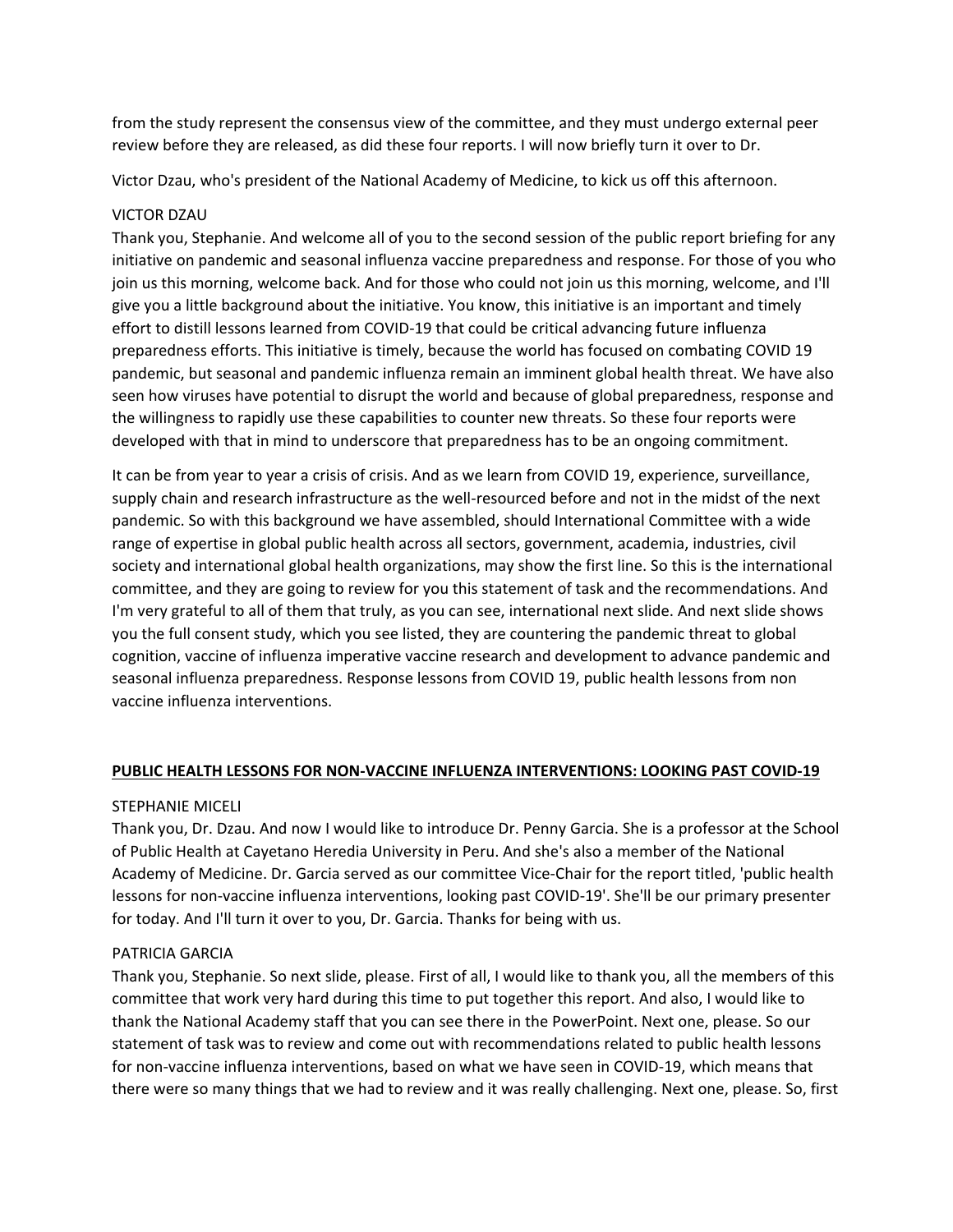from the study represent the consensus view of the committee, and they must undergo external peer review before they are released, as did these four reports. I will now briefly turn it over to Dr.

Victor Dzau, who's president of the National Academy of Medicine, to kick us off this afternoon.

VICTOR DZAU
Thank you, Stephanie. And welcome all of you to the second session of the public report briefing for any initiative on pandemic and seasonal influenza vaccine preparedness and response. For those of you who join us this morning, welcome back. And for those who could not join us this morning, welcome, and I'll give you a little background about the initiative. You know, this initiative is an important and timely effort to distill lessons learned from COVID-19 that could be critical advancing future influenza preparedness efforts. This initiative is timely, because the world has focused on combating COVID 19 pandemic, but seasonal and pandemic influenza remain an imminent global health threat. We have also seen how viruses have potential to disrupt the world and because of global preparedness, response and the willingness to rapidly use these capabilities to counter new threats. So these four reports were developed with that in mind to underscore that preparedness has to be an ongoing commitment.

It can be from year to year a crisis of crisis. And as we learn from COVID 19, experience, surveillance, supply chain and research infrastructure as the well-resourced before and not in the midst of the next pandemic. So with this background we have assembled, should International Committee with a wide range of expertise in global public health across all sectors, government, academia, industries, civil society and international global health organizations, may show the first line. So this is the international committee, and they are going to review for you this statement of task and the recommendations. And I'm very grateful to all of them that truly, as you can see, international next slide. And next slide shows you the full consent study, which you see listed, they are countering the pandemic threat to global cognition, vaccine of influenza imperative vaccine research and development to advance pandemic and seasonal influenza preparedness. Response lessons from COVID 19, public health lessons from non vaccine influenza interventions.

## PUBLIC HEALTH LESSONS FOR NON-VACCINE INFLUENZA INTERVENTIONS: LOOKING PAST COVID-19

STEPHANIE MICELI
Thank you, Dr. Dzau. And now I would like to introduce Dr. Penny Garcia. She is a professor at the School of Public Health at Cayetano Heredia University in Peru. And she's also a member of the National Academy of Medicine. Dr. Garcia served as our committee Vice-Chair for the report titled, 'public health lessons for non-vaccine influenza interventions, looking past COVID-19'. She'll be our primary presenter for today. And I'll turn it over to you, Dr. Garcia. Thanks for being with us.

PATRICIA GARCIA
Thank you, Stephanie. So next slide, please. First of all, I would like to thank you, all the members of this committee that work very hard during this time to put together this report. And also, I would like to thank the National Academy staff that you can see there in the PowerPoint. Next one, please. So our statement of task was to review and come out with recommendations related to public health lessons for non-vaccine influenza interventions, based on what we have seen in COVID-19, which means that there were so many things that we had to review and it was really challenging. Next one, please. So, first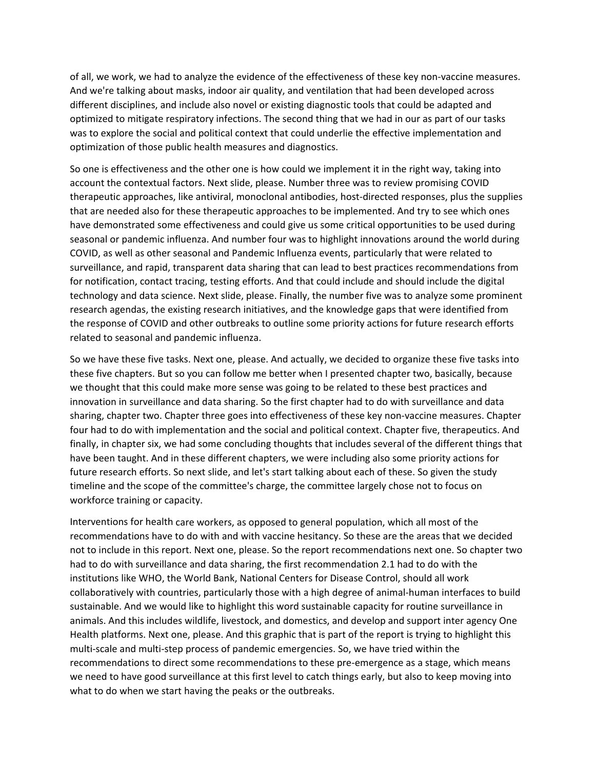of all, we work, we had to analyze the evidence of the effectiveness of these key non-vaccine measures. And we're talking about masks, indoor air quality, and ventilation that had been developed across different disciplines, and include also novel or existing diagnostic tools that could be adapted and optimized to mitigate respiratory infections. The second thing that we had in our as part of our tasks was to explore the social and political context that could underlie the effective implementation and optimization of those public health measures and diagnostics.

So one is effectiveness and the other one is how could we implement it in the right way, taking into account the contextual factors. Next slide, please. Number three was to review promising COVID therapeutic approaches, like antiviral, monoclonal antibodies, host-directed responses, plus the supplies that are needed also for these therapeutic approaches to be implemented. And try to see which ones have demonstrated some effectiveness and could give us some critical opportunities to be used during seasonal or pandemic influenza. And number four was to highlight innovations around the world during COVID, as well as other seasonal and Pandemic Influenza events, particularly that were related to surveillance, and rapid, transparent data sharing that can lead to best practices recommendations from for notification, contact tracing, testing efforts. And that could include and should include the digital technology and data science. Next slide, please. Finally, the number five was to analyze some prominent research agendas, the existing research initiatives, and the knowledge gaps that were identified from the response of COVID and other outbreaks to outline some priority actions for future research efforts related to seasonal and pandemic influenza.

So we have these five tasks. Next one, please. And actually, we decided to organize these five tasks into these five chapters. But so you can follow me better when I presented chapter two, basically, because we thought that this could make more sense was going to be related to these best practices and innovation in surveillance and data sharing. So the first chapter had to do with surveillance and data sharing, chapter two. Chapter three goes into effectiveness of these key non-vaccine measures. Chapter four had to do with implementation and the social and political context. Chapter five, therapeutics. And finally, in chapter six, we had some concluding thoughts that includes several of the different things that have been taught. And in these different chapters, we were including also some priority actions for future research efforts. So next slide, and let's start talking about each of these. So given the study timeline and the scope of the committee's charge, the committee largely chose not to focus on workforce training or capacity.

Interventions for health care workers, as opposed to general population, which all most of the recommendations have to do with and with vaccine hesitancy. So these are the areas that we decided not to include in this report. Next one, please. So the report recommendations next one. So chapter two had to do with surveillance and data sharing, the first recommendation 2.1 had to do with the institutions like WHO, the World Bank, National Centers for Disease Control, should all work collaboratively with countries, particularly those with a high degree of animal-human interfaces to build sustainable. And we would like to highlight this word sustainable capacity for routine surveillance in animals. And this includes wildlife, livestock, and domestics, and develop and support inter agency One Health platforms. Next one, please. And this graphic that is part of the report is trying to highlight this multi-scale and multi-step process of pandemic emergencies. So, we have tried within the recommendations to direct some recommendations to these pre-emergence as a stage, which means we need to have good surveillance at this first level to catch things early, but also to keep moving into what to do when we start having the peaks or the outbreaks.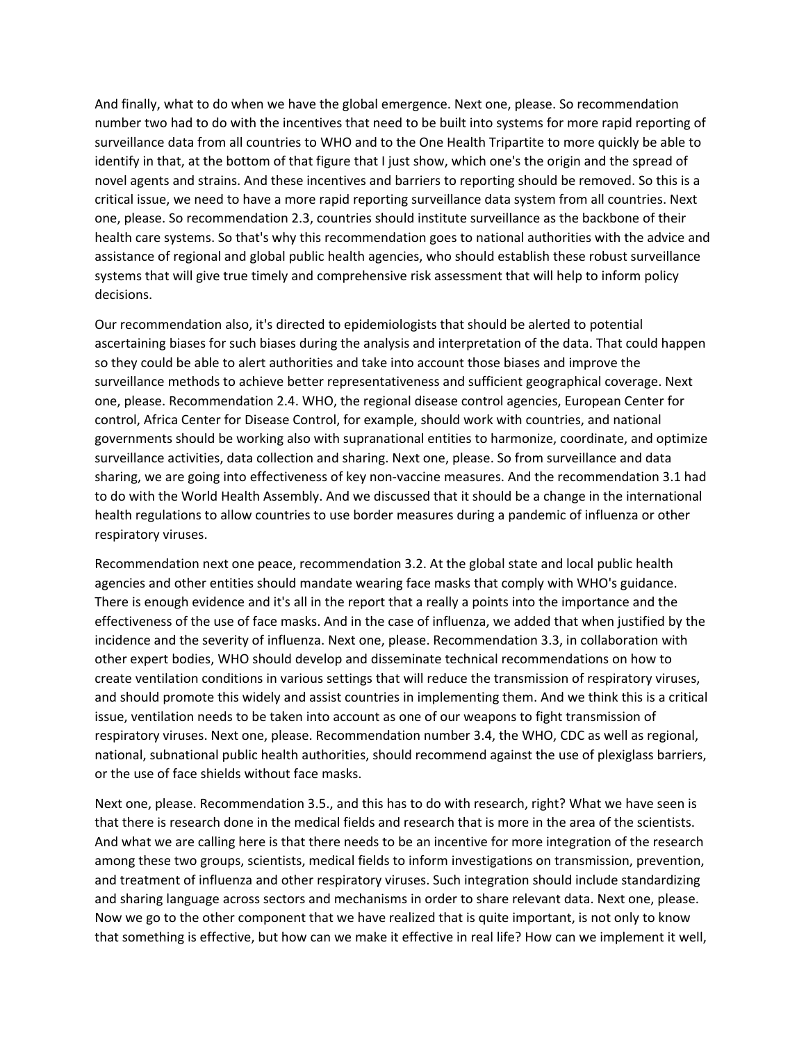And finally, what to do when we have the global emergence. Next one, please. So recommendation number two had to do with the incentives that need to be built into systems for more rapid reporting of surveillance data from all countries to WHO and to the One Health Tripartite to more quickly be able to identify in that, at the bottom of that figure that I just show, which one's the origin and the spread of novel agents and strains. And these incentives and barriers to reporting should be removed. So this is a critical issue, we need to have a more rapid reporting surveillance data system from all countries. Next one, please. So recommendation 2.3, countries should institute surveillance as the backbone of their health care systems. So that's why this recommendation goes to national authorities with the advice and assistance of regional and global public health agencies, who should establish these robust surveillance systems that will give true timely and comprehensive risk assessment that will help to inform policy decisions.

Our recommendation also, it's directed to epidemiologists that should be alerted to potential ascertaining biases for such biases during the analysis and interpretation of the data. That could happen so they could be able to alert authorities and take into account those biases and improve the surveillance methods to achieve better representativeness and sufficient geographical coverage. Next one, please. Recommendation 2.4. WHO, the regional disease control agencies, European Center for control, Africa Center for Disease Control, for example, should work with countries, and national governments should be working also with supranational entities to harmonize, coordinate, and optimize surveillance activities, data collection and sharing. Next one, please. So from surveillance and data sharing, we are going into effectiveness of key non-vaccine measures. And the recommendation 3.1 had to do with the World Health Assembly. And we discussed that it should be a change in the international health regulations to allow countries to use border measures during a pandemic of influenza or other respiratory viruses.

Recommendation next one peace, recommendation 3.2. At the global state and local public health agencies and other entities should mandate wearing face masks that comply with WHO's guidance. There is enough evidence and it's all in the report that a really a points into the importance and the effectiveness of the use of face masks. And in the case of influenza, we added that when justified by the incidence and the severity of influenza. Next one, please. Recommendation 3.3, in collaboration with other expert bodies, WHO should develop and disseminate technical recommendations on how to create ventilation conditions in various settings that will reduce the transmission of respiratory viruses, and should promote this widely and assist countries in implementing them. And we think this is a critical issue, ventilation needs to be taken into account as one of our weapons to fight transmission of respiratory viruses. Next one, please. Recommendation number 3.4, the WHO, CDC as well as regional, national, subnational public health authorities, should recommend against the use of plexiglass barriers, or the use of face shields without face masks.

Next one, please. Recommendation 3.5., and this has to do with research, right? What we have seen is that there is research done in the medical fields and research that is more in the area of the scientists. And what we are calling here is that there needs to be an incentive for more integration of the research among these two groups, scientists, medical fields to inform investigations on transmission, prevention, and treatment of influenza and other respiratory viruses. Such integration should include standardizing and sharing language across sectors and mechanisms in order to share relevant data. Next one, please. Now we go to the other component that we have realized that is quite important, is not only to know that something is effective, but how can we make it effective in real life? How can we implement it well,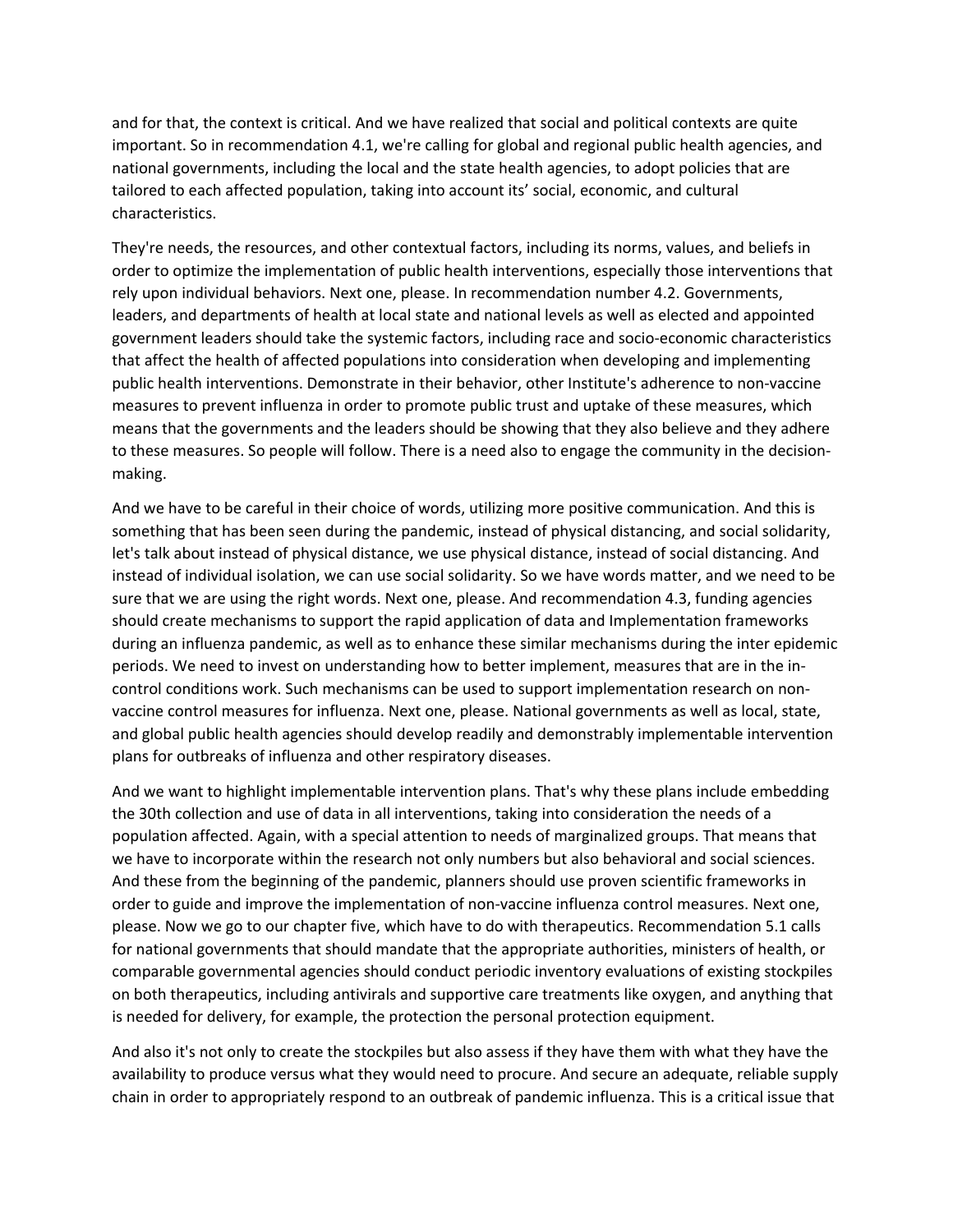and for that, the context is critical. And we have realized that social and political contexts are quite important. So in recommendation 4.1, we're calling for global and regional public health agencies, and national governments, including the local and the state health agencies, to adopt policies that are tailored to each affected population, taking into account its' social, economic, and cultural characteristics.

They're needs, the resources, and other contextual factors, including its norms, values, and beliefs in order to optimize the implementation of public health interventions, especially those interventions that rely upon individual behaviors. Next one, please. In recommendation number 4.2. Governments, leaders, and departments of health at local state and national levels as well as elected and appointed government leaders should take the systemic factors, including race and socio-economic characteristics that affect the health of affected populations into consideration when developing and implementing public health interventions. Demonstrate in their behavior, other Institute's adherence to non-vaccine measures to prevent influenza in order to promote public trust and uptake of these measures, which means that the governments and the leaders should be showing that they also believe and they adhere to these measures. So people will follow. There is a need also to engage the community in the decision-making.

And we have to be careful in their choice of words, utilizing more positive communication. And this is something that has been seen during the pandemic, instead of physical distancing, and social solidarity, let's talk about instead of physical distance, we use physical distance, instead of social distancing. And instead of individual isolation, we can use social solidarity. So we have words matter, and we need to be sure that we are using the right words. Next one, please. And recommendation 4.3, funding agencies should create mechanisms to support the rapid application of data and Implementation frameworks during an influenza pandemic, as well as to enhance these similar mechanisms during the inter epidemic periods. We need to invest on understanding how to better implement, measures that are in the in-control conditions work. Such mechanisms can be used to support implementation research on non-vaccine control measures for influenza. Next one, please. National governments as well as local, state, and global public health agencies should develop readily and demonstrably implementable intervention plans for outbreaks of influenza and other respiratory diseases.

And we want to highlight implementable intervention plans. That's why these plans include embedding the 30th collection and use of data in all interventions, taking into consideration the needs of a population affected. Again, with a special attention to needs of marginalized groups. That means that we have to incorporate within the research not only numbers but also behavioral and social sciences. And these from the beginning of the pandemic, planners should use proven scientific frameworks in order to guide and improve the implementation of non-vaccine influenza control measures. Next one, please. Now we go to our chapter five, which have to do with therapeutics. Recommendation 5.1 calls for national governments that should mandate that the appropriate authorities, ministers of health, or comparable governmental agencies should conduct periodic inventory evaluations of existing stockpiles on both therapeutics, including antivirals and supportive care treatments like oxygen, and anything that is needed for delivery, for example, the protection the personal protection equipment.

And also it's not only to create the stockpiles but also assess if they have them with what they have the availability to produce versus what they would need to procure. And secure an adequate, reliable supply chain in order to appropriately respond to an outbreak of pandemic influenza. This is a critical issue that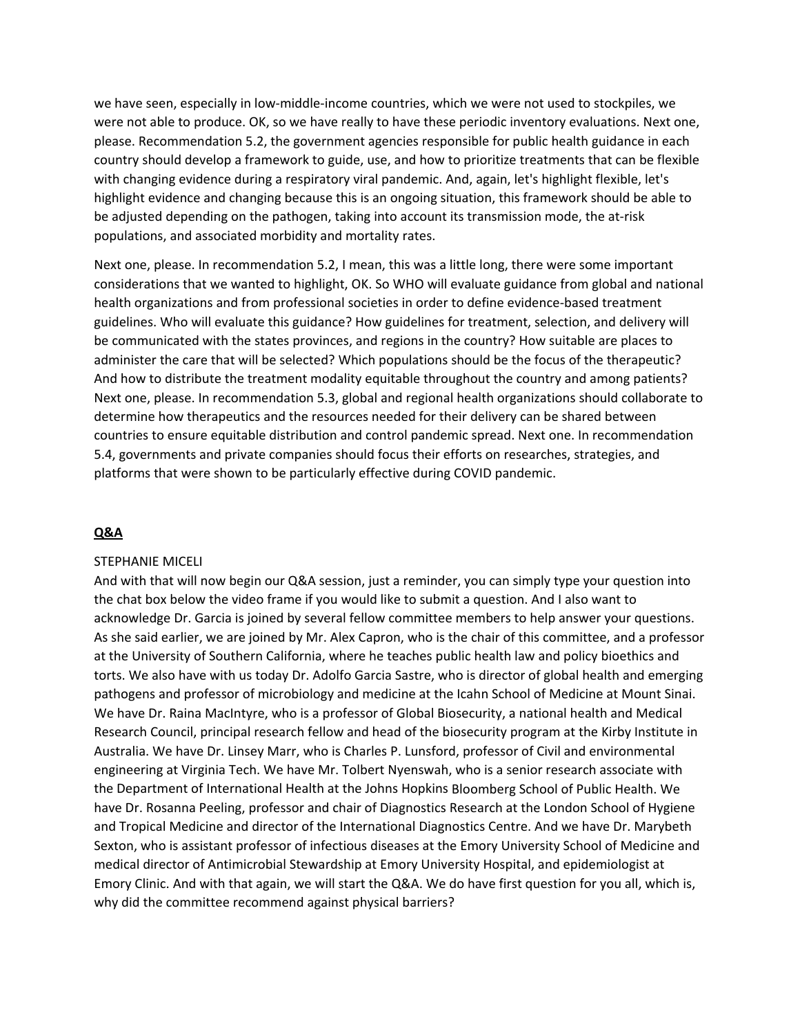we have seen, especially in low-middle-income countries, which we were not used to stockpiles, we were not able to produce. OK, so we have really to have these periodic inventory evaluations. Next one, please. Recommendation 5.2, the government agencies responsible for public health guidance in each country should develop a framework to guide, use, and how to prioritize treatments that can be flexible with changing evidence during a respiratory viral pandemic. And, again, let's highlight flexible, let's highlight evidence and changing because this is an ongoing situation, this framework should be able to be adjusted depending on the pathogen, taking into account its transmission mode, the at-risk populations, and associated morbidity and mortality rates.

Next one, please. In recommendation 5.2, I mean, this was a little long, there were some important considerations that we wanted to highlight, OK. So WHO will evaluate guidance from global and national health organizations and from professional societies in order to define evidence-based treatment guidelines. Who will evaluate this guidance? How guidelines for treatment, selection, and delivery will be communicated with the states provinces, and regions in the country? How suitable are places to administer the care that will be selected? Which populations should be the focus of the therapeutic? And how to distribute the treatment modality equitable throughout the country and among patients? Next one, please. In recommendation 5.3, global and regional health organizations should collaborate to determine how therapeutics and the resources needed for their delivery can be shared between countries to ensure equitable distribution and control pandemic spread. Next one. In recommendation 5.4, governments and private companies should focus their efforts on researches, strategies, and platforms that were shown to be particularly effective during COVID pandemic.

## **Q&A**

STEPHANIE MICELI
And with that will now begin our Q&A session, just a reminder, you can simply type your question into the chat box below the video frame if you would like to submit a question. And I also want to acknowledge Dr. Garcia is joined by several fellow committee members to help answer your questions. As she said earlier, we are joined by Mr. Alex Capron, who is the chair of this committee, and a professor at the University of Southern California, where he teaches public health law and policy bioethics and torts. We also have with us today Dr. Adolfo Garcia Sastre, who is director of global health and emerging pathogens and professor of microbiology and medicine at the Icahn School of Medicine at Mount Sinai. We have Dr. Raina MacIntyre, who is a professor of Global Biosecurity, a national health and Medical Research Council, principal research fellow and head of the biosecurity program at the Kirby Institute in Australia. We have Dr. Linsey Marr, who is Charles P. Lunsford, professor of Civil and environmental engineering at Virginia Tech. We have Mr. Tolbert Nyenswah, who is a senior research associate with the Department of International Health at the Johns Hopkins Bloomberg School of Public Health. We have Dr. Rosanna Peeling, professor and chair of Diagnostics Research at the London School of Hygiene and Tropical Medicine and director of the International Diagnostics Centre. And we have Dr. Marybeth Sexton, who is assistant professor of infectious diseases at the Emory University School of Medicine and medical director of Antimicrobial Stewardship at Emory University Hospital, and epidemiologist at Emory Clinic. And with that again, we will start the Q&A. We do have first question for you all, which is, why did the committee recommend against physical barriers?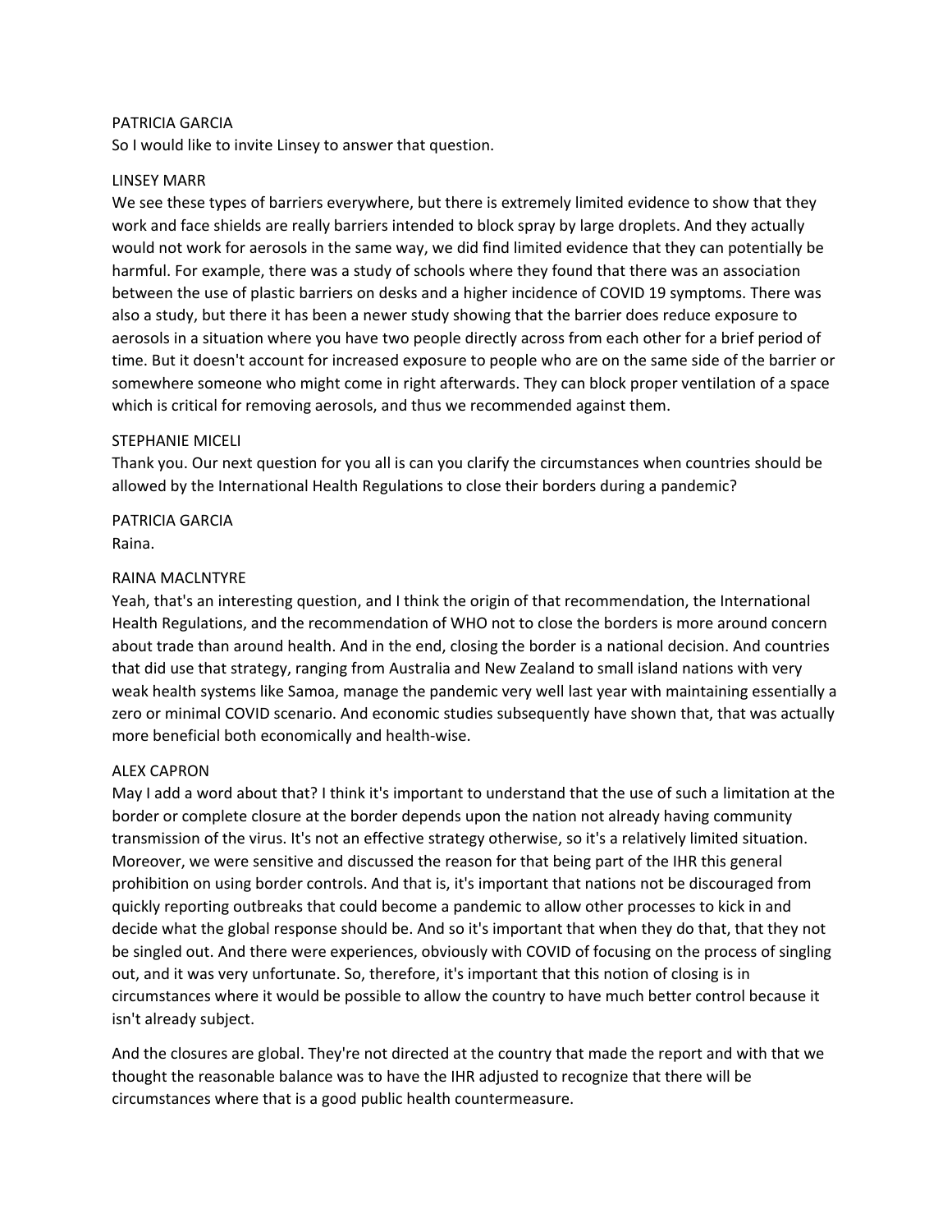PATRICIA GARCIA

So I would like to invite Linsey to answer that question.

LINSEY MARR

We see these types of barriers everywhere, but there is extremely limited evidence to show that they work and face shields are really barriers intended to block spray by large droplets. And they actually would not work for aerosols in the same way, we did find limited evidence that they can potentially be harmful. For example, there was a study of schools where they found that there was an association between the use of plastic barriers on desks and a higher incidence of COVID 19 symptoms. There was also a study, but there it has been a newer study showing that the barrier does reduce exposure to aerosols in a situation where you have two people directly across from each other for a brief period of time. But it doesn't account for increased exposure to people who are on the same side of the barrier or somewhere someone who might come in right afterwards. They can block proper ventilation of a space which is critical for removing aerosols, and thus we recommended against them.

STEPHANIE MICELI

Thank you. Our next question for you all is can you clarify the circumstances when countries should be allowed by the International Health Regulations to close their borders during a pandemic?

PATRICIA GARCIA

Raina.

RAINA MACLNTYRE

Yeah, that's an interesting question, and I think the origin of that recommendation, the International Health Regulations, and the recommendation of WHO not to close the borders is more around concern about trade than around health. And in the end, closing the border is a national decision. And countries that did use that strategy, ranging from Australia and New Zealand to small island nations with very weak health systems like Samoa, manage the pandemic very well last year with maintaining essentially a zero or minimal COVID scenario. And economic studies subsequently have shown that, that was actually more beneficial both economically and health-wise.

ALEX CAPRON

May I add a word about that? I think it's important to understand that the use of such a limitation at the border or complete closure at the border depends upon the nation not already having community transmission of the virus. It's not an effective strategy otherwise, so it's a relatively limited situation. Moreover, we were sensitive and discussed the reason for that being part of the IHR this general prohibition on using border controls. And that is, it's important that nations not be discouraged from quickly reporting outbreaks that could become a pandemic to allow other processes to kick in and decide what the global response should be. And so it's important that when they do that, that they not be singled out. And there were experiences, obviously with COVID of focusing on the process of singling out, and it was very unfortunate. So, therefore, it's important that this notion of closing is in circumstances where it would be possible to allow the country to have much better control because it isn't already subject.

And the closures are global. They're not directed at the country that made the report and with that we thought the reasonable balance was to have the IHR adjusted to recognize that there will be circumstances where that is a good public health countermeasure.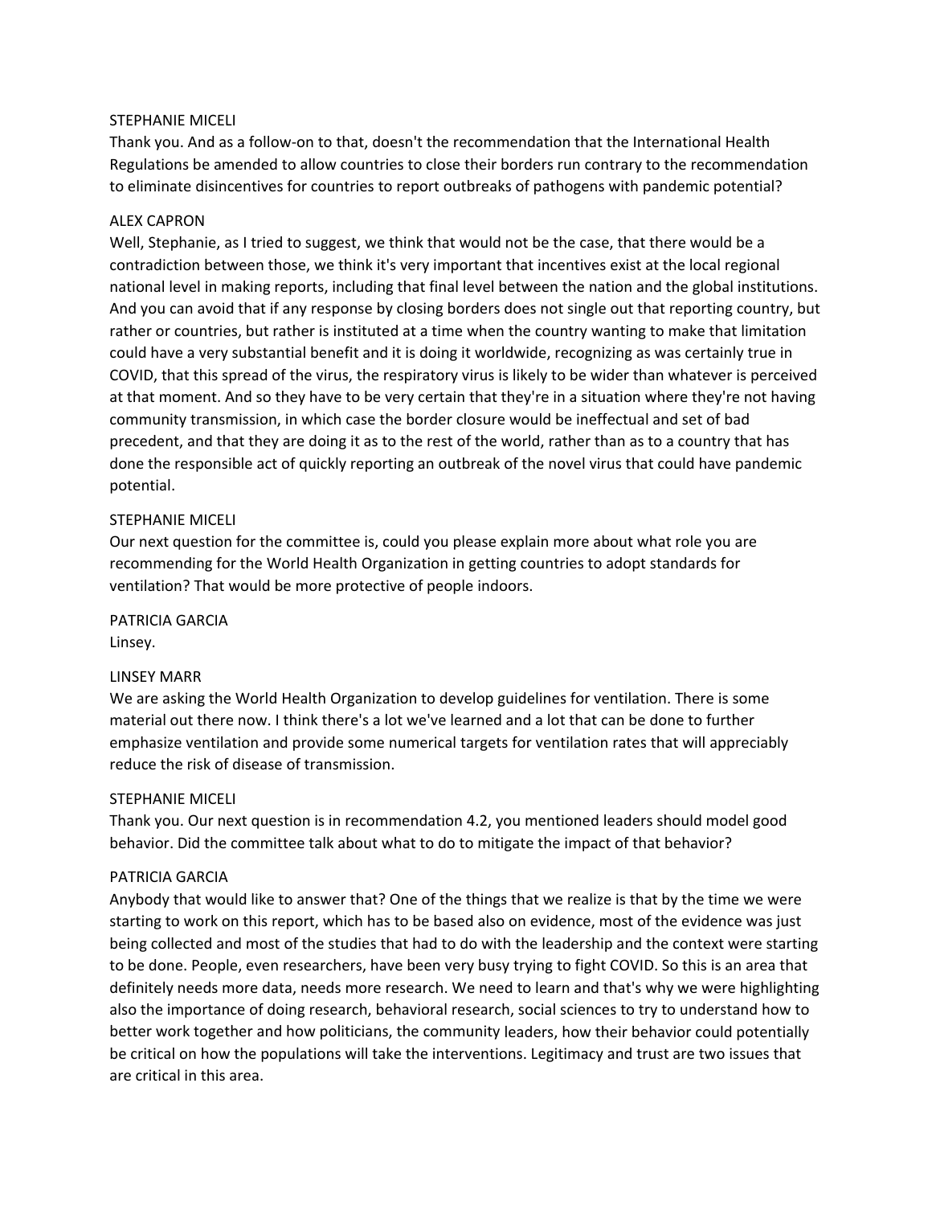STEPHANIE MICELI
Thank you. And as a follow-on to that, doesn't the recommendation that the International Health Regulations be amended to allow countries to close their borders run contrary to the recommendation to eliminate disincentives for countries to report outbreaks of pathogens with pandemic potential?

ALEX CAPRON
Well, Stephanie, as I tried to suggest, we think that would not be the case, that there would be a contradiction between those, we think it's very important that incentives exist at the local regional national level in making reports, including that final level between the nation and the global institutions. And you can avoid that if any response by closing borders does not single out that reporting country, but rather or countries, but rather is instituted at a time when the country wanting to make that limitation could have a very substantial benefit and it is doing it worldwide, recognizing as was certainly true in COVID, that this spread of the virus, the respiratory virus is likely to be wider than whatever is perceived at that moment. And so they have to be very certain that they're in a situation where they're not having community transmission, in which case the border closure would be ineffectual and set of bad precedent, and that they are doing it as to the rest of the world, rather than as to a country that has done the responsible act of quickly reporting an outbreak of the novel virus that could have pandemic potential.

STEPHANIE MICELI
Our next question for the committee is, could you please explain more about what role you are recommending for the World Health Organization in getting countries to adopt standards for ventilation? That would be more protective of people indoors.

PATRICIA GARCIA
Linsey.

LINSEY MARR
We are asking the World Health Organization to develop guidelines for ventilation. There is some material out there now. I think there's a lot we've learned and a lot that can be done to further emphasize ventilation and provide some numerical targets for ventilation rates that will appreciably reduce the risk of disease of transmission.

STEPHANIE MICELI
Thank you. Our next question is in recommendation 4.2, you mentioned leaders should model good behavior. Did the committee talk about what to do to mitigate the impact of that behavior?

PATRICIA GARCIA
Anybody that would like to answer that? One of the things that we realize is that by the time we were starting to work on this report, which has to be based also on evidence, most of the evidence was just being collected and most of the studies that had to do with the leadership and the context were starting to be done. People, even researchers, have been very busy trying to fight COVID. So this is an area that definitely needs more data, needs more research. We need to learn and that's why we were highlighting also the importance of doing research, behavioral research, social sciences to try to understand how to better work together and how politicians, the community leaders, how their behavior could potentially be critical on how the populations will take the interventions. Legitimacy and trust are two issues that are critical in this area.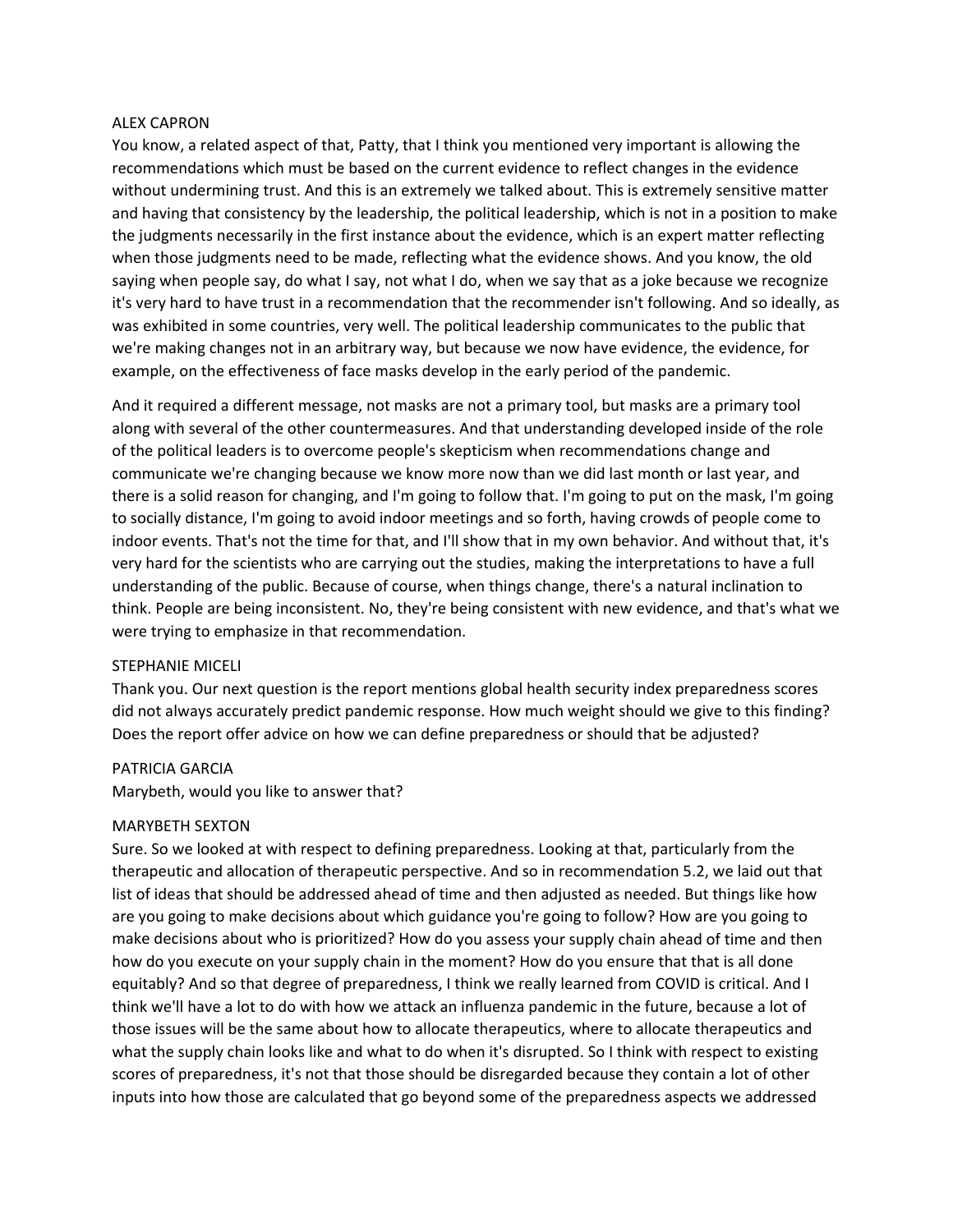ALEX CAPRON

You know, a related aspect of that, Patty, that I think you mentioned very important is allowing the recommendations which must be based on the current evidence to reflect changes in the evidence without undermining trust. And this is an extremely we talked about. This is extremely sensitive matter and having that consistency by the leadership, the political leadership, which is not in a position to make the judgments necessarily in the first instance about the evidence, which is an expert matter reflecting when those judgments need to be made, reflecting what the evidence shows. And you know, the old saying when people say, do what I say, not what I do, when we say that as a joke because we recognize it's very hard to have trust in a recommendation that the recommender isn't following. And so ideally, as was exhibited in some countries, very well. The political leadership communicates to the public that we're making changes not in an arbitrary way, but because we now have evidence, the evidence, for example, on the effectiveness of face masks develop in the early period of the pandemic.

And it required a different message, not masks are not a primary tool, but masks are a primary tool along with several of the other countermeasures. And that understanding developed inside of the role of the political leaders is to overcome people's skepticism when recommendations change and communicate we're changing because we know more now than we did last month or last year, and there is a solid reason for changing, and I'm going to follow that. I'm going to put on the mask, I'm going to socially distance, I'm going to avoid indoor meetings and so forth, having crowds of people come to indoor events. That's not the time for that, and I'll show that in my own behavior. And without that, it's very hard for the scientists who are carrying out the studies, making the interpretations to have a full understanding of the public. Because of course, when things change, there's a natural inclination to think. People are being inconsistent. No, they're being consistent with new evidence, and that's what we were trying to emphasize in that recommendation.

STEPHANIE MICELI

Thank you. Our next question is the report mentions global health security index preparedness scores did not always accurately predict pandemic response. How much weight should we give to this finding? Does the report offer advice on how we can define preparedness or should that be adjusted?

PATRICIA GARCIA

Marybeth, would you like to answer that?

MARYBETH SEXTON

Sure. So we looked at with respect to defining preparedness. Looking at that, particularly from the therapeutic and allocation of therapeutic perspective. And so in recommendation 5.2, we laid out that list of ideas that should be addressed ahead of time and then adjusted as needed. But things like how are you going to make decisions about which guidance you're going to follow? How are you going to make decisions about who is prioritized? How do you assess your supply chain ahead of time and then how do you execute on your supply chain in the moment? How do you ensure that that is all done equitably? And so that degree of preparedness, I think we really learned from COVID is critical. And I think we'll have a lot to do with how we attack an influenza pandemic in the future, because a lot of those issues will be the same about how to allocate therapeutics, where to allocate therapeutics and what the supply chain looks like and what to do when it's disrupted. So I think with respect to existing scores of preparedness, it's not that those should be disregarded because they contain a lot of other inputs into how those are calculated that go beyond some of the preparedness aspects we addressed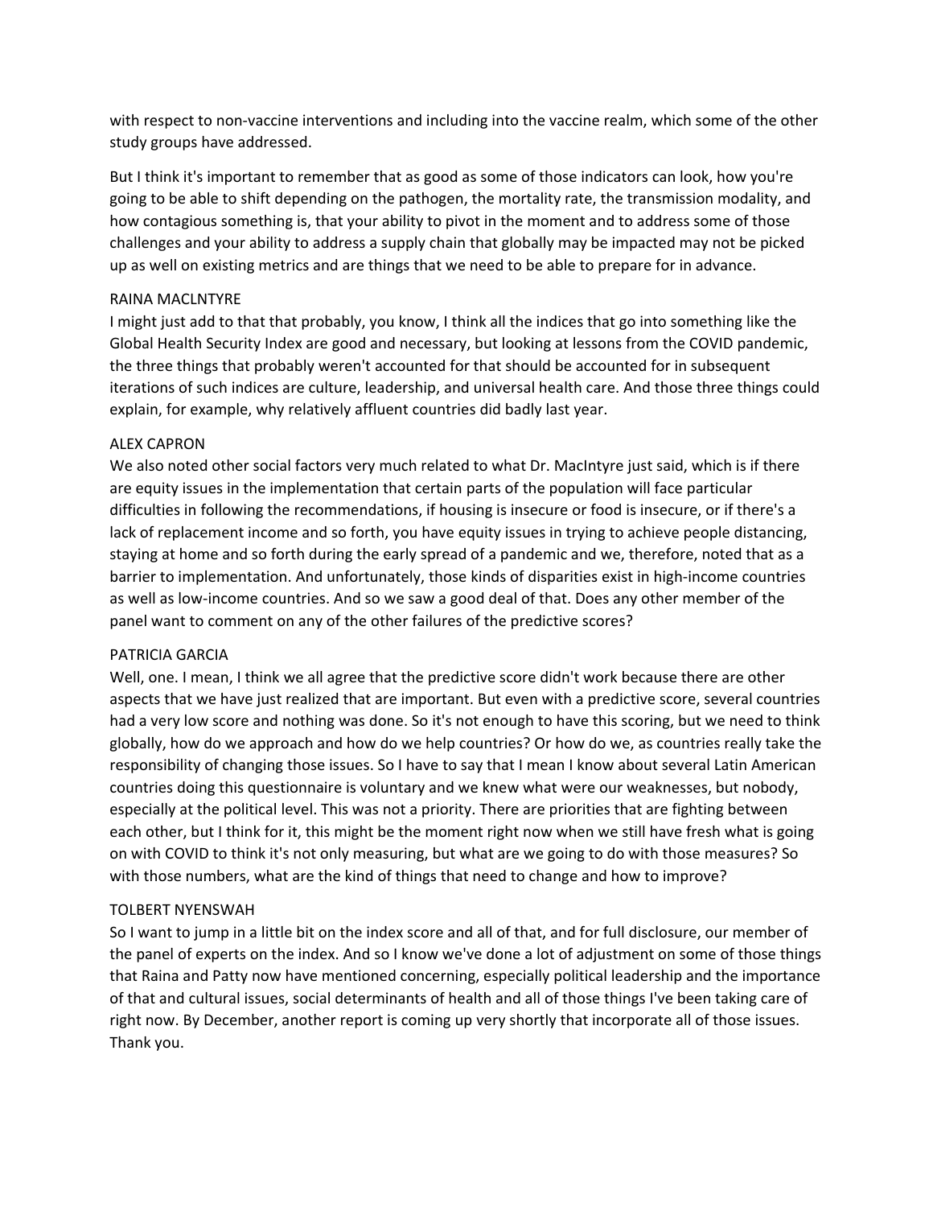with respect to non-vaccine interventions and including into the vaccine realm, which some of the other study groups have addressed.

But I think it's important to remember that as good as some of those indicators can look, how you're going to be able to shift depending on the pathogen, the mortality rate, the transmission modality, and how contagious something is, that your ability to pivot in the moment and to address some of those challenges and your ability to address a supply chain that globally may be impacted may not be picked up as well on existing metrics and are things that we need to be able to prepare for in advance.

RAINA MACLNTYRE

I might just add to that that probably, you know, I think all the indices that go into something like the Global Health Security Index are good and necessary, but looking at lessons from the COVID pandemic, the three things that probably weren't accounted for that should be accounted for in subsequent iterations of such indices are culture, leadership, and universal health care. And those three things could explain, for example, why relatively affluent countries did badly last year.

ALEX CAPRON

We also noted other social factors very much related to what Dr. MacIntyre just said, which is if there are equity issues in the implementation that certain parts of the population will face particular difficulties in following the recommendations, if housing is insecure or food is insecure, or if there's a lack of replacement income and so forth, you have equity issues in trying to achieve people distancing, staying at home and so forth during the early spread of a pandemic and we, therefore, noted that as a barrier to implementation. And unfortunately, those kinds of disparities exist in high-income countries as well as low-income countries. And so we saw a good deal of that. Does any other member of the panel want to comment on any of the other failures of the predictive scores?

PATRICIA GARCIA

Well, one. I mean, I think we all agree that the predictive score didn't work because there are other aspects that we have just realized that are important. But even with a predictive score, several countries had a very low score and nothing was done. So it's not enough to have this scoring, but we need to think globally, how do we approach and how do we help countries? Or how do we, as countries really take the responsibility of changing those issues. So I have to say that I mean I know about several Latin American countries doing this questionnaire is voluntary and we knew what were our weaknesses, but nobody, especially at the political level. This was not a priority. There are priorities that are fighting between each other, but I think for it, this might be the moment right now when we still have fresh what is going on with COVID to think it's not only measuring, but what are we going to do with those measures? So with those numbers, what are the kind of things that need to change and how to improve?

TOLBERT NYENSWAH

So I want to jump in a little bit on the index score and all of that, and for full disclosure, our member of the panel of experts on the index. And so I know we've done a lot of adjustment on some of those things that Raina and Patty now have mentioned concerning, especially political leadership and the importance of that and cultural issues, social determinants of health and all of those things I've been taking care of right now. By December, another report is coming up very shortly that incorporate all of those issues. Thank you.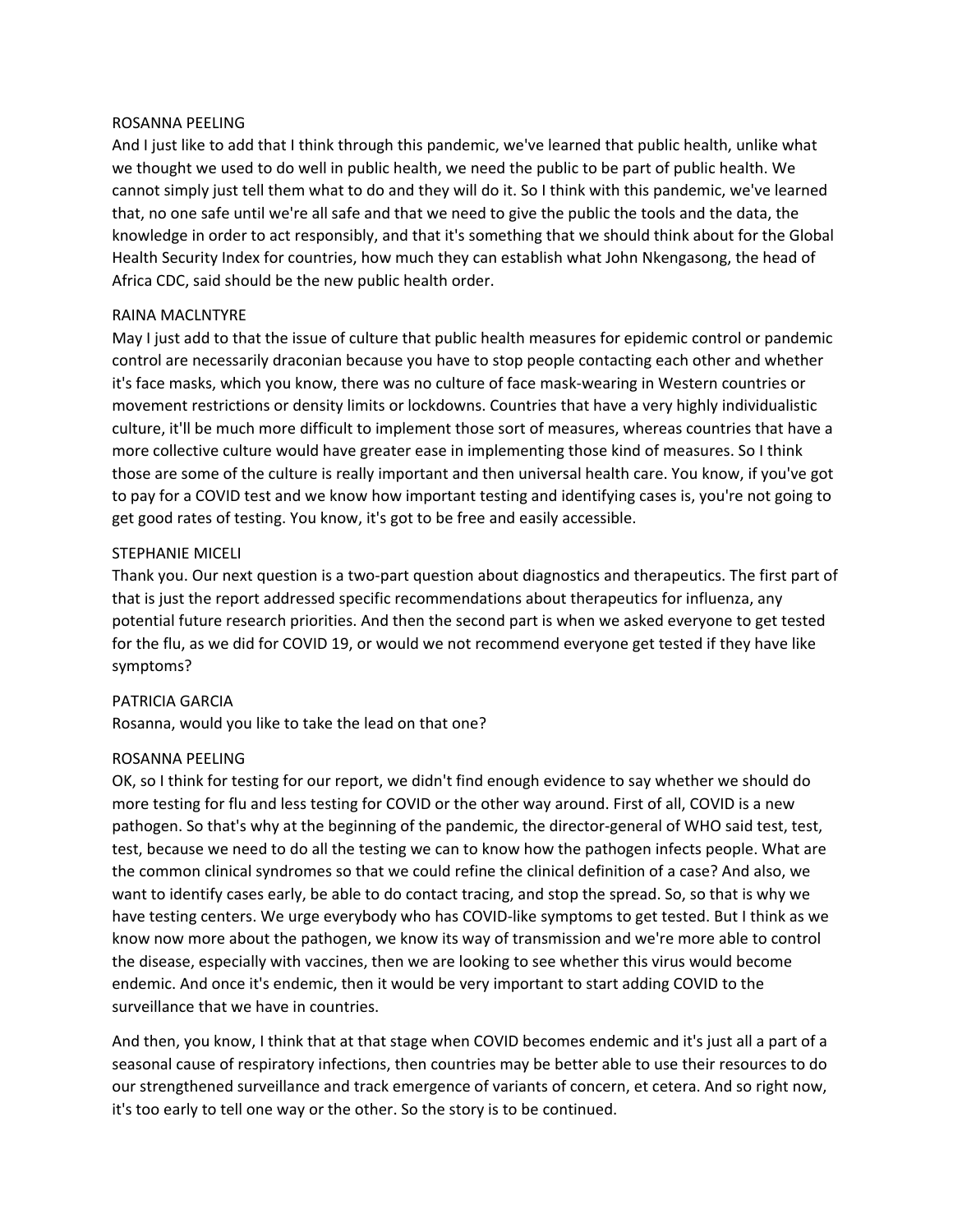ROSANNA PEELING

And I just like to add that I think through this pandemic, we've learned that public health, unlike what we thought we used to do well in public health, we need the public to be part of public health. We cannot simply just tell them what to do and they will do it. So I think with this pandemic, we've learned that, no one safe until we're all safe and that we need to give the public the tools and the data, the knowledge in order to act responsibly, and that it's something that we should think about for the Global Health Security Index for countries, how much they can establish what John Nkengasong, the head of Africa CDC, said should be the new public health order.

RAINA MACLNTYRE

May I just add to that the issue of culture that public health measures for epidemic control or pandemic control are necessarily draconian because you have to stop people contacting each other and whether it's face masks, which you know, there was no culture of face mask-wearing in Western countries or movement restrictions or density limits or lockdowns. Countries that have a very highly individualistic culture, it'll be much more difficult to implement those sort of measures, whereas countries that have a more collective culture would have greater ease in implementing those kind of measures. So I think those are some of the culture is really important and then universal health care. You know, if you've got to pay for a COVID test and we know how important testing and identifying cases is, you're not going to get good rates of testing. You know, it's got to be free and easily accessible.

STEPHANIE MICELI

Thank you. Our next question is a two-part question about diagnostics and therapeutics. The first part of that is just the report addressed specific recommendations about therapeutics for influenza, any potential future research priorities. And then the second part is when we asked everyone to get tested for the flu, as we did for COVID 19, or would we not recommend everyone get tested if they have like symptoms?

PATRICIA GARCIA

Rosanna, would you like to take the lead on that one?

ROSANNA PEELING

OK, so I think for testing for our report, we didn't find enough evidence to say whether we should do more testing for flu and less testing for COVID or the other way around. First of all, COVID is a new pathogen. So that's why at the beginning of the pandemic, the director-general of WHO said test, test, test, because we need to do all the testing we can to know how the pathogen infects people. What are the common clinical syndromes so that we could refine the clinical definition of a case? And also, we want to identify cases early, be able to do contact tracing, and stop the spread. So, so that is why we have testing centers. We urge everybody who has COVID-like symptoms to get tested. But I think as we know now more about the pathogen, we know its way of transmission and we're more able to control the disease, especially with vaccines, then we are looking to see whether this virus would become endemic. And once it's endemic, then it would be very important to start adding COVID to the surveillance that we have in countries.

And then, you know, I think that at that stage when COVID becomes endemic and it's just all a part of a seasonal cause of respiratory infections, then countries may be better able to use their resources to do our strengthened surveillance and track emergence of variants of concern, et cetera. And so right now, it's too early to tell one way or the other. So the story is to be continued.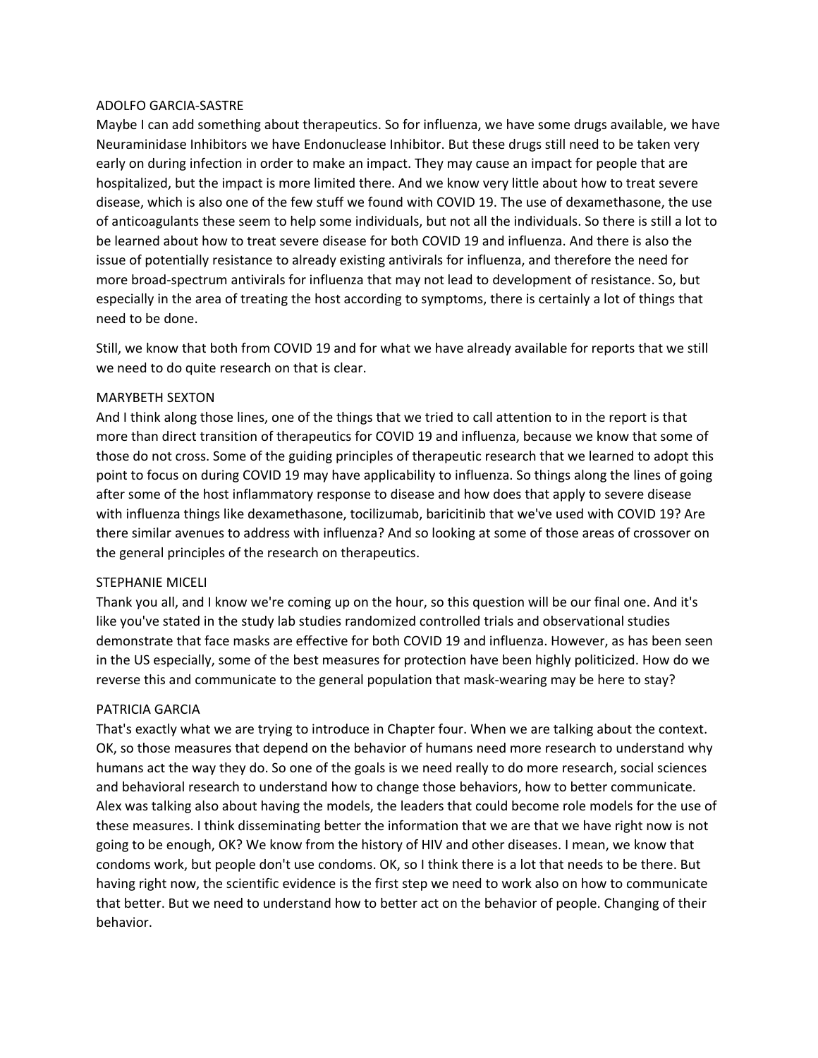ADOLFO GARCIA-SASTRE

Maybe I can add something about therapeutics. So for influenza, we have some drugs available, we have Neuraminidase Inhibitors we have Endonuclease Inhibitor. But these drugs still need to be taken very early on during infection in order to make an impact. They may cause an impact for people that are hospitalized, but the impact is more limited there. And we know very little about how to treat severe disease, which is also one of the few stuff we found with COVID 19. The use of dexamethasone, the use of anticoagulants these seem to help some individuals, but not all the individuals. So there is still a lot to be learned about how to treat severe disease for both COVID 19 and influenza. And there is also the issue of potentially resistance to already existing antivirals for influenza, and therefore the need for more broad-spectrum antivirals for influenza that may not lead to development of resistance. So, but especially in the area of treating the host according to symptoms, there is certainly a lot of things that need to be done.

Still, we know that both from COVID 19 and for what we have already available for reports that we still we need to do quite research on that is clear.

MARYBETH SEXTON

And I think along those lines, one of the things that we tried to call attention to in the report is that more than direct transition of therapeutics for COVID 19 and influenza, because we know that some of those do not cross. Some of the guiding principles of therapeutic research that we learned to adopt this point to focus on during COVID 19 may have applicability to influenza. So things along the lines of going after some of the host inflammatory response to disease and how does that apply to severe disease with influenza things like dexamethasone, tocilizumab, baricitinib that we've used with COVID 19? Are there similar avenues to address with influenza? And so looking at some of those areas of crossover on the general principles of the research on therapeutics.

STEPHANIE MICELI

Thank you all, and I know we're coming up on the hour, so this question will be our final one. And it's like you've stated in the study lab studies randomized controlled trials and observational studies demonstrate that face masks are effective for both COVID 19 and influenza. However, as has been seen in the US especially, some of the best measures for protection have been highly politicized. How do we reverse this and communicate to the general population that mask-wearing may be here to stay?

PATRICIA GARCIA

That's exactly what we are trying to introduce in Chapter four. When we are talking about the context. OK, so those measures that depend on the behavior of humans need more research to understand why humans act the way they do. So one of the goals is we need really to do more research, social sciences and behavioral research to understand how to change those behaviors, how to better communicate. Alex was talking also about having the models, the leaders that could become role models for the use of these measures. I think disseminating better the information that we are that we have right now is not going to be enough, OK? We know from the history of HIV and other diseases. I mean, we know that condoms work, but people don't use condoms. OK, so I think there is a lot that needs to be there. But having right now, the scientific evidence is the first step we need to work also on how to communicate that better. But we need to understand how to better act on the behavior of people. Changing of their behavior.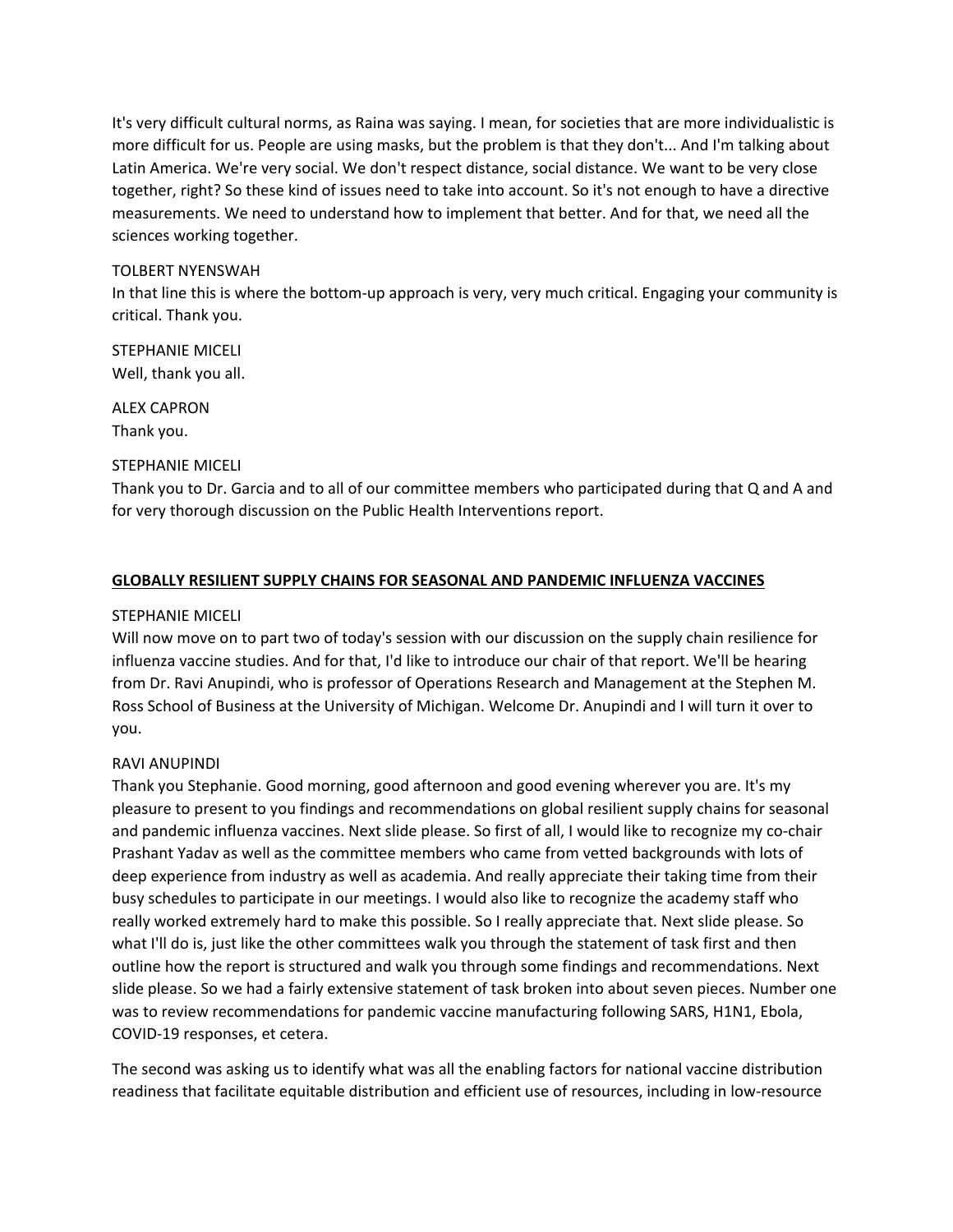It's very difficult cultural norms, as Raina was saying. I mean, for societies that are more individualistic is more difficult for us. People are using masks, but the problem is that they don't... And I'm talking about Latin America. We're very social. We don't respect distance, social distance. We want to be very close together, right? So these kind of issues need to take into account. So it's not enough to have a directive measurements. We need to understand how to implement that better. And for that, we need all the sciences working together.

TOLBERT NYENSWAH
In that line this is where the bottom-up approach is very, very much critical. Engaging your community is critical. Thank you.

STEPHANIE MICELI
Well, thank you all.

ALEX CAPRON
Thank you.

STEPHANIE MICELI
Thank you to Dr. Garcia and to all of our committee members who participated during that Q and A and for very thorough discussion on the Public Health Interventions report.

## GLOBALLY RESILIENT SUPPLY CHAINS FOR SEASONAL AND PANDEMIC INFLUENZA VACCINES

STEPHANIE MICELI
Will now move on to part two of today's session with our discussion on the supply chain resilience for influenza vaccine studies. And for that, I'd like to introduce our chair of that report. We'll be hearing from Dr. Ravi Anupindi, who is professor of Operations Research and Management at the Stephen M. Ross School of Business at the University of Michigan. Welcome Dr. Anupindi and I will turn it over to you.

RAVI ANUPINDI
Thank you Stephanie. Good morning, good afternoon and good evening wherever you are. It's my pleasure to present to you findings and recommendations on global resilient supply chains for seasonal and pandemic influenza vaccines. Next slide please. So first of all, I would like to recognize my co-chair Prashant Yadav as well as the committee members who came from vetted backgrounds with lots of deep experience from industry as well as academia. And really appreciate their taking time from their busy schedules to participate in our meetings. I would also like to recognize the academy staff who really worked extremely hard to make this possible. So I really appreciate that. Next slide please. So what I'll do is, just like the other committees walk you through the statement of task first and then outline how the report is structured and walk you through some findings and recommendations. Next slide please. So we had a fairly extensive statement of task broken into about seven pieces. Number one was to review recommendations for pandemic vaccine manufacturing following SARS, H1N1, Ebola, COVID-19 responses, et cetera.

The second was asking us to identify what was all the enabling factors for national vaccine distribution readiness that facilitate equitable distribution and efficient use of resources, including in low-resource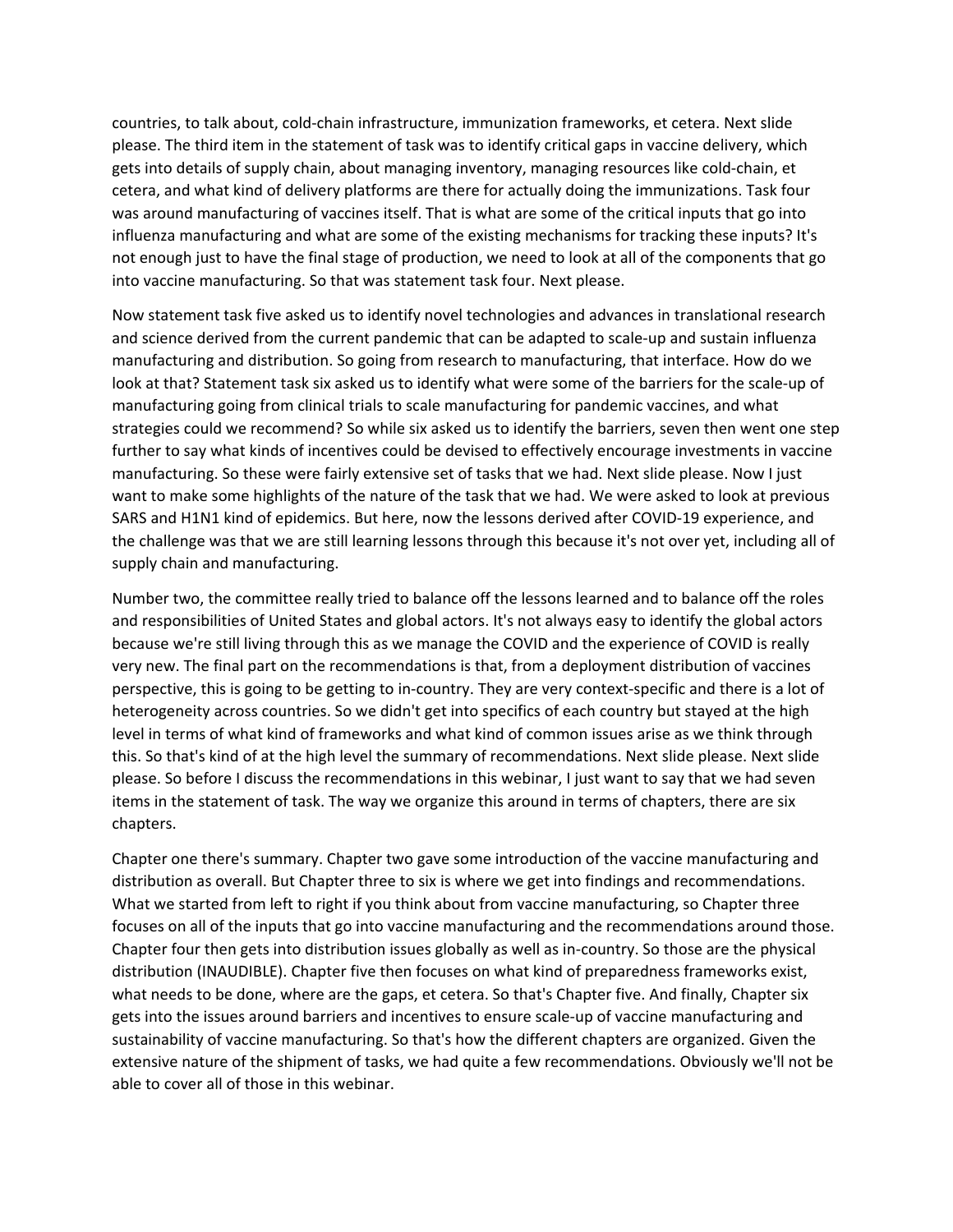countries, to talk about, cold-chain infrastructure, immunization frameworks, et cetera. Next slide please. The third item in the statement of task was to identify critical gaps in vaccine delivery, which gets into details of supply chain, about managing inventory, managing resources like cold-chain, et cetera, and what kind of delivery platforms are there for actually doing the immunizations. Task four was around manufacturing of vaccines itself. That is what are some of the critical inputs that go into influenza manufacturing and what are some of the existing mechanisms for tracking these inputs? It's not enough just to have the final stage of production, we need to look at all of the components that go into vaccine manufacturing. So that was statement task four. Next please.

Now statement task five asked us to identify novel technologies and advances in translational research and science derived from the current pandemic that can be adapted to scale-up and sustain influenza manufacturing and distribution. So going from research to manufacturing, that interface. How do we look at that? Statement task six asked us to identify what were some of the barriers for the scale-up of manufacturing going from clinical trials to scale manufacturing for pandemic vaccines, and what strategies could we recommend? So while six asked us to identify the barriers, seven then went one step further to say what kinds of incentives could be devised to effectively encourage investments in vaccine manufacturing. So these were fairly extensive set of tasks that we had. Next slide please. Now I just want to make some highlights of the nature of the task that we had. We were asked to look at previous SARS and H1N1 kind of epidemics. But here, now the lessons derived after COVID-19 experience, and the challenge was that we are still learning lessons through this because it's not over yet, including all of supply chain and manufacturing.

Number two, the committee really tried to balance off the lessons learned and to balance off the roles and responsibilities of United States and global actors. It's not always easy to identify the global actors because we're still living through this as we manage the COVID and the experience of COVID is really very new. The final part on the recommendations is that, from a deployment distribution of vaccines perspective, this is going to be getting to in-country. They are very context-specific and there is a lot of heterogeneity across countries. So we didn't get into specifics of each country but stayed at the high level in terms of what kind of frameworks and what kind of common issues arise as we think through this. So that's kind of at the high level the summary of recommendations. Next slide please. Next slide please. So before I discuss the recommendations in this webinar, I just want to say that we had seven items in the statement of task. The way we organize this around in terms of chapters, there are six chapters.

Chapter one there's summary. Chapter two gave some introduction of the vaccine manufacturing and distribution as overall. But Chapter three to six is where we get into findings and recommendations. What we started from left to right if you think about from vaccine manufacturing, so Chapter three focuses on all of the inputs that go into vaccine manufacturing and the recommendations around those. Chapter four then gets into distribution issues globally as well as in-country. So those are the physical distribution (INAUDIBLE). Chapter five then focuses on what kind of preparedness frameworks exist, what needs to be done, where are the gaps, et cetera. So that's Chapter five. And finally, Chapter six gets into the issues around barriers and incentives to ensure scale-up of vaccine manufacturing and sustainability of vaccine manufacturing. So that's how the different chapters are organized. Given the extensive nature of the shipment of tasks, we had quite a few recommendations. Obviously we'll not be able to cover all of those in this webinar.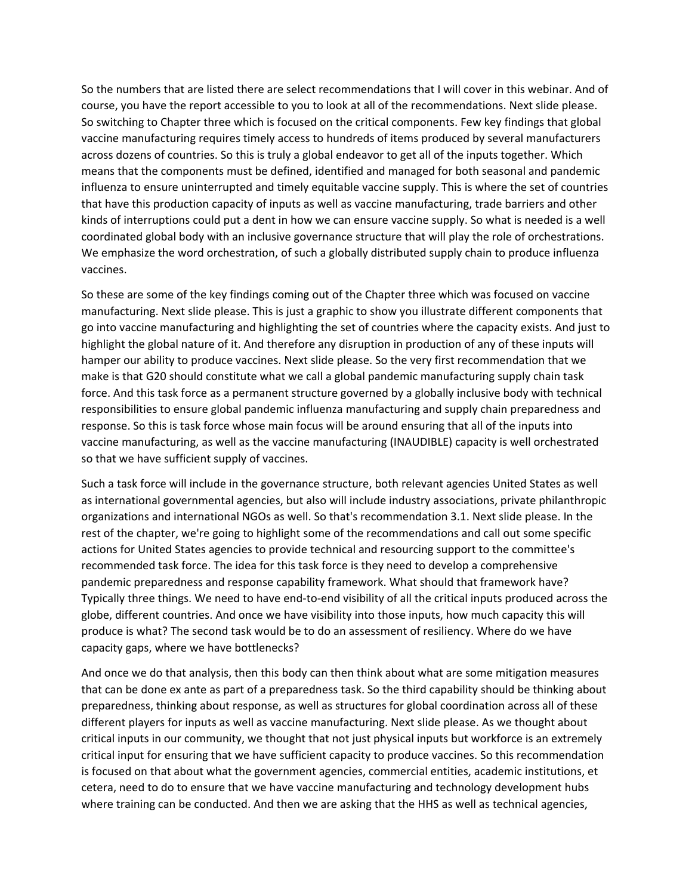So the numbers that are listed there are select recommendations that I will cover in this webinar. And of course, you have the report accessible to you to look at all of the recommendations. Next slide please. So switching to Chapter three which is focused on the critical components. Few key findings that global vaccine manufacturing requires timely access to hundreds of items produced by several manufacturers across dozens of countries. So this is truly a global endeavor to get all of the inputs together. Which means that the components must be defined, identified and managed for both seasonal and pandemic influenza to ensure uninterrupted and timely equitable vaccine supply. This is where the set of countries that have this production capacity of inputs as well as vaccine manufacturing, trade barriers and other kinds of interruptions could put a dent in how we can ensure vaccine supply. So what is needed is a well coordinated global body with an inclusive governance structure that will play the role of orchestrations. We emphasize the word orchestration, of such a globally distributed supply chain to produce influenza vaccines.

So these are some of the key findings coming out of the Chapter three which was focused on vaccine manufacturing. Next slide please. This is just a graphic to show you illustrate different components that go into vaccine manufacturing and highlighting the set of countries where the capacity exists. And just to highlight the global nature of it. And therefore any disruption in production of any of these inputs will hamper our ability to produce vaccines. Next slide please. So the very first recommendation that we make is that G20 should constitute what we call a global pandemic manufacturing supply chain task force. And this task force as a permanent structure governed by a globally inclusive body with technical responsibilities to ensure global pandemic influenza manufacturing and supply chain preparedness and response. So this is task force whose main focus will be around ensuring that all of the inputs into vaccine manufacturing, as well as the vaccine manufacturing (INAUDIBLE) capacity is well orchestrated so that we have sufficient supply of vaccines.

Such a task force will include in the governance structure, both relevant agencies United States as well as international governmental agencies, but also will include industry associations, private philanthropic organizations and international NGOs as well. So that's recommendation 3.1. Next slide please. In the rest of the chapter, we're going to highlight some of the recommendations and call out some specific actions for United States agencies to provide technical and resourcing support to the committee's recommended task force. The idea for this task force is they need to develop a comprehensive pandemic preparedness and response capability framework. What should that framework have? Typically three things. We need to have end-to-end visibility of all the critical inputs produced across the globe, different countries. And once we have visibility into those inputs, how much capacity this will produce is what? The second task would be to do an assessment of resiliency. Where do we have capacity gaps, where we have bottlenecks?

And once we do that analysis, then this body can then think about what are some mitigation measures that can be done ex ante as part of a preparedness task. So the third capability should be thinking about preparedness, thinking about response, as well as structures for global coordination across all of these different players for inputs as well as vaccine manufacturing. Next slide please. As we thought about critical inputs in our community, we thought that not just physical inputs but workforce is an extremely critical input for ensuring that we have sufficient capacity to produce vaccines. So this recommendation is focused on that about what the government agencies, commercial entities, academic institutions, et cetera, need to do to ensure that we have vaccine manufacturing and technology development hubs where training can be conducted. And then we are asking that the HHS as well as technical agencies,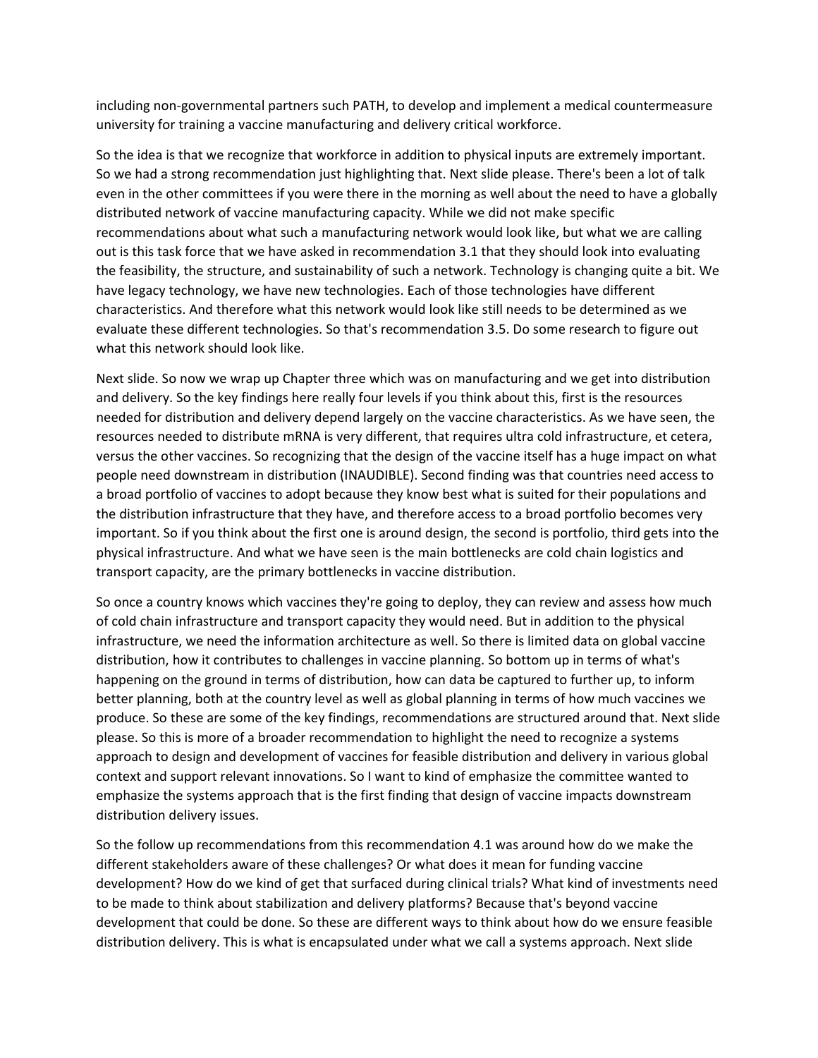including non-governmental partners such PATH, to develop and implement a medical countermeasure university for training a vaccine manufacturing and delivery critical workforce.

So the idea is that we recognize that workforce in addition to physical inputs are extremely important. So we had a strong recommendation just highlighting that. Next slide please. There's been a lot of talk even in the other committees if you were there in the morning as well about the need to have a globally distributed network of vaccine manufacturing capacity. While we did not make specific recommendations about what such a manufacturing network would look like, but what we are calling out is this task force that we have asked in recommendation 3.1 that they should look into evaluating the feasibility, the structure, and sustainability of such a network. Technology is changing quite a bit. We have legacy technology, we have new technologies. Each of those technologies have different characteristics. And therefore what this network would look like still needs to be determined as we evaluate these different technologies. So that's recommendation 3.5. Do some research to figure out what this network should look like.

Next slide. So now we wrap up Chapter three which was on manufacturing and we get into distribution and delivery. So the key findings here really four levels if you think about this, first is the resources needed for distribution and delivery depend largely on the vaccine characteristics. As we have seen, the resources needed to distribute mRNA is very different, that requires ultra cold infrastructure, et cetera, versus the other vaccines. So recognizing that the design of the vaccine itself has a huge impact on what people need downstream in distribution (INAUDIBLE). Second finding was that countries need access to a broad portfolio of vaccines to adopt because they know best what is suited for their populations and the distribution infrastructure that they have, and therefore access to a broad portfolio becomes very important. So if you think about the first one is around design, the second is portfolio, third gets into the physical infrastructure. And what we have seen is the main bottlenecks are cold chain logistics and transport capacity, are the primary bottlenecks in vaccine distribution.

So once a country knows which vaccines they're going to deploy, they can review and assess how much of cold chain infrastructure and transport capacity they would need. But in addition to the physical infrastructure, we need the information architecture as well. So there is limited data on global vaccine distribution, how it contributes to challenges in vaccine planning. So bottom up in terms of what's happening on the ground in terms of distribution, how can data be captured to further up, to inform better planning, both at the country level as well as global planning in terms of how much vaccines we produce. So these are some of the key findings, recommendations are structured around that. Next slide please. So this is more of a broader recommendation to highlight the need to recognize a systems approach to design and development of vaccines for feasible distribution and delivery in various global context and support relevant innovations. So I want to kind of emphasize the committee wanted to emphasize the systems approach that is the first finding that design of vaccine impacts downstream distribution delivery issues.

So the follow up recommendations from this recommendation 4.1 was around how do we make the different stakeholders aware of these challenges? Or what does it mean for funding vaccine development? How do we kind of get that surfaced during clinical trials? What kind of investments need to be made to think about stabilization and delivery platforms? Because that's beyond vaccine development that could be done. So these are different ways to think about how do we ensure feasible distribution delivery. This is what is encapsulated under what we call a systems approach. Next slide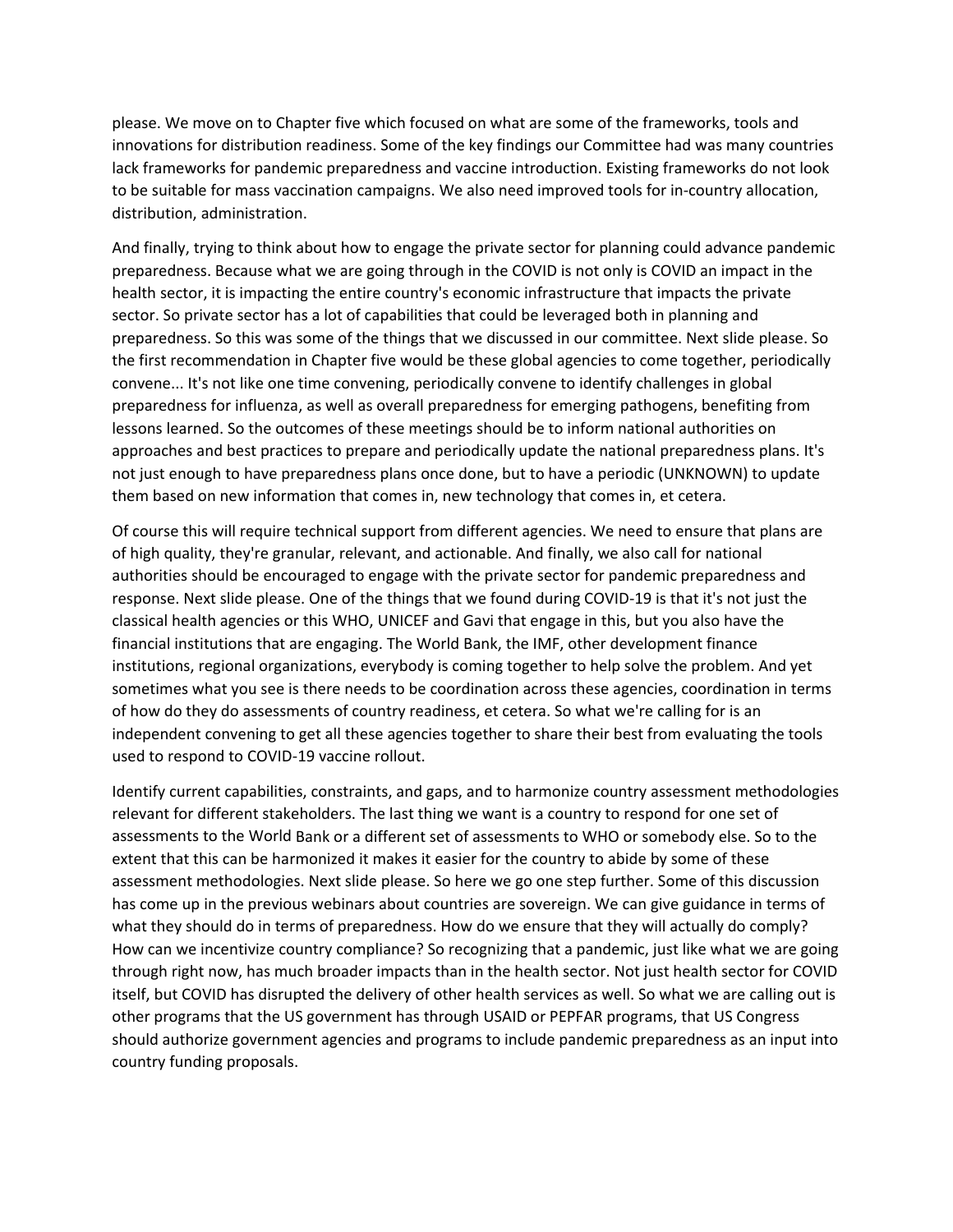please. We move on to Chapter five which focused on what are some of the frameworks, tools and innovations for distribution readiness. Some of the key findings our Committee had was many countries lack frameworks for pandemic preparedness and vaccine introduction. Existing frameworks do not look to be suitable for mass vaccination campaigns. We also need improved tools for in-country allocation, distribution, administration.

And finally, trying to think about how to engage the private sector for planning could advance pandemic preparedness. Because what we are going through in the COVID is not only is COVID an impact in the health sector, it is impacting the entire country's economic infrastructure that impacts the private sector. So private sector has a lot of capabilities that could be leveraged both in planning and preparedness. So this was some of the things that we discussed in our committee. Next slide please. So the first recommendation in Chapter five would be these global agencies to come together, periodically convene... It's not like one time convening, periodically convene to identify challenges in global preparedness for influenza, as well as overall preparedness for emerging pathogens, benefiting from lessons learned. So the outcomes of these meetings should be to inform national authorities on approaches and best practices to prepare and periodically update the national preparedness plans. It's not just enough to have preparedness plans once done, but to have a periodic (UNKNOWN) to update them based on new information that comes in, new technology that comes in, et cetera.

Of course this will require technical support from different agencies. We need to ensure that plans are of high quality, they're granular, relevant, and actionable. And finally, we also call for national authorities should be encouraged to engage with the private sector for pandemic preparedness and response. Next slide please. One of the things that we found during COVID-19 is that it's not just the classical health agencies or this WHO, UNICEF and Gavi that engage in this, but you also have the financial institutions that are engaging. The World Bank, the IMF, other development finance institutions, regional organizations, everybody is coming together to help solve the problem. And yet sometimes what you see is there needs to be coordination across these agencies, coordination in terms of how do they do assessments of country readiness, et cetera. So what we're calling for is an independent convening to get all these agencies together to share their best from evaluating the tools used to respond to COVID-19 vaccine rollout.

Identify current capabilities, constraints, and gaps, and to harmonize country assessment methodologies relevant for different stakeholders. The last thing we want is a country to respond for one set of assessments to the World Bank or a different set of assessments to WHO or somebody else. So to the extent that this can be harmonized it makes it easier for the country to abide by some of these assessment methodologies. Next slide please. So here we go one step further. Some of this discussion has come up in the previous webinars about countries are sovereign. We can give guidance in terms of what they should do in terms of preparedness. How do we ensure that they will actually do comply? How can we incentivize country compliance? So recognizing that a pandemic, just like what we are going through right now, has much broader impacts than in the health sector. Not just health sector for COVID itself, but COVID has disrupted the delivery of other health services as well. So what we are calling out is other programs that the US government has through USAID or PEPFAR programs, that US Congress should authorize government agencies and programs to include pandemic preparedness as an input into country funding proposals.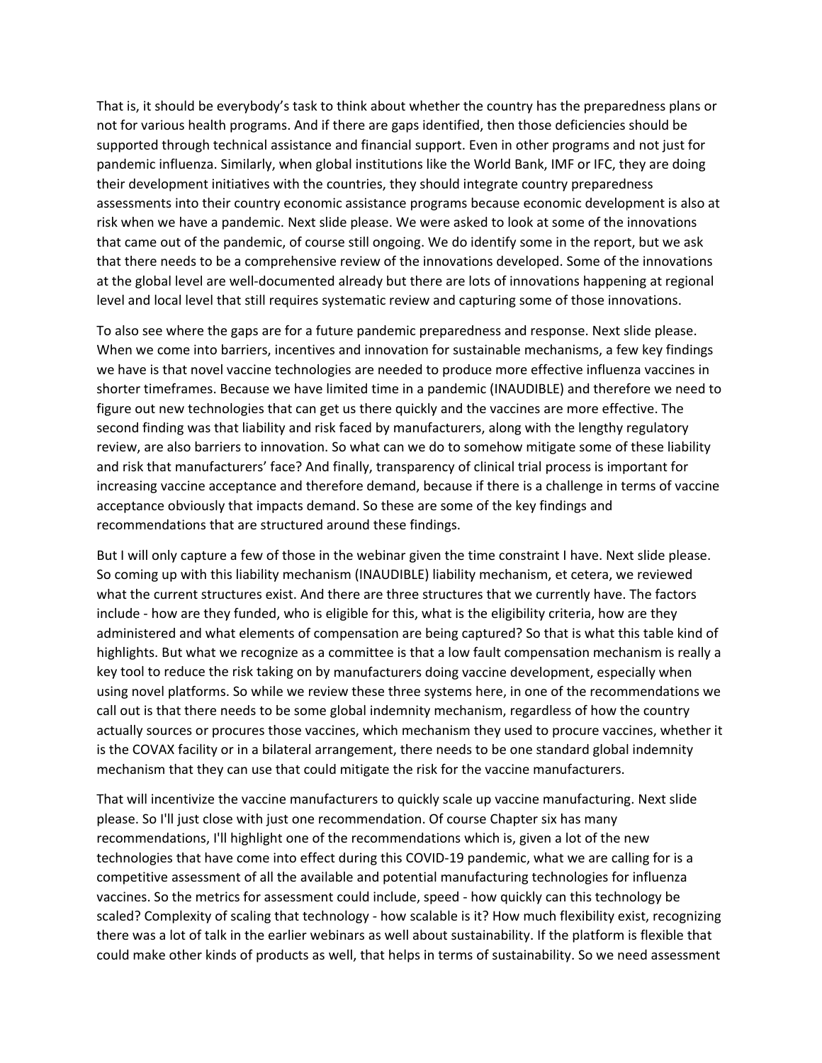That is, it should be everybody's task to think about whether the country has the preparedness plans or not for various health programs. And if there are gaps identified, then those deficiencies should be supported through technical assistance and financial support. Even in other programs and not just for pandemic influenza. Similarly, when global institutions like the World Bank, IMF or IFC, they are doing their development initiatives with the countries, they should integrate country preparedness assessments into their country economic assistance programs because economic development is also at risk when we have a pandemic. Next slide please. We were asked to look at some of the innovations that came out of the pandemic, of course still ongoing. We do identify some in the report, but we ask that there needs to be a comprehensive review of the innovations developed. Some of the innovations at the global level are well-documented already but there are lots of innovations happening at regional level and local level that still requires systematic review and capturing some of those innovations.

To also see where the gaps are for a future pandemic preparedness and response. Next slide please. When we come into barriers, incentives and innovation for sustainable mechanisms, a few key findings we have is that novel vaccine technologies are needed to produce more effective influenza vaccines in shorter timeframes. Because we have limited time in a pandemic (INAUDIBLE) and therefore we need to figure out new technologies that can get us there quickly and the vaccines are more effective. The second finding was that liability and risk faced by manufacturers, along with the lengthy regulatory review, are also barriers to innovation. So what can we do to somehow mitigate some of these liability and risk that manufacturers' face? And finally, transparency of clinical trial process is important for increasing vaccine acceptance and therefore demand, because if there is a challenge in terms of vaccine acceptance obviously that impacts demand. So these are some of the key findings and recommendations that are structured around these findings.

But I will only capture a few of those in the webinar given the time constraint I have. Next slide please. So coming up with this liability mechanism (INAUDIBLE) liability mechanism, et cetera, we reviewed what the current structures exist. And there are three structures that we currently have. The factors include - how are they funded, who is eligible for this, what is the eligibility criteria, how are they administered and what elements of compensation are being captured? So that is what this table kind of highlights. But what we recognize as a committee is that a low fault compensation mechanism is really a key tool to reduce the risk taking on by manufacturers doing vaccine development, especially when using novel platforms. So while we review these three systems here, in one of the recommendations we call out is that there needs to be some global indemnity mechanism, regardless of how the country actually sources or procures those vaccines, which mechanism they used to procure vaccines, whether it is the COVAX facility or in a bilateral arrangement, there needs to be one standard global indemnity mechanism that they can use that could mitigate the risk for the vaccine manufacturers.

That will incentivize the vaccine manufacturers to quickly scale up vaccine manufacturing. Next slide please. So I'll just close with just one recommendation. Of course Chapter six has many recommendations, I'll highlight one of the recommendations which is, given a lot of the new technologies that have come into effect during this COVID-19 pandemic, what we are calling for is a competitive assessment of all the available and potential manufacturing technologies for influenza vaccines. So the metrics for assessment could include, speed - how quickly can this technology be scaled? Complexity of scaling that technology - how scalable is it? How much flexibility exist, recognizing there was a lot of talk in the earlier webinars as well about sustainability. If the platform is flexible that could make other kinds of products as well, that helps in terms of sustainability. So we need assessment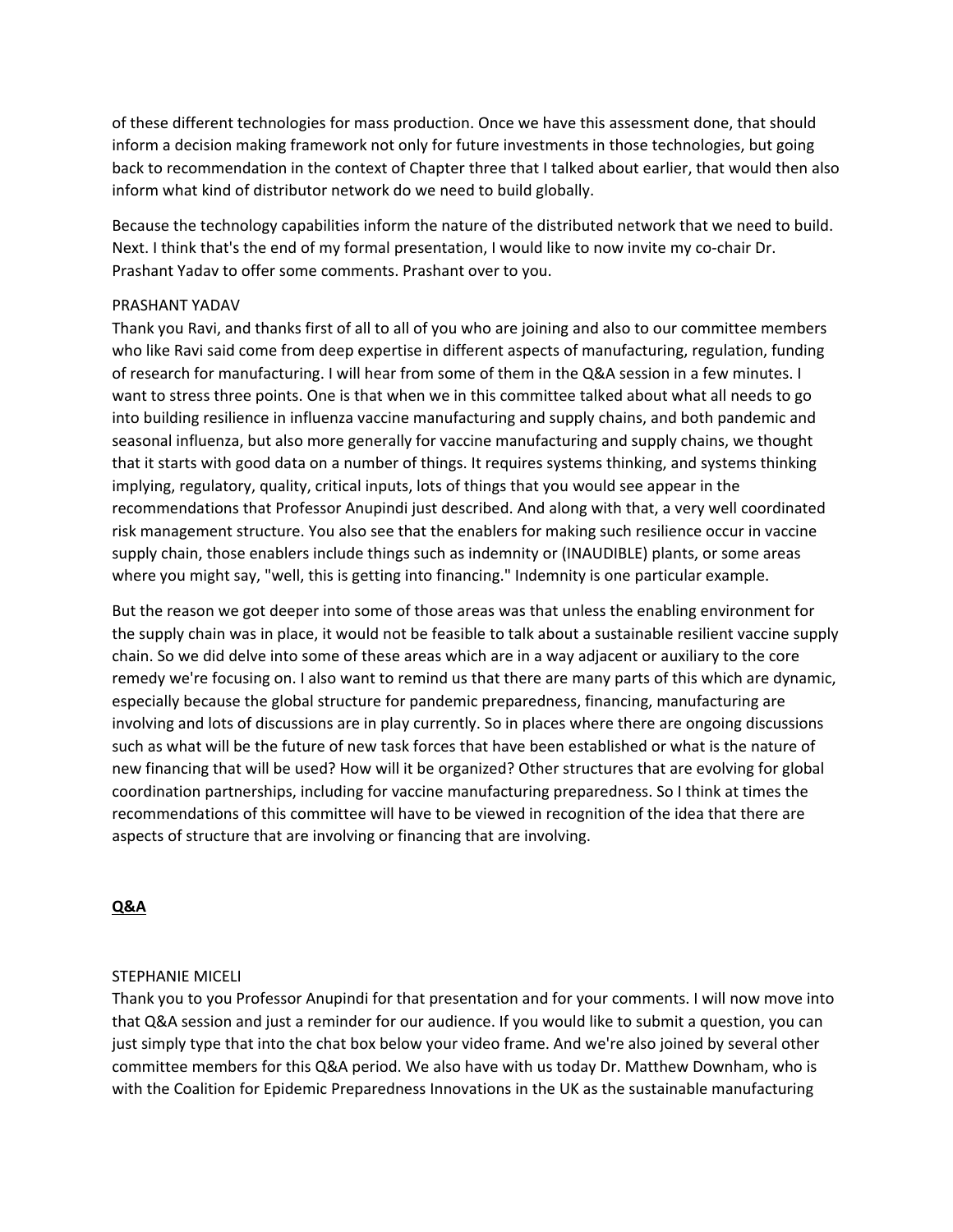of these different technologies for mass production. Once we have this assessment done, that should inform a decision making framework not only for future investments in those technologies, but going back to recommendation in the context of Chapter three that I talked about earlier, that would then also inform what kind of distributor network do we need to build globally.

Because the technology capabilities inform the nature of the distributed network that we need to build. Next. I think that's the end of my formal presentation, I would like to now invite my co-chair Dr. Prashant Yadav to offer some comments. Prashant over to you.

PRASHANT YADAV

Thank you Ravi, and thanks first of all to all of you who are joining and also to our committee members who like Ravi said come from deep expertise in different aspects of manufacturing, regulation, funding of research for manufacturing. I will hear from some of them in the Q&A session in a few minutes. I want to stress three points. One is that when we in this committee talked about what all needs to go into building resilience in influenza vaccine manufacturing and supply chains, and both pandemic and seasonal influenza, but also more generally for vaccine manufacturing and supply chains, we thought that it starts with good data on a number of things. It requires systems thinking, and systems thinking implying, regulatory, quality, critical inputs, lots of things that you would see appear in the recommendations that Professor Anupindi just described. And along with that, a very well coordinated risk management structure. You also see that the enablers for making such resilience occur in vaccine supply chain, those enablers include things such as indemnity or (INAUDIBLE) plants, or some areas where you might say, "well, this is getting into financing." Indemnity is one particular example.

But the reason we got deeper into some of those areas was that unless the enabling environment for the supply chain was in place, it would not be feasible to talk about a sustainable resilient vaccine supply chain. So we did delve into some of these areas which are in a way adjacent or auxiliary to the core remedy we're focusing on. I also want to remind us that there are many parts of this which are dynamic, especially because the global structure for pandemic preparedness, financing, manufacturing are involving and lots of discussions are in play currently. So in places where there are ongoing discussions such as what will be the future of new task forces that have been established or what is the nature of new financing that will be used? How will it be organized? Other structures that are evolving for global coordination partnerships, including for vaccine manufacturing preparedness. So I think at times the recommendations of this committee will have to be viewed in recognition of the idea that there are aspects of structure that are involving or financing that are involving.

**Q&A**

STEPHANIE MICELI

Thank you to you Professor Anupindi for that presentation and for your comments. I will now move into that Q&A session and just a reminder for our audience. If you would like to submit a question, you can just simply type that into the chat box below your video frame. And we're also joined by several other committee members for this Q&A period. We also have with us today Dr. Matthew Downham, who is with the Coalition for Epidemic Preparedness Innovations in the UK as the sustainable manufacturing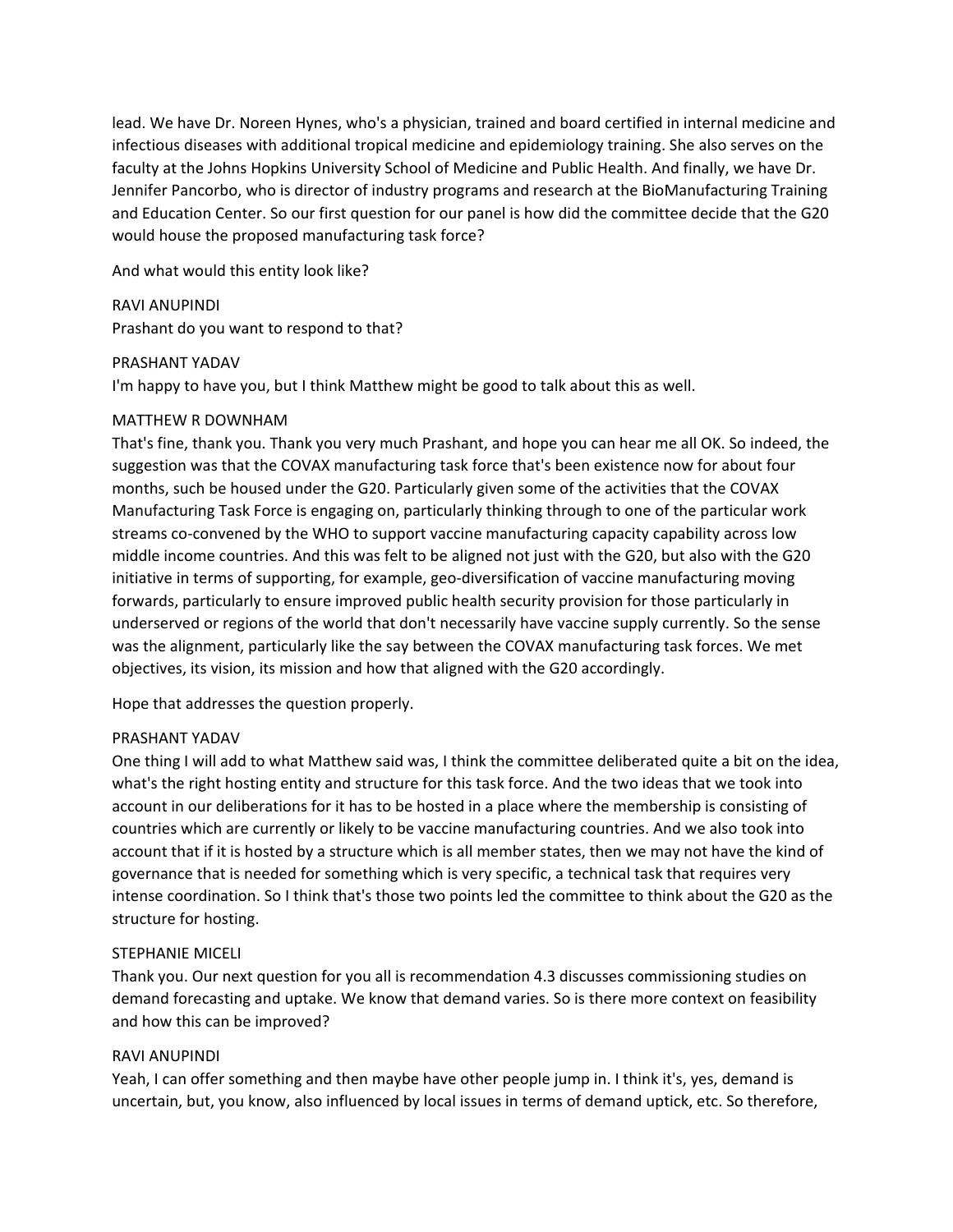lead. We have Dr. Noreen Hynes, who's a physician, trained and board certified in internal medicine and infectious diseases with additional tropical medicine and epidemiology training. She also serves on the faculty at the Johns Hopkins University School of Medicine and Public Health. And finally, we have Dr. Jennifer Pancorbo, who is director of industry programs and research at the BioManufacturing Training and Education Center. So our first question for our panel is how did the committee decide that the G20 would house the proposed manufacturing task force?

And what would this entity look like?

RAVI ANUPINDI
Prashant do you want to respond to that?

PRASHANT YADAV
I'm happy to have you, but I think Matthew might be good to talk about this as well.

MATTHEW R DOWNHAM
That's fine, thank you. Thank you very much Prashant, and hope you can hear me all OK. So indeed, the suggestion was that the COVAX manufacturing task force that's been existence now for about four months, such be housed under the G20. Particularly given some of the activities that the COVAX Manufacturing Task Force is engaging on, particularly thinking through to one of the particular work streams co-convened by the WHO to support vaccine manufacturing capacity capability across low middle income countries. And this was felt to be aligned not just with the G20, but also with the G20 initiative in terms of supporting, for example, geo-diversification of vaccine manufacturing moving forwards, particularly to ensure improved public health security provision for those particularly in underserved or regions of the world that don't necessarily have vaccine supply currently. So the sense was the alignment, particularly like the say between the COVAX manufacturing task forces. We met objectives, its vision, its mission and how that aligned with the G20 accordingly.

Hope that addresses the question properly.

PRASHANT YADAV
One thing I will add to what Matthew said was, I think the committee deliberated quite a bit on the idea, what's the right hosting entity and structure for this task force. And the two ideas that we took into account in our deliberations for it has to be hosted in a place where the membership is consisting of countries which are currently or likely to be vaccine manufacturing countries. And we also took into account that if it is hosted by a structure which is all member states, then we may not have the kind of governance that is needed for something which is very specific, a technical task that requires very intense coordination. So I think that's those two points led the committee to think about the G20 as the structure for hosting.

STEPHANIE MICELI
Thank you. Our next question for you all is recommendation 4.3 discusses commissioning studies on demand forecasting and uptake. We know that demand varies. So is there more context on feasibility and how this can be improved?

RAVI ANUPINDI
Yeah, I can offer something and then maybe have other people jump in. I think it's, yes, demand is uncertain, but, you know, also influenced by local issues in terms of demand uptick, etc. So therefore,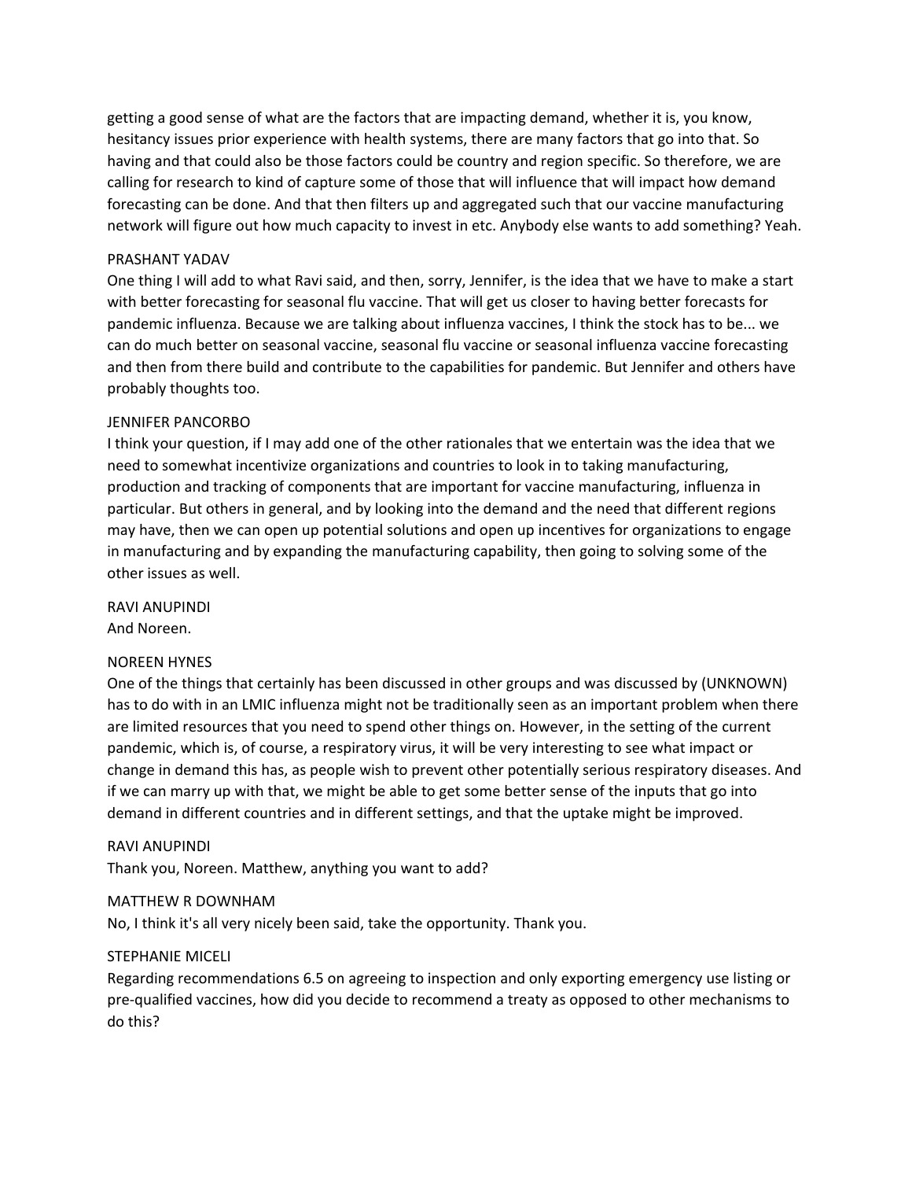getting a good sense of what are the factors that are impacting demand, whether it is, you know, hesitancy issues prior experience with health systems, there are many factors that go into that. So having and that could also be those factors could be country and region specific. So therefore, we are calling for research to kind of capture some of those that will influence that will impact how demand forecasting can be done. And that then filters up and aggregated such that our vaccine manufacturing network will figure out how much capacity to invest in etc. Anybody else wants to add something? Yeah.

PRASHANT YADAV
One thing I will add to what Ravi said, and then, sorry, Jennifer, is the idea that we have to make a start with better forecasting for seasonal flu vaccine. That will get us closer to having better forecasts for pandemic influenza. Because we are talking about influenza vaccines, I think the stock has to be... we can do much better on seasonal vaccine, seasonal flu vaccine or seasonal influenza vaccine forecasting and then from there build and contribute to the capabilities for pandemic. But Jennifer and others have probably thoughts too.

JENNIFER PANCORBO
I think your question, if I may add one of the other rationales that we entertain was the idea that we need to somewhat incentivize organizations and countries to look in to taking manufacturing, production and tracking of components that are important for vaccine manufacturing, influenza in particular. But others in general, and by looking into the demand and the need that different regions may have, then we can open up potential solutions and open up incentives for organizations to engage in manufacturing and by expanding the manufacturing capability, then going to solving some of the other issues as well.

RAVI ANUPINDI
And Noreen.

NOREEN HYNES
One of the things that certainly has been discussed in other groups and was discussed by (UNKNOWN) has to do with in an LMIC influenza might not be traditionally seen as an important problem when there are limited resources that you need to spend other things on. However, in the setting of the current pandemic, which is, of course, a respiratory virus, it will be very interesting to see what impact or change in demand this has, as people wish to prevent other potentially serious respiratory diseases. And if we can marry up with that, we might be able to get some better sense of the inputs that go into demand in different countries and in different settings, and that the uptake might be improved.

RAVI ANUPINDI
Thank you, Noreen. Matthew, anything you want to add?

MATTHEW R DOWNHAM
No, I think it's all very nicely been said, take the opportunity. Thank you.

STEPHANIE MICELI
Regarding recommendations 6.5 on agreeing to inspection and only exporting emergency use listing or pre-qualified vaccines, how did you decide to recommend a treaty as opposed to other mechanisms to do this?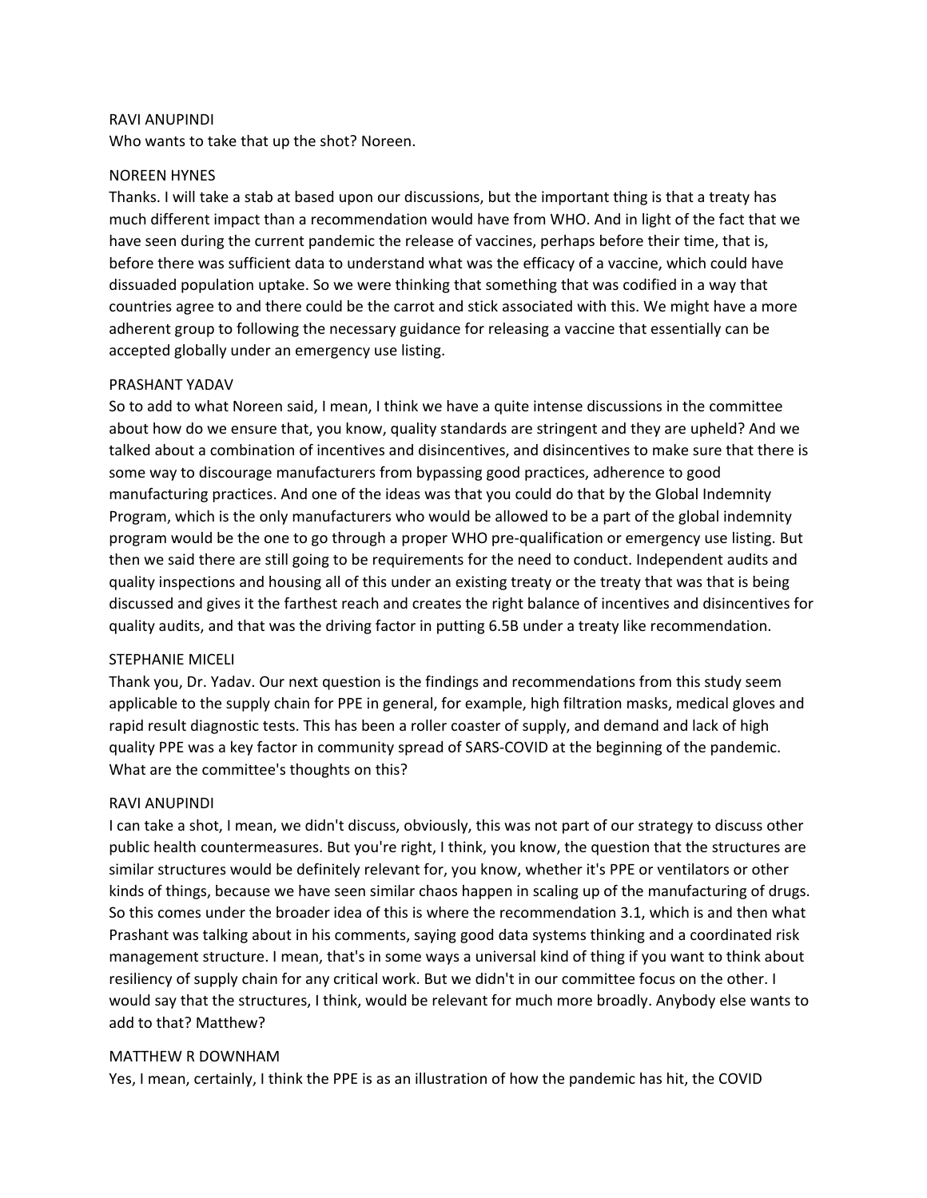RAVI ANUPINDI
Who wants to take that up the shot? Noreen.

NOREEN HYNES
Thanks. I will take a stab at based upon our discussions, but the important thing is that a treaty has much different impact than a recommendation would have from WHO. And in light of the fact that we have seen during the current pandemic the release of vaccines, perhaps before their time, that is, before there was sufficient data to understand what was the efficacy of a vaccine, which could have dissuaded population uptake. So we were thinking that something that was codified in a way that countries agree to and there could be the carrot and stick associated with this. We might have a more adherent group to following the necessary guidance for releasing a vaccine that essentially can be accepted globally under an emergency use listing.

PRASHANT YADAV
So to add to what Noreen said, I mean, I think we have a quite intense discussions in the committee about how do we ensure that, you know, quality standards are stringent and they are upheld? And we talked about a combination of incentives and disincentives, and disincentives to make sure that there is some way to discourage manufacturers from bypassing good practices, adherence to good manufacturing practices. And one of the ideas was that you could do that by the Global Indemnity Program, which is the only manufacturers who would be allowed to be a part of the global indemnity program would be the one to go through a proper WHO pre-qualification or emergency use listing. But then we said there are still going to be requirements for the need to conduct. Independent audits and quality inspections and housing all of this under an existing treaty or the treaty that was that is being discussed and gives it the farthest reach and creates the right balance of incentives and disincentives for quality audits, and that was the driving factor in putting 6.5B under a treaty like recommendation.

STEPHANIE MICELI
Thank you, Dr. Yadav. Our next question is the findings and recommendations from this study seem applicable to the supply chain for PPE in general, for example, high filtration masks, medical gloves and rapid result diagnostic tests. This has been a roller coaster of supply, and demand and lack of high quality PPE was a key factor in community spread of SARS-COVID at the beginning of the pandemic. What are the committee's thoughts on this?

RAVI ANUPINDI
I can take a shot, I mean, we didn't discuss, obviously, this was not part of our strategy to discuss other public health countermeasures. But you're right, I think, you know, the question that the structures are similar structures would be definitely relevant for, you know, whether it's PPE or ventilators or other kinds of things, because we have seen similar chaos happen in scaling up of the manufacturing of drugs. So this comes under the broader idea of this is where the recommendation 3.1, which is and then what Prashant was talking about in his comments, saying good data systems thinking and a coordinated risk management structure. I mean, that's in some ways a universal kind of thing if you want to think about resiliency of supply chain for any critical work. But we didn't in our committee focus on the other. I would say that the structures, I think, would be relevant for much more broadly. Anybody else wants to add to that? Matthew?

MATTHEW R DOWNHAM
Yes, I mean, certainly, I think the PPE is as an illustration of how the pandemic has hit, the COVID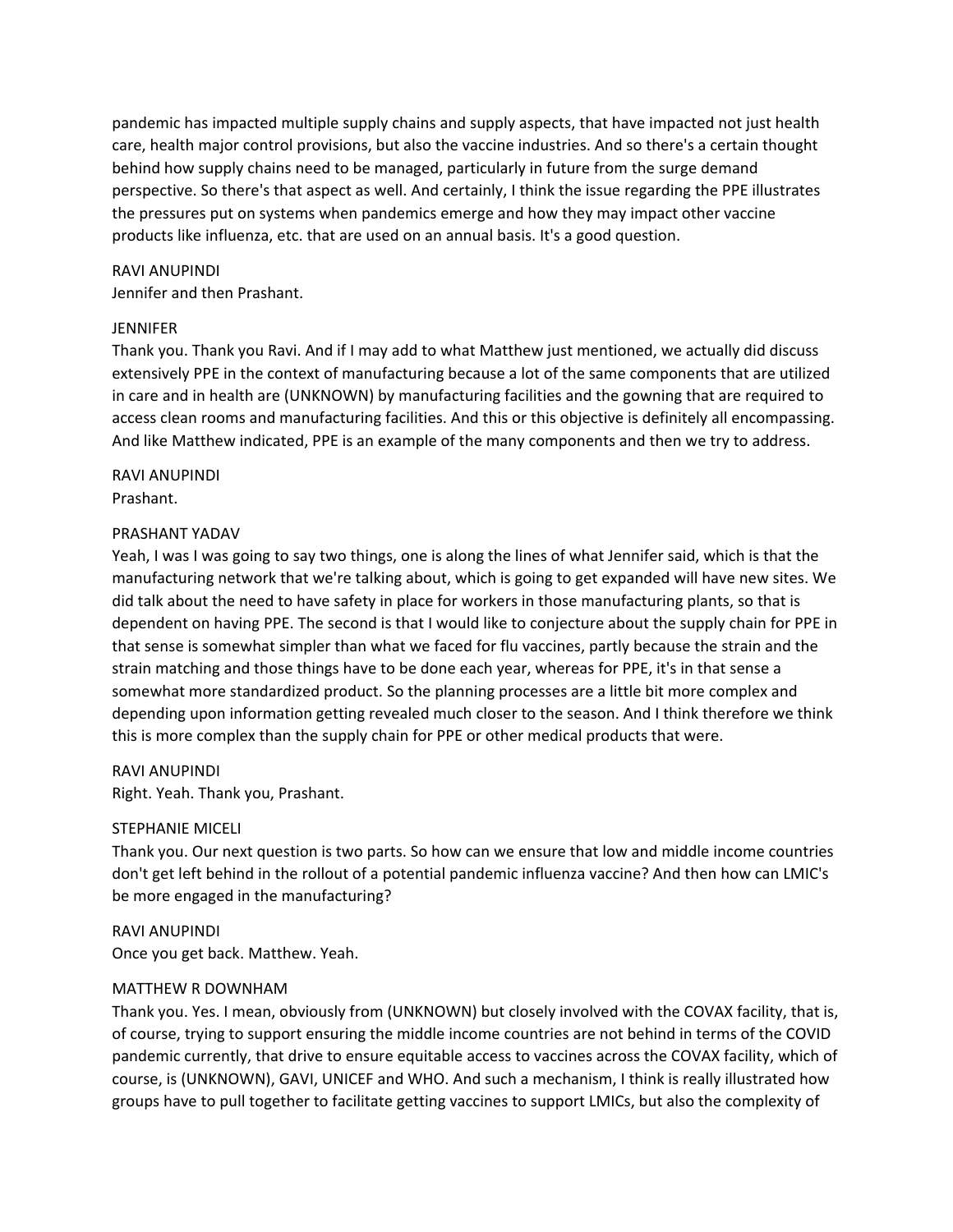pandemic has impacted multiple supply chains and supply aspects, that have impacted not just health care, health major control provisions, but also the vaccine industries. And so there's a certain thought behind how supply chains need to be managed, particularly in future from the surge demand perspective. So there's that aspect as well. And certainly, I think the issue regarding the PPE illustrates the pressures put on systems when pandemics emerge and how they may impact other vaccine products like influenza, etc. that are used on an annual basis. It's a good question.

RAVI ANUPINDI
Jennifer and then Prashant.

JENNIFER
Thank you. Thank you Ravi. And if I may add to what Matthew just mentioned, we actually did discuss extensively PPE in the context of manufacturing because a lot of the same components that are utilized in care and in health are (UNKNOWN) by manufacturing facilities and the gowning that are required to access clean rooms and manufacturing facilities. And this or this objective is definitely all encompassing. And like Matthew indicated, PPE is an example of the many components and then we try to address.

RAVI ANUPINDI
Prashant.

PRASHANT YADAV
Yeah, I was I was going to say two things, one is along the lines of what Jennifer said, which is that the manufacturing network that we're talking about, which is going to get expanded will have new sites. We did talk about the need to have safety in place for workers in those manufacturing plants, so that is dependent on having PPE. The second is that I would like to conjecture about the supply chain for PPE in that sense is somewhat simpler than what we faced for flu vaccines, partly because the strain and the strain matching and those things have to be done each year, whereas for PPE, it's in that sense a somewhat more standardized product. So the planning processes are a little bit more complex and depending upon information getting revealed much closer to the season. And I think therefore we think this is more complex than the supply chain for PPE or other medical products that were.

RAVI ANUPINDI
Right. Yeah. Thank you, Prashant.

STEPHANIE MICELI
Thank you. Our next question is two parts. So how can we ensure that low and middle income countries don't get left behind in the rollout of a potential pandemic influenza vaccine? And then how can LMIC's be more engaged in the manufacturing?

RAVI ANUPINDI
Once you get back. Matthew. Yeah.

MATTHEW R DOWNHAM
Thank you. Yes. I mean, obviously from (UNKNOWN) but closely involved with the COVAX facility, that is, of course, trying to support ensuring the middle income countries are not behind in terms of the COVID pandemic currently, that drive to ensure equitable access to vaccines across the COVAX facility, which of course, is (UNKNOWN), GAVI, UNICEF and WHO. And such a mechanism, I think is really illustrated how groups have to pull together to facilitate getting vaccines to support LMICs, but also the complexity of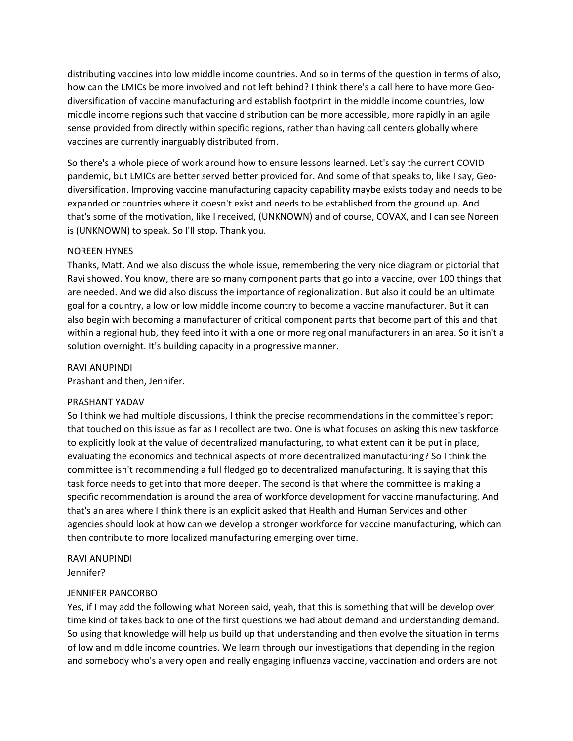distributing vaccines into low middle income countries. And so in terms of the question in terms of also, how can the LMICs be more involved and not left behind? I think there's a call here to have more Geo-diversification of vaccine manufacturing and establish footprint in the middle income countries, low middle income regions such that vaccine distribution can be more accessible, more rapidly in an agile sense provided from directly within specific regions, rather than having call centers globally where vaccines are currently inarguably distributed from.

So there's a whole piece of work around how to ensure lessons learned. Let's say the current COVID pandemic, but LMICs are better served better provided for. And some of that speaks to, like I say, Geo-diversification. Improving vaccine manufacturing capacity capability maybe exists today and needs to be expanded or countries where it doesn't exist and needs to be established from the ground up. And that's some of the motivation, like I received, (UNKNOWN) and of course, COVAX, and I can see Noreen is (UNKNOWN) to speak. So I'll stop. Thank you.

NOREEN HYNES
Thanks, Matt. And we also discuss the whole issue, remembering the very nice diagram or pictorial that Ravi showed. You know, there are so many component parts that go into a vaccine, over 100 things that are needed. And we did also discuss the importance of regionalization. But also it could be an ultimate goal for a country, a low or low middle income country to become a vaccine manufacturer. But it can also begin with becoming a manufacturer of critical component parts that become part of this and that within a regional hub, they feed into it with a one or more regional manufacturers in an area. So it isn't a solution overnight. It's building capacity in a progressive manner.

RAVI ANUPINDI
Prashant and then, Jennifer.

PRASHANT YADAV
So I think we had multiple discussions, I think the precise recommendations in the committee's report that touched on this issue as far as I recollect are two. One is what focuses on asking this new taskforce to explicitly look at the value of decentralized manufacturing, to what extent can it be put in place, evaluating the economics and technical aspects of more decentralized manufacturing? So I think the committee isn't recommending a full fledged go to decentralized manufacturing. It is saying that this task force needs to get into that more deeper. The second is that where the committee is making a specific recommendation is around the area of workforce development for vaccine manufacturing. And that's an area where I think there is an explicit asked that Health and Human Services and other agencies should look at how can we develop a stronger workforce for vaccine manufacturing, which can then contribute to more localized manufacturing emerging over time.

RAVI ANUPINDI
Jennifer?

JENNIFER PANCORBO
Yes, if I may add the following what Noreen said, yeah, that this is something that will be develop over time kind of takes back to one of the first questions we had about demand and understanding demand. So using that knowledge will help us build up that understanding and then evolve the situation in terms of low and middle income countries. We learn through our investigations that depending in the region and somebody who's a very open and really engaging influenza vaccine, vaccination and orders are not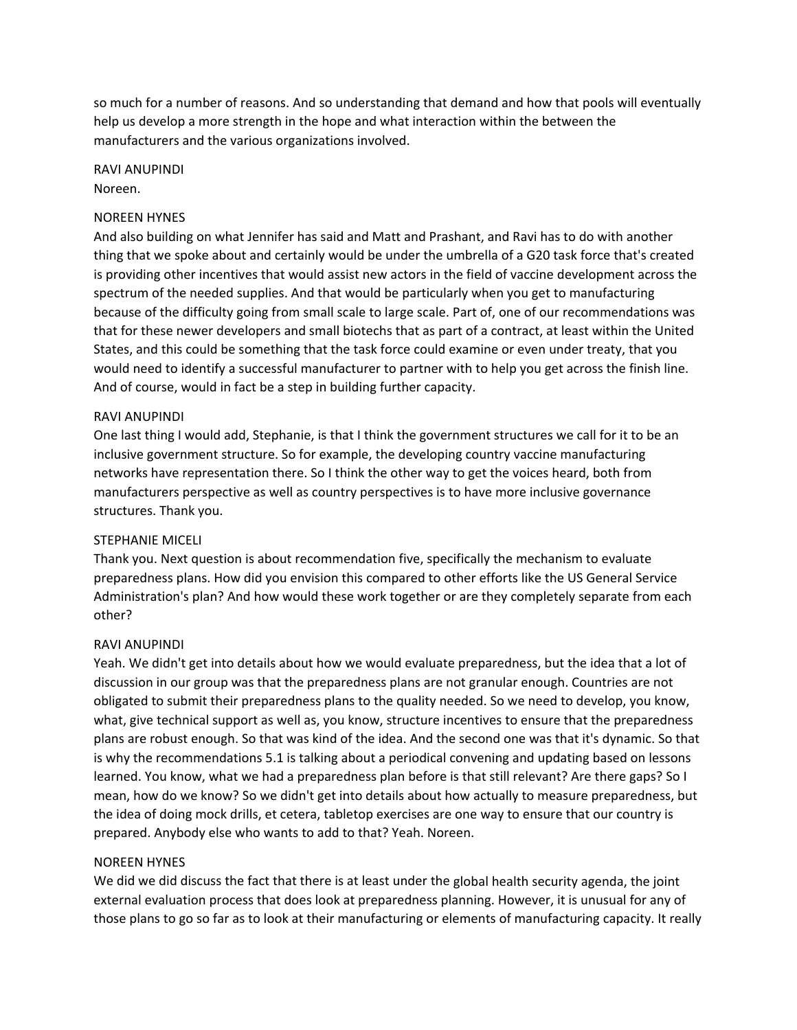so much for a number of reasons. And so understanding that demand and how that pools will eventually help us develop a more strength in the hope and what interaction within the between the manufacturers and the various organizations involved.

RAVI ANUPINDI
Noreen.

NOREEN HYNES
And also building on what Jennifer has said and Matt and Prashant, and Ravi has to do with another thing that we spoke about and certainly would be under the umbrella of a G20 task force that's created is providing other incentives that would assist new actors in the field of vaccine development across the spectrum of the needed supplies. And that would be particularly when you get to manufacturing because of the difficulty going from small scale to large scale. Part of, one of our recommendations was that for these newer developers and small biotechs that as part of a contract, at least within the United States, and this could be something that the task force could examine or even under treaty, that you would need to identify a successful manufacturer to partner with to help you get across the finish line. And of course, would in fact be a step in building further capacity.

RAVI ANUPINDI
One last thing I would add, Stephanie, is that I think the government structures we call for it to be an inclusive government structure. So for example, the developing country vaccine manufacturing networks have representation there. So I think the other way to get the voices heard, both from manufacturers perspective as well as country perspectives is to have more inclusive governance structures. Thank you.

STEPHANIE MICELI
Thank you. Next question is about recommendation five, specifically the mechanism to evaluate preparedness plans. How did you envision this compared to other efforts like the US General Service Administration's plan? And how would these work together or are they completely separate from each other?

RAVI ANUPINDI
Yeah. We didn't get into details about how we would evaluate preparedness, but the idea that a lot of discussion in our group was that the preparedness plans are not granular enough. Countries are not obligated to submit their preparedness plans to the quality needed. So we need to develop, you know, what, give technical support as well as, you know, structure incentives to ensure that the preparedness plans are robust enough. So that was kind of the idea. And the second one was that it's dynamic. So that is why the recommendations 5.1 is talking about a periodical convening and updating based on lessons learned. You know, what we had a preparedness plan before is that still relevant? Are there gaps? So I mean, how do we know? So we didn't get into details about how actually to measure preparedness, but the idea of doing mock drills, et cetera, tabletop exercises are one way to ensure that our country is prepared. Anybody else who wants to add to that? Yeah. Noreen.

NOREEN HYNES
We did we did discuss the fact that there is at least under the global health security agenda, the joint external evaluation process that does look at preparedness planning. However, it is unusual for any of those plans to go so far as to look at their manufacturing or elements of manufacturing capacity. It really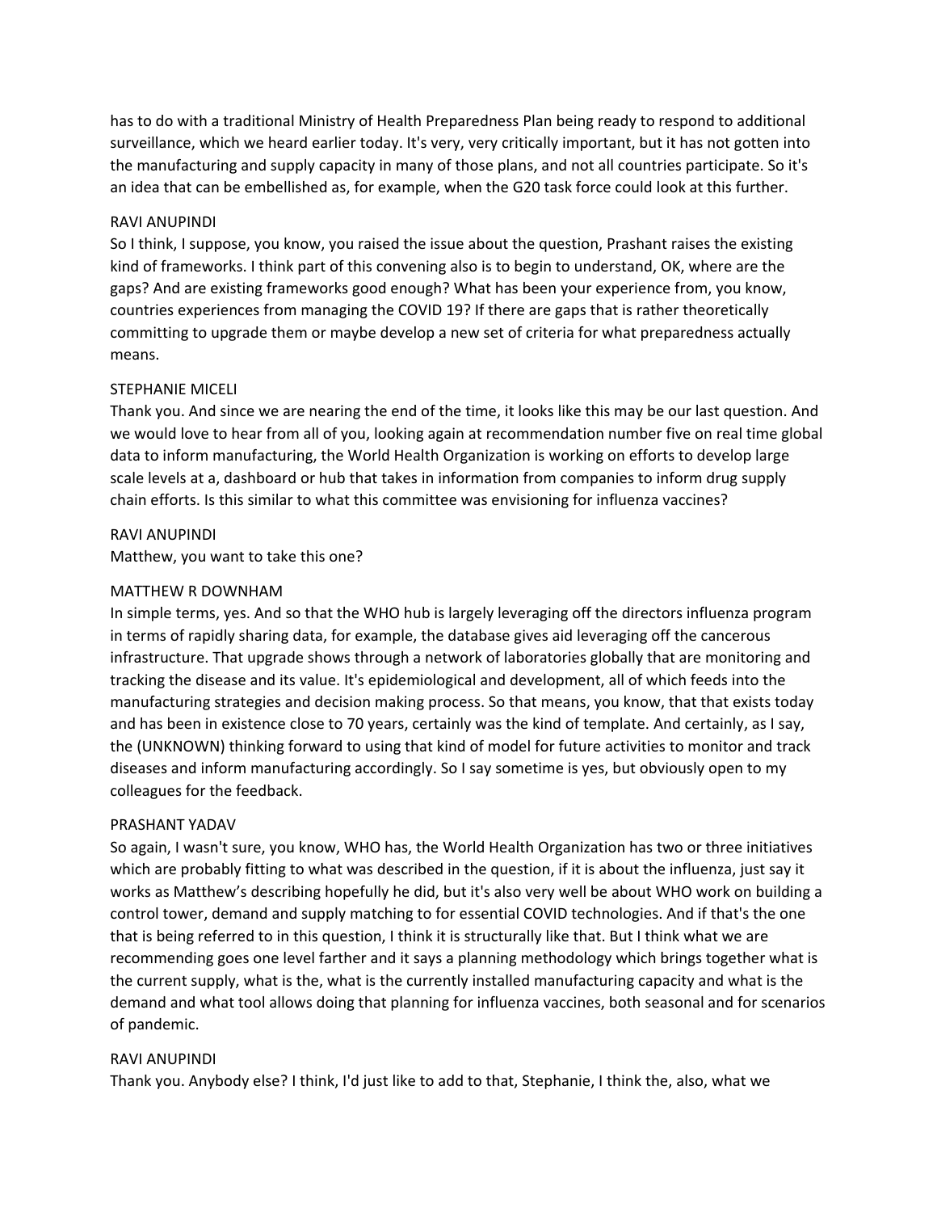has to do with a traditional Ministry of Health Preparedness Plan being ready to respond to additional surveillance, which we heard earlier today. It's very, very critically important, but it has not gotten into the manufacturing and supply capacity in many of those plans, and not all countries participate. So it's an idea that can be embellished as, for example, when the G20 task force could look at this further.

RAVI ANUPINDI
So I think, I suppose, you know, you raised the issue about the question, Prashant raises the existing kind of frameworks. I think part of this convening also is to begin to understand, OK, where are the gaps? And are existing frameworks good enough? What has been your experience from, you know, countries experiences from managing the COVID 19? If there are gaps that is rather theoretically committing to upgrade them or maybe develop a new set of criteria for what preparedness actually means.

STEPHANIE MICELI
Thank you. And since we are nearing the end of the time, it looks like this may be our last question. And we would love to hear from all of you, looking again at recommendation number five on real time global data to inform manufacturing, the World Health Organization is working on efforts to develop large scale levels at a, dashboard or hub that takes in information from companies to inform drug supply chain efforts. Is this similar to what this committee was envisioning for influenza vaccines?

RAVI ANUPINDI
Matthew, you want to take this one?

MATTHEW R DOWNHAM
In simple terms, yes. And so that the WHO hub is largely leveraging off the directors influenza program in terms of rapidly sharing data, for example, the database gives aid leveraging off the cancerous infrastructure. That upgrade shows through a network of laboratories globally that are monitoring and tracking the disease and its value. It's epidemiological and development, all of which feeds into the manufacturing strategies and decision making process. So that means, you know, that that exists today and has been in existence close to 70 years, certainly was the kind of template. And certainly, as I say, the (UNKNOWN) thinking forward to using that kind of model for future activities to monitor and track diseases and inform manufacturing accordingly. So I say sometime is yes, but obviously open to my colleagues for the feedback.

PRASHANT YADAV
So again, I wasn't sure, you know, WHO has, the World Health Organization has two or three initiatives which are probably fitting to what was described in the question, if it is about the influenza, just say it works as Matthew's describing hopefully he did, but it's also very well be about WHO work on building a control tower, demand and supply matching to for essential COVID technologies. And if that's the one that is being referred to in this question, I think it is structurally like that. But I think what we are recommending goes one level farther and it says a planning methodology which brings together what is the current supply, what is the, what is the currently installed manufacturing capacity and what is the demand and what tool allows doing that planning for influenza vaccines, both seasonal and for scenarios of pandemic.

RAVI ANUPINDI
Thank you. Anybody else? I think, I'd just like to add to that, Stephanie, I think the, also, what we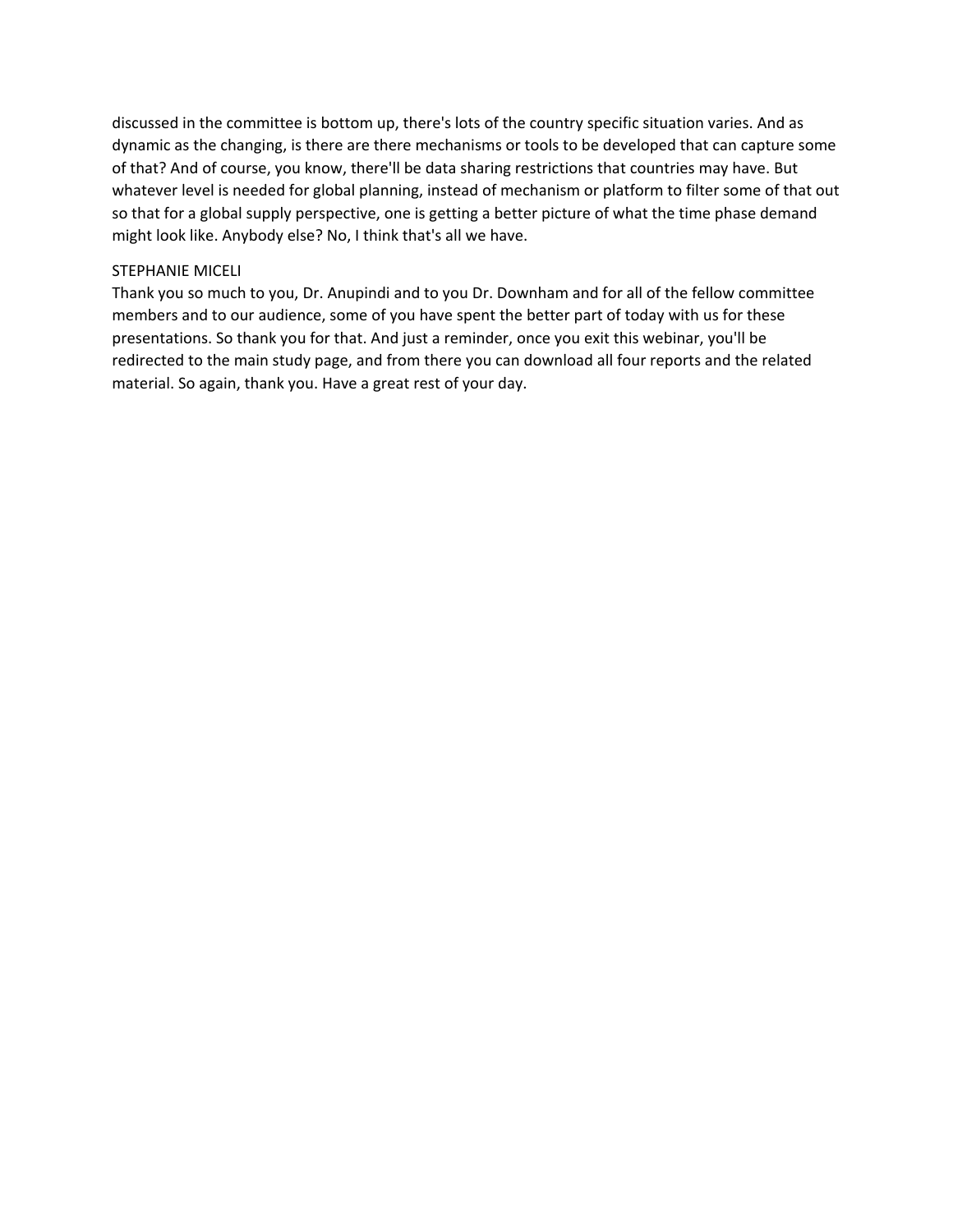discussed in the committee is bottom up, there's lots of the country specific situation varies. And as dynamic as the changing, is there are there mechanisms or tools to be developed that can capture some of that? And of course, you know, there'll be data sharing restrictions that countries may have. But whatever level is needed for global planning, instead of mechanism or platform to filter some of that out so that for a global supply perspective, one is getting a better picture of what the time phase demand might look like. Anybody else? No, I think that's all we have.

STEPHANIE MICELI

Thank you so much to you, Dr. Anupindi and to you Dr. Downham and for all of the fellow committee members and to our audience, some of you have spent the better part of today with us for these presentations. So thank you for that. And just a reminder, once you exit this webinar, you'll be redirected to the main study page, and from there you can download all four reports and the related material. So again, thank you. Have a great rest of your day.